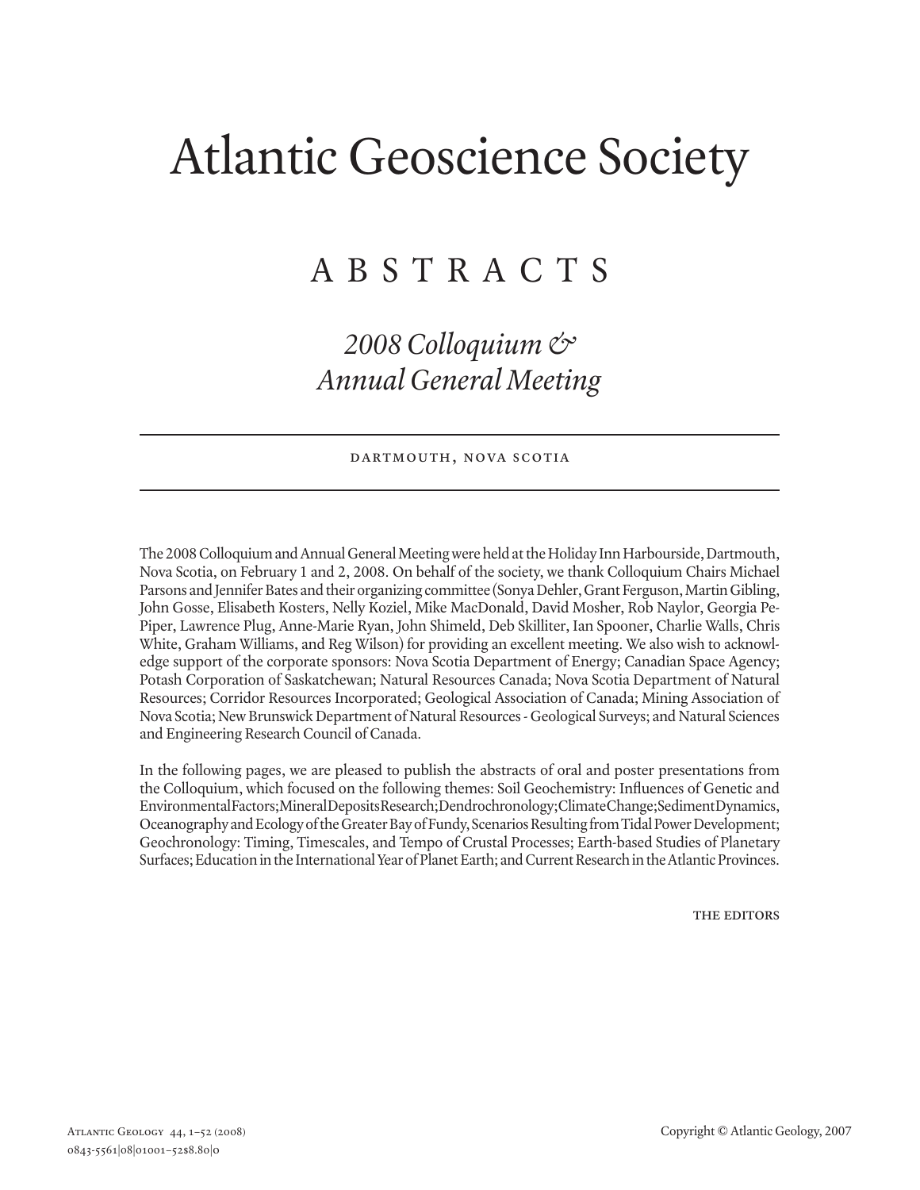# Atlantic Geoscience Society

## ABSTRACTS

### *2008 Colloquium & Annual General Meeting*

DARTMOUTH, NOVA SCOTIA

The 2008 Colloquium and Annual General Meeting were held at the Holiday Inn Harbourside, Dartmouth, Nova Scotia, on February 1 and 2, 2008. On behalf of the society, we thank Colloquium Chairs Michael Parsons and Jennifer Bates and their organizing committee (Sonya Dehler, Grant Ferguson, Martin Gibling, John Gosse, Elisabeth Kosters, Nelly Koziel, Mike MacDonald, David Mosher, Rob Naylor, Georgia Pe-Piper, Lawrence Plug, Anne-Marie Ryan, John Shimeld, Deb Skilliter, Ian Spooner, Charlie Walls, Chris White, Graham Williams, and Reg Wilson) for providing an excellent meeting. We also wish to acknowledge support of the corporate sponsors: Nova Scotia Department of Energy; Canadian Space Agency; Potash Corporation of Saskatchewan; Natural Resources Canada; Nova Scotia Department of Natural Resources; Corridor Resources Incorporated; Geological Association of Canada; Mining Association of Nova Scotia; New Brunswick Department of Natural Resources - Geological Surveys; and Natural Sciences and Engineering Research Council of Canada.

In the following pages, we are pleased to publish the abstracts of oral and poster presentations from the Colloquium, which focused on the following themes: Soil Geochemistry: Influences of Genetic and Environmental Factors; Mineral Deposits Research; Dendrochronology; Climate Change; Sediment Dynamics, Oceanography and Ecology of the Greater Bay of Fundy, Scenarios Resulting from Tidal Power Development; Geochronology: Timing, Timescales, and Tempo of Crustal Processes; Earth-based Studies of Planetary Surfaces; Education in the International Year of Planet Earth; and Current Research in the Atlantic Provinces.

THE EDITORS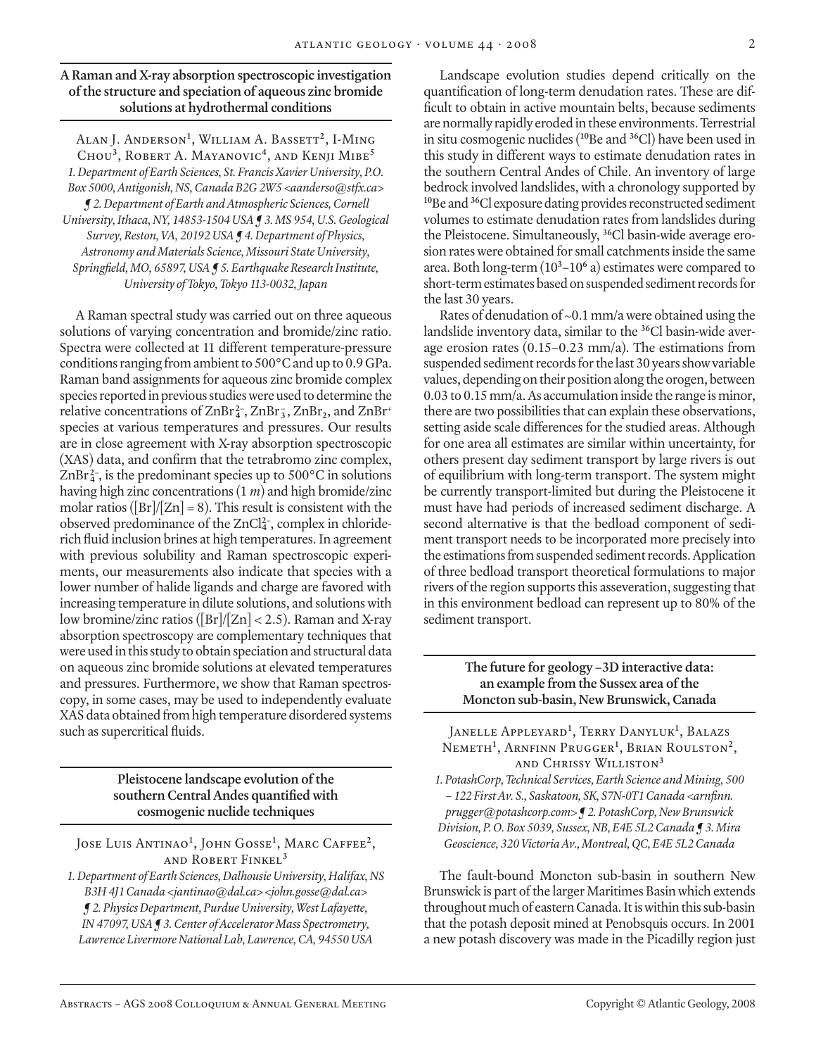## A Raman and X-ray absorption spectroscopic investigation of the structure and speciation of aqueous zinc bromide solutions at hydrothermal conditions

Alan J. Anderson[1], William A. Bassett[2], I-Ming Chou[3], Robert A. Mayanovic[4], and Kenji Mibe[5]

*1. Department of Earth Sciences, St. Francis Xavier University, P.O. Box 5000, Antigonish, NS, Canada B2G 2W5 <aanderso@stfx.ca> ¶ 2. Department of Earth and Atmospheric Sciences, Cornell University, Ithaca, NY, 14853-1504 USA ¶ 3. MS 954, U.S. Geological Survey, Reston, VA, 20192 USA ¶ 4. Department of Physics, Astronomy and Materials Science, Missouri State University, Springfield, MO, 65897, USA ¶ 5. Earthquake Research Institute, University of Tokyo, Tokyo 113-0032, Japan*

A Raman spectral study was carried out on three aqueous solutions of varying concentration and bromide/zinc ratio. Spectra were collected at 11 different temperature-pressure conditions ranging from ambient to 500°C and up to 0.9 GPa. Raman band assignments for aqueous zinc bromide complex species reported in previous studies were used to determine the relative concentrations of $ZnBr_4^{2-}$, $ZnBr_3^-$, $ZnBr_2$, and $ZnBr^+$ species at various temperatures and pressures. Our results are in close agreement with X-ray absorption spectroscopic (XAS) data, and confirm that the tetrabromo zinc complex, $ZnBr_4^{2-}$, is the predominant species up to 500°C in solutions having high zinc concentrations (1 *m*) and high bromide/zinc molar ratios ([Br]/[Zn] = 8). This result is consistent with the observed predominance of the $ZnCl_4^{2-}$, complex in chloride-rich fluid inclusion brines at high temperatures. In agreement with previous solubility and Raman spectroscopic experiments, our measurements also indicate that species with a lower number of halide ligands and charge are favored with increasing temperature in dilute solutions, and solutions with low bromine/zinc ratios ([Br]/[Zn] < 2.5). Raman and X-ray absorption spectroscopy are complementary techniques that were used in this study to obtain speciation and structural data on aqueous zinc bromide solutions at elevated temperatures and pressures. Furthermore, we show that Raman spectroscopy, in some cases, may be used to independently evaluate XAS data obtained from high temperature disordered systems such as supercritical fluids.

## Pleistocene landscape evolution of the southern Central Andes quantified with cosmogenic nuclide techniques

Jose Luis Antinao[1], John Gosse[1], Marc Caffee[2], and Robert Finkel[3]

*1. Department of Earth Sciences, Dalhousie University, Halifax, NS B3H 4J1 Canada <jantinao@dal.ca> <john.gosse@dal.ca> ¶ 2. Physics Department, Purdue University, West Lafayette, IN 47097, USA ¶ 3. Center of Accelerator Mass Spectrometry, Lawrence Livermore National Lab, Lawrence, CA, 94550 USA*

Landscape evolution studies depend critically on the quantification of long-term denudation rates. These are difficult to obtain in active mountain belts, because sediments are normally rapidly eroded in these environments. Terrestrial in situ cosmogenic nuclides ($^{10}$Be and $^{36}$Cl) have been used in this study in different ways to estimate denudation rates in the southern Central Andes of Chile. An inventory of large bedrock involved landslides, with a chronology supported by $^{10}$Be and $^{36}$Cl exposure dating provides reconstructed sediment volumes to estimate denudation rates from landslides during the Pleistocene. Simultaneously, $^{36}$Cl basin-wide average erosion rates were obtained for small catchments inside the same area. Both long-term ($10^3$–$10^6$ a) estimates were compared to short-term estimates based on suspended sediment records for the last 30 years.

Rates of denudation of ~0.1 mm/a were obtained using the landslide inventory data, similar to the $^{36}$Cl basin-wide average erosion rates (0.15–0.23 mm/a). The estimations from suspended sediment records for the last 30 years show variable values, depending on their position along the orogen, between 0.03 to 0.15 mm/a. As accumulation inside the range is minor, there are two possibilities that can explain these observations, setting aside scale differences for the studied areas. Although for one area all estimates are similar within uncertainty, for others present day sediment transport by large rivers is out of equilibrium with long-term transport. The system might be currently transport-limited but during the Pleistocene it must have had periods of increased sediment discharge. A second alternative is that the bedload component of sediment transport needs to be incorporated more precisely into the estimations from suspended sediment records. Application of three bedload transport theoretical formulations to major rivers of the region supports this asseveration, suggesting that in this environment bedload can represent up to 80% of the sediment transport.

## The future for geology –3D interactive data: an example from the Sussex area of the Moncton sub-basin, New Brunswick, Canada

Janelle Appleyard[1], Terry Danyluk[1], Balazs Nemeth[1], Arnfinn Prugger[1], Brian Roulston[2], and Chrissy Williston[3]

*1. PotashCorp, Technical Services, Earth Science and Mining, 500 – 122 First Av. S., Saskatoon, SK, S7N-0T1 Canada <arnfinn.prugger@potashcorp.com> ¶ 2. PotashCorp, New Brunswick Division, P. O. Box 5039, Sussex, NB, E4E 5L2 Canada ¶ 3. Mira Geoscience, 320 Victoria Av., Montreal, QC, E4E 5L2 Canada*

The fault-bound Moncton sub-basin in southern New Brunswick is part of the larger Maritimes Basin which extends throughout much of eastern Canada. It is within this sub-basin that the potash deposit mined at Penobsquis occurs. In 2001 a new potash discovery was made in the Picadilly region just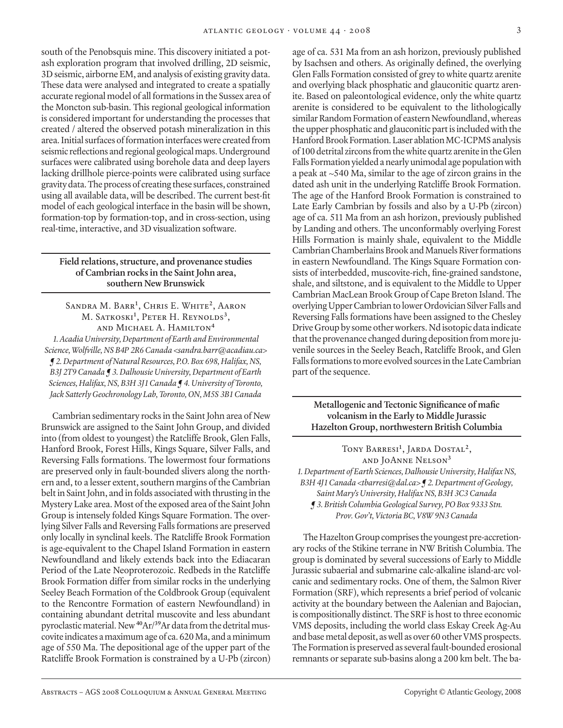south of the Penobsquis mine. This discovery initiated a potash exploration program that involved drilling, 2D seismic, 3D seismic, airborne EM, and analysis of existing gravity data. These data were analysed and integrated to create a spatially accurate regional model of all formations in the Sussex area of the Moncton sub-basin. This regional geological information is considered important for understanding the processes that created / altered the observed potash mineralization in this area. Initial surfaces of formation interfaces were created from seismic reflections and regional geological maps. Underground surfaces were calibrated using borehole data and deep layers lacking drillhole pierce-points were calibrated using surface gravity data. The process of creating these surfaces, constrained using all available data, will be described. The current best-fit model of each geological interface in the basin will be shown, formation-top by formation-top, and in cross-section, using real-time, interactive, and 3D visualization software.

### Field relations, structure, and provenance studies of Cambrian rocks in the Saint John area, southern New Brunswick

Sandra M. Barr[1], Chris E. White[2], Aaron M. Satkoski[1], Peter H. Reynolds[3], and Michael A. Hamilton[4]

*1. Acadia University, Department of Earth and Environmental Science, Wolfville, NS B4P 2R6 Canada <sandra.barr@acadiau.ca> ¶ 2. Department of Natural Resources, P.O. Box 698, Halifax, NS, B3J 2T9 Canada ¶ 3. Dalhousie University, Department of Earth Sciences, Halifax, NS, B3H 3J1 Canada ¶ 4. University of Toronto, Jack Satterly Geochronology Lab, Toronto, ON, M5S 3B1 Canada*

Cambrian sedimentary rocks in the Saint John area of New Brunswick are assigned to the Saint John Group, and divided into (from oldest to youngest) the Ratcliffe Brook, Glen Falls, Hanford Brook, Forest Hills, Kings Square, Silver Falls, and Reversing Falls formations. The lowermost four formations are preserved only in fault-bounded slivers along the northern and, to a lesser extent, southern margins of the Cambrian belt in Saint John, and in folds associated with thrusting in the Mystery Lake area. Most of the exposed area of the Saint John Group is intensely folded Kings Square Formation. The overlying Silver Falls and Reversing Falls formations are preserved only locally in synclinal keels. The Ratcliffe Brook Formation is age-equivalent to the Chapel Island Formation in eastern Newfoundland and likely extends back into the Ediacaran Period of the Late Neoproterozoic. Redbeds in the Ratcliffe Brook Formation differ from similar rocks in the underlying Seeley Beach Formation of the Coldbrook Group (equivalent to the Rencontre Formation of eastern Newfoundland) in containing abundant detrital muscovite and less abundant pyroclastic material. New $^{40}Ar/^{39}Ar$ data from the detrital muscovite indicates a maximum age of ca. 620 Ma, and a minimum age of 550 Ma. The depositional age of the upper part of the Ratcliffe Brook Formation is constrained by a U-Pb (zircon) age of ca. 531 Ma from an ash horizon, previously published by Isachsen and others. As originally defined, the overlying Glen Falls Formation consisted of grey to white quartz arenite and overlying black phosphatic and glauconitic quartz arenite. Based on paleontological evidence, only the white quartz arenite is considered to be equivalent to the lithologically similar Random Formation of eastern Newfoundland, whereas the upper phosphatic and glauconitic part is included with the Hanford Brook Formation. Laser ablation MC-ICPMS analysis of 100 detrital zircons from the white quartz arenite in the Glen Falls Formation yielded a nearly unimodal age population with a peak at ~540 Ma, similar to the age of zircon grains in the dated ash unit in the underlying Ratcliffe Brook Formation. The age of the Hanford Brook Formation is constrained to Late Early Cambrian by fossils and also by a U-Pb (zircon) age of ca. 511 Ma from an ash horizon, previously published by Landing and others. The unconformably overlying Forest Hills Formation is mainly shale, equivalent to the Middle Cambrian Chamberlains Brook and Manuels River formations in eastern Newfoundland. The Kings Square Formation consists of interbedded, muscovite-rich, fine-grained sandstone, shale, and siltstone, and is equivalent to the Middle to Upper Cambrian MacLean Brook Group of Cape Breton Island. The overlying Upper Cambrian to lower Ordovician Silver Falls and Reversing Falls formations have been assigned to the Chesley Drive Group by some other workers. Nd isotopic data indicate that the provenance changed during deposition from more juvenile sources in the Seeley Beach, Ratcliffe Brook, and Glen Falls formations to more evolved sources in the Late Cambrian part of the sequence.

### Metallogenic and Tectonic Significance of mafic volcanism in the Early to Middle Jurassic Hazelton Group, northwestern British Columbia

Tony Barresi[1], Jarda Dostal[2], and JoAnne Nelson[3]

*1. Department of Earth Sciences, Dalhousie University, Halifax NS, B3H 4J1 Canada <tbarresi@dal.ca> ¶ 2. Department of Geology, Saint Mary's University, Halifax NS, B3H 3C3 Canada ¶ 3. British Columbia Geological Survey, PO Box 9333 Stn. Prov. Gov't, Victoria BC, V8W 9N3 Canada*

The Hazelton Group comprises the youngest pre-accretionary rocks of the Stikine terrane in NW British Columbia. The group is dominated by several successions of Early to Middle Jurassic subaerial and submarine calc-alkaline island-arc volcanic and sedimentary rocks. One of them, the Salmon River Formation (SRF), which represents a brief period of volcanic activity at the boundary between the Aalenian and Bajocian, is compositionally distinct. The SRF is host to three economic VMS deposits, including the world class Eskay Creek Ag-Au and base metal deposit, as well as over 60 other VMS prospects. The Formation is preserved as several fault-bounded erosional remnants or separate sub-basins along a 200 km belt. The ba-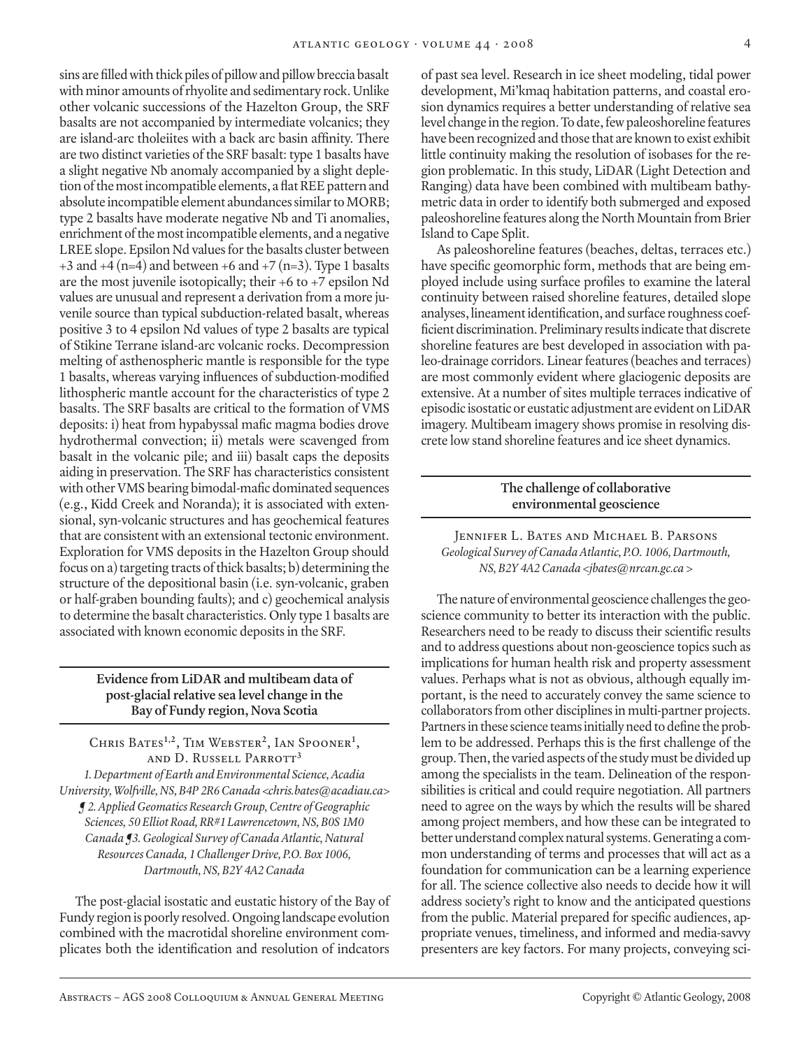sins are filled with thick piles of pillow and pillow breccia basalt with minor amounts of rhyolite and sedimentary rock. Unlike other volcanic successions of the Hazelton Group, the SRF basalts are not accompanied by intermediate volcanics; they are island-arc tholeiites with a back arc basin affinity. There are two distinct varieties of the SRF basalt: type 1 basalts have a slight negative Nb anomaly accompanied by a slight depletion of the most incompatible elements, a flat REE pattern and absolute incompatible element abundances similar to MORB; type 2 basalts have moderate negative Nb and Ti anomalies, enrichment of the most incompatible elements, and a negative LREE slope. Epsilon Nd values for the basalts cluster between +3 and +4 (n=4) and between +6 and +7 (n=3). Type 1 basalts are the most juvenile isotopically; their +6 to +7 epsilon Nd values are unusual and represent a derivation from a more juvenile source than typical subduction-related basalt, whereas positive 3 to 4 epsilon Nd values of type 2 basalts are typical of Stikine Terrane island-arc volcanic rocks. Decompression melting of asthenospheric mantle is responsible for the type 1 basalts, whereas varying influences of subduction-modified lithospheric mantle account for the characteristics of type 2 basalts. The SRF basalts are critical to the formation of VMS deposits: i) heat from hypabyssal mafic magma bodies drove hydrothermal convection; ii) metals were scavenged from basalt in the volcanic pile; and iii) basalt caps the deposits aiding in preservation. The SRF has characteristics consistent with other VMS bearing bimodal-mafic dominated sequences (e.g., Kidd Creek and Noranda); it is associated with extensional, syn-volcanic structures and has geochemical features that are consistent with an extensional tectonic environment. Exploration for VMS deposits in the Hazelton Group should focus on a) targeting tracts of thick basalts; b) determining the structure of the depositional basin (i.e. syn-volcanic, graben or half-graben bounding faults); and c) geochemical analysis to determine the basalt characteristics. Only type 1 basalts are associated with known economic deposits in the SRF.

## Evidence from LiDAR and multibeam data of post-glacial relative sea level change in the Bay of Fundy region, Nova Scotia

Chris Bates[1,2], Tim Webster[2], Ian Spooner[1], and D. Russell Parrott[3]

*1. Department of Earth and Environmental Science, Acadia University, Wolfville, NS, B4P 2R6 Canada <chris.bates@acadiau.ca> ¶ 2. Applied Geomatics Research Group, Centre of Geographic Sciences, 50 Elliot Road, RR#1 Lawrencetown, NS, B0S 1M0 Canada ¶ 3. Geological Survey of Canada Atlantic, Natural Resources Canada, 1 Challenger Drive, P.O. Box 1006, Dartmouth, NS, B2Y 4A2 Canada*

The post-glacial isostatic and eustatic history of the Bay of Fundy region is poorly resolved. Ongoing landscape evolution combined with the macrotidal shoreline environment complicates both the identification and resolution of indcators of past sea level. Research in ice sheet modeling, tidal power development, Mi'kmaq habitation patterns, and coastal erosion dynamics requires a better understanding of relative sea level change in the region. To date, few paleoshoreline features have been recognized and those that are known to exist exhibit little continuity making the resolution of isobases for the region problematic. In this study, LiDAR (Light Detection and Ranging) data have been combined with multibeam bathymetric data in order to identify both submerged and exposed paleoshoreline features along the North Mountain from Brier Island to Cape Split.

As paleoshoreline features (beaches, deltas, terraces etc.) have specific geomorphic form, methods that are being employed include using surface profiles to examine the lateral continuity between raised shoreline features, detailed slope analyses, lineament identification, and surface roughness coefficient discrimination. Preliminary results indicate that discrete shoreline features are best developed in association with paleo-drainage corridors. Linear features (beaches and terraces) are most commonly evident where glaciogenic deposits are extensive. At a number of sites multiple terraces indicative of episodic isostatic or eustatic adjustment are evident on LiDAR imagery. Multibeam imagery shows promise in resolving discrete low stand shoreline features and ice sheet dynamics.

## The challenge of collaborative environmental geoscience

Jennifer L. Bates and Michael B. Parsons

*Geological Survey of Canada Atlantic, P.O. 1006, Dartmouth, NS, B2Y 4A2 Canada <jbates@nrcan.gc.ca >*

The nature of environmental geoscience challenges the geoscience community to better its interaction with the public. Researchers need to be ready to discuss their scientific results and to address questions about non-geoscience topics such as implications for human health risk and property assessment values. Perhaps what is not as obvious, although equally important, is the need to accurately convey the same science to collaborators from other disciplines in multi-partner projects. Partners in these science teams initially need to define the problem to be addressed. Perhaps this is the first challenge of the group. Then, the varied aspects of the study must be divided up among the specialists in the team. Delineation of the responsibilities is critical and could require negotiation. All partners need to agree on the ways by which the results will be shared among project members, and how these can be integrated to better understand complex natural systems. Generating a common understanding of terms and processes that will act as a foundation for communication can be a learning experience for all. The science collective also needs to decide how it will address society's right to know and the anticipated questions from the public. Material prepared for specific audiences, appropriate venues, timeliness, and informed and media-savvy presenters are key factors. For many projects, conveying sci-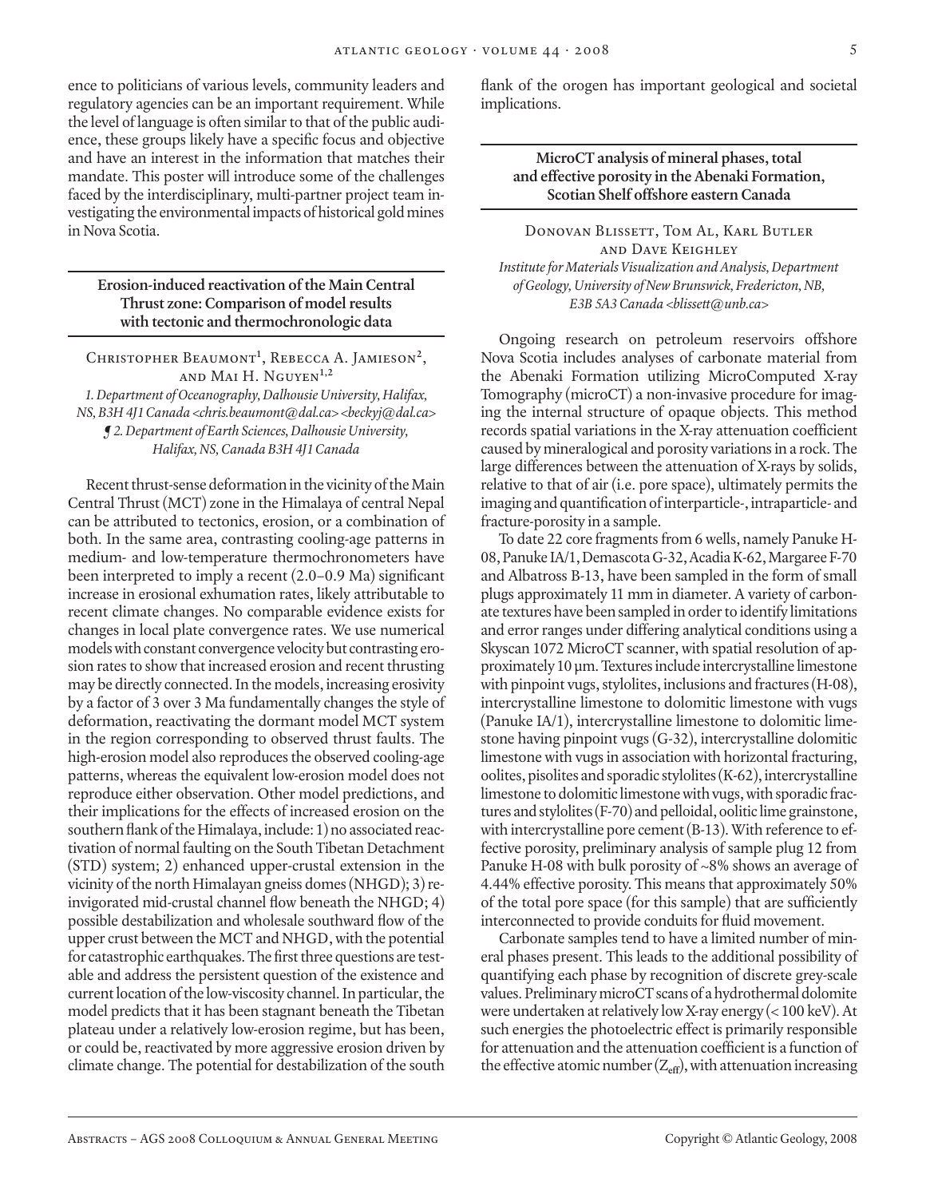ence to politicians of various levels, community leaders and regulatory agencies can be an important requirement. While the level of language is often similar to that of the public audience, these groups likely have a specific focus and objective and have an interest in the information that matches their mandate. This poster will introduce some of the challenges faced by the interdisciplinary, multi-partner project team investigating the environmental impacts of historical gold mines in Nova Scotia.

## Erosion-induced reactivation of the Main Central Thrust zone: Comparison of model results with tectonic and thermochronologic data

Christopher Beaumont[1], Rebecca A. Jamieson[2], and Mai H. Nguyen[1,2]

*1. Department of Oceanography, Dalhousie University, Halifax, NS, B3H 4J1 Canada <chris.beaumont@dal.ca> <beckyj@dal.ca> ¶ 2. Department of Earth Sciences, Dalhousie University, Halifax, NS, Canada B3H 4J1 Canada*

Recent thrust-sense deformation in the vicinity of the Main Central Thrust (MCT) zone in the Himalaya of central Nepal can be attributed to tectonics, erosion, or a combination of both. In the same area, contrasting cooling-age patterns in medium- and low-temperature thermochronometers have been interpreted to imply a recent (2.0–0.9 Ma) significant increase in erosional exhumation rates, likely attributable to recent climate changes. No comparable evidence exists for changes in local plate convergence rates. We use numerical models with constant convergence velocity but contrasting erosion rates to show that increased erosion and recent thrusting may be directly connected. In the models, increasing erosivity by a factor of 3 over 3 Ma fundamentally changes the style of deformation, reactivating the dormant model MCT system in the region corresponding to observed thrust faults. The high-erosion model also reproduces the observed cooling-age patterns, whereas the equivalent low-erosion model does not reproduce either observation. Other model predictions, and their implications for the effects of increased erosion on the southern flank of the Himalaya, include: 1) no associated reactivation of normal faulting on the South Tibetan Detachment (STD) system; 2) enhanced upper-crustal extension in the vicinity of the north Himalayan gneiss domes (NHGD); 3) reinvigorated mid-crustal channel flow beneath the NHGD; 4) possible destabilization and wholesale southward flow of the upper crust between the MCT and NHGD, with the potential for catastrophic earthquakes. The first three questions are testable and address the persistent question of the existence and current location of the low-viscosity channel. In particular, the model predicts that it has been stagnant beneath the Tibetan plateau under a relatively low-erosion regime, but has been, or could be, reactivated by more aggressive erosion driven by climate change. The potential for destabilization of the south flank of the orogen has important geological and societal implications.

## MicroCT analysis of mineral phases, total and effective porosity in the Abenaki Formation, Scotian Shelf offshore eastern Canada

Donovan Blissett, Tom Al, Karl Butler and Dave Keighley

*Institute for Materials Visualization and Analysis, Department of Geology, University of New Brunswick, Fredericton, NB, E3B 5A3 Canada <blissett@unb.ca>*

Ongoing research on petroleum reservoirs offshore Nova Scotia includes analyses of carbonate material from the Abenaki Formation utilizing MicroComputed X-ray Tomography (microCT) a non-invasive procedure for imaging the internal structure of opaque objects. This method records spatial variations in the X-ray attenuation coefficient caused by mineralogical and porosity variations in a rock. The large differences between the attenuation of X-rays by solids, relative to that of air (i.e. pore space), ultimately permits the imaging and quantification of interparticle-, intraparticle- and fracture-porosity in a sample.

To date 22 core fragments from 6 wells, namely Panuke H-08, Panuke IA/1, Demascota G-32, Acadia K-62, Margaree F-70 and Albatross B-13, have been sampled in the form of small plugs approximately 11 mm in diameter. A variety of carbonate textures have been sampled in order to identify limitations and error ranges under differing analytical conditions using a Skyscan 1072 MicroCT scanner, with spatial resolution of approximately 10 µm. Textures include intercrystalline limestone with pinpoint vugs, stylolites, inclusions and fractures (H-08), intercrystalline limestone to dolomitic limestone with vugs (Panuke IA/1), intercrystalline limestone to dolomitic limestone having pinpoint vugs (G-32), intercrystalline dolomitic limestone with vugs in association with horizontal fracturing, oolites, pisolites and sporadic stylolites (K-62), intercrystalline limestone to dolomitic limestone with vugs, with sporadic fractures and stylolites (F-70) and pelloidal, oolitic lime grainstone, with intercrystalline pore cement (B-13). With reference to effective porosity, preliminary analysis of sample plug 12 from Panuke H-08 with bulk porosity of ~8% shows an average of 4.44% effective porosity. This means that approximately 50% of the total pore space (for this sample) that are sufficiently interconnected to provide conduits for fluid movement.

Carbonate samples tend to have a limited number of mineral phases present. This leads to the additional possibility of quantifying each phase by recognition of discrete grey-scale values. Preliminary microCT scans of a hydrothermal dolomite were undertaken at relatively low X-ray energy (< 100 keV). At such energies the photoelectric effect is primarily responsible for attenuation and the attenuation coefficient is a function of the effective atomic number ($Z_{eff}$), with attenuation increasing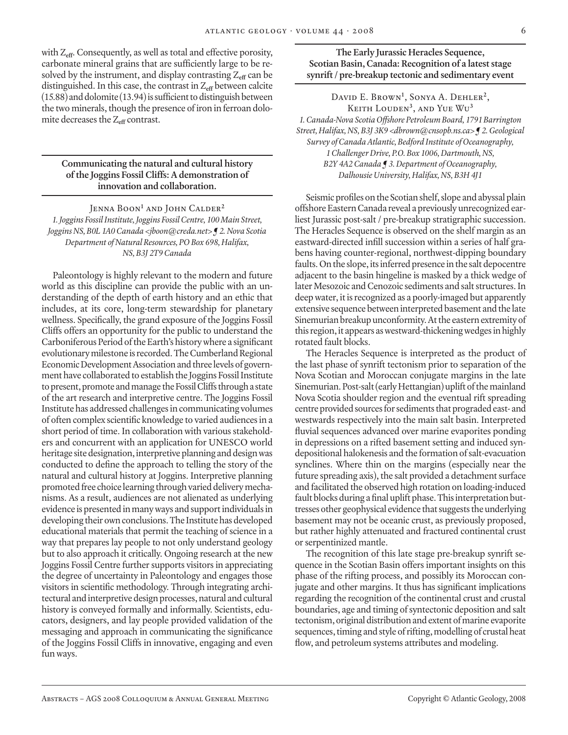with $Z_{eff}$. Consequently, as well as total and effective porosity, carbonate mineral grains that are sufficiently large to be resolved by the instrument, and display contrasting $Z_{eff}$ can be distinguished. In this case, the contrast in $Z_{eff}$ between calcite (15.88) and dolomite (13.94) is sufficient to distinguish between the two minerals, though the presence of iron in ferroan dolomite decreases the $Z_{eff}$ contrast.

## Communicating the natural and cultural history of the Joggins Fossil Cliffs: A demonstration of innovation and collaboration.

Jenna Boon[1] and John Calder[2]

*1. Joggins Fossil Institute, Joggins Fossil Centre, 100 Main Street, Joggins NS, B0L 1A0 Canada <jboon@creda.net> ¶ 2. Nova Scotia Department of Natural Resources, PO Box 698, Halifax, NS, B3J 2T9 Canada*

Paleontology is highly relevant to the modern and future world as this discipline can provide the public with an understanding of the depth of earth history and an ethic that includes, at its core, long-term stewardship for planetary wellness. Specifically, the grand exposure of the Joggins Fossil Cliffs offers an opportunity for the public to understand the Carboniferous Period of the Earth's history where a significant evolutionary milestone is recorded. The Cumberland Regional Economic Development Association and three levels of government have collaborated to establish the Joggins Fossil Institute to present, promote and manage the Fossil Cliffs through a state of the art research and interpretive centre. The Joggins Fossil Institute has addressed challenges in communicating volumes of often complex scientific knowledge to varied audiences in a short period of time. In collaboration with various stakeholders and concurrent with an application for UNESCO world heritage site designation, interpretive planning and design was conducted to define the approach to telling the story of the natural and cultural history at Joggins. Interpretive planning promoted free choice learning through varied delivery mechanisms. As a result, audiences are not alienated as underlying evidence is presented in many ways and support individuals in developing their own conclusions. The Institute has developed educational materials that permit the teaching of science in a way that prepares lay people to not only understand geology but to also approach it critically. Ongoing research at the new Joggins Fossil Centre further supports visitors in appreciating the degree of uncertainty in Paleontology and engages those visitors in scientific methodology. Through integrating architectural and interpretive design processes, natural and cultural history is conveyed formally and informally. Scientists, educators, designers, and lay people provided validation of the messaging and approach in communicating the significance of the Joggins Fossil Cliffs in innovative, engaging and even fun ways.

## The Early Jurassic Heracles Sequence, Scotian Basin, Canada: Recognition of a latest stage synrift / pre-breakup tectonic and sedimentary event

David E. Brown[1], Sonya A. Dehler[2], Keith Louden[3], and Yue Wu[3]

*1. Canada-Nova Scotia Offshore Petroleum Board, 1791 Barrington Street, Halifax, NS, B3J 3K9 <dbrown@cnsopb.ns.ca> ¶ 2. Geological Survey of Canada Atlantic, Bedford Institute of Oceanography, 1 Challenger Drive, P.O. Box 1006, Dartmouth, NS, B2Y 4A2 Canada ¶ 3. Department of Oceanography, Dalhousie University, Halifax, NS, B3H 4J1*

Seismic profiles on the Scotian shelf, slope and abyssal plain offshore Eastern Canada reveal a previously unrecognized earliest Jurassic post-salt / pre-breakup stratigraphic succession. The Heracles Sequence is observed on the shelf margin as an eastward-directed infill succession within a series of half grabens having counter-regional, northwest-dipping boundary faults. On the slope, its inferred presence in the salt depocentre adjacent to the basin hingeline is masked by a thick wedge of later Mesozoic and Cenozoic sediments and salt structures. In deep water, it is recognized as a poorly-imaged but apparently extensive sequence between interpreted basement and the late Sinemurian breakup unconformity. At the eastern extremity of this region, it appears as westward-thickening wedges in highly rotated fault blocks.

The Heracles Sequence is interpreted as the product of the last phase of synrift tectonism prior to separation of the Nova Scotian and Moroccan conjugate margins in the late Sinemurian. Post-salt (early Hettangian) uplift of the mainland Nova Scotia shoulder region and the eventual rift spreading centre provided sources for sediments that prograded east- and westwards respectively into the main salt basin. Interpreted fluvial sequences advanced over marine evaporites ponding in depressions on a rifted basement setting and induced syndepositional halokenesis and the formation of salt-evacuation synclines. Where thin on the margins (especially near the future spreading axis), the salt provided a detachment surface and facilitated the observed high rotation on loading-induced fault blocks during a final uplift phase. This interpretation buttresses other geophysical evidence that suggests the underlying basement may not be oceanic crust, as previously proposed, but rather highly attenuated and fractured continental crust or serpentinized mantle.

The recognition of this late stage pre-breakup synrift sequence in the Scotian Basin offers important insights on this phase of the rifting process, and possibly its Moroccan conjugate and other margins. It thus has significant implications regarding the recognition of the continental crust and crustal boundaries, age and timing of syntectonic deposition and salt tectonism, original distribution and extent of marine evaporite sequences, timing and style of rifting, modelling of crustal heat flow, and petroleum systems attributes and modeling.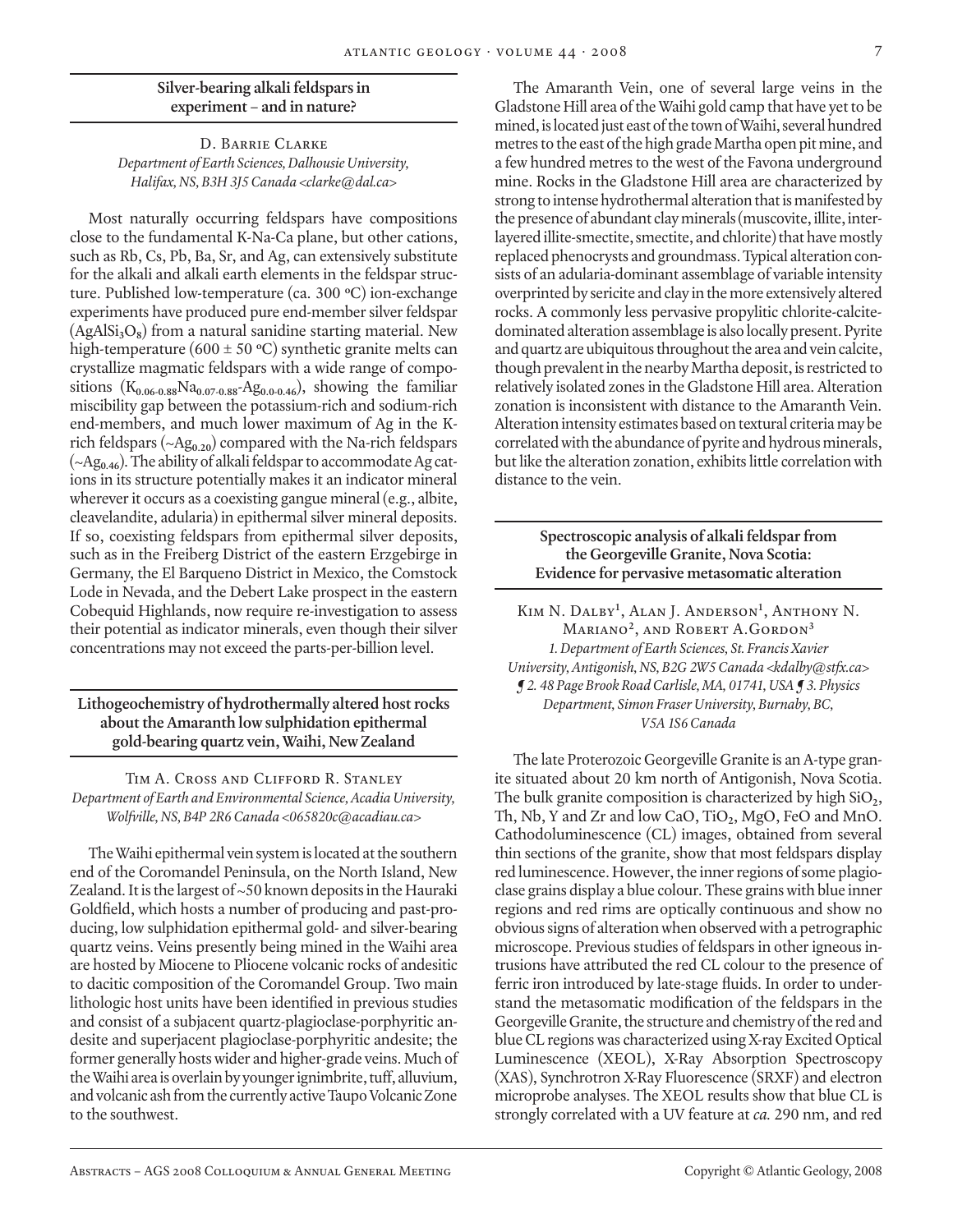## Silver-bearing alkali feldspars in experiment – and in nature?

D. Barrie Clarke

*Department of Earth Sciences, Dalhousie University, Halifax, NS, B3H 3J5 Canada <clarke@dal.ca>*

Most naturally occurring feldspars have compositions close to the fundamental K-Na-Ca plane, but other cations, such as Rb, Cs, Pb, Ba, Sr, and Ag, can extensively substitute for the alkali and alkali earth elements in the feldspar structure. Published low-temperature (ca. 300 ºC) ion-exchange experiments have produced pure end-member silver feldspar ($AgAlSi_3O_8$) from a natural sanidine starting material. New high-temperature (600 ± 50 ºC) synthetic granite melts can crystallize magmatic feldspars with a wide range of compositions ($K_{0.06\text{-}0.88}Na_{0.07\text{-}0.88}\text{-}Ag_{0.0\text{-}0.46}$), showing the familiar miscibility gap between the potassium-rich and sodium-rich end-members, and much lower maximum of Ag in the K-rich feldspars (~$Ag_{0.20}$) compared with the Na-rich feldspars (~$Ag_{0.46}$). The ability of alkali feldspar to accommodate Ag cations in its structure potentially makes it an indicator mineral wherever it occurs as a coexisting gangue mineral (e.g., albite, cleavelandite, adularia) in epithermal silver mineral deposits. If so, coexisting feldspars from epithermal silver deposits, such as in the Freiberg District of the eastern Erzgebirge in Germany, the El Barqueno District in Mexico, the Comstock Lode in Nevada, and the Debert Lake prospect in the eastern Cobequid Highlands, now require re-investigation to assess their potential as indicator minerals, even though their silver concentrations may not exceed the parts-per-billion level.

## Lithogeochemistry of hydrothermally altered host rocks about the Amaranth low sulphidation epithermal gold-bearing quartz vein, Waihi, New Zealand

Tim A. Cross and Clifford R. Stanley

*Department of Earth and Environmental Science, Acadia University, Wolfville, NS, B4P 2R6 Canada <065820c@acadiau.ca>*

The Waihi epithermal vein system is located at the southern end of the Coromandel Peninsula, on the North Island, New Zealand. It is the largest of ~50 known deposits in the Hauraki Goldfield, which hosts a number of producing and past-producing, low sulphidation epithermal gold- and silver-bearing quartz veins. Veins presently being mined in the Waihi area are hosted by Miocene to Pliocene volcanic rocks of andesitic to dacitic composition of the Coromandel Group. Two main lithologic host units have been identified in previous studies and consist of a subjacent quartz-plagioclase-porphyritic andesite and superjacent plagioclase-porphyritic andesite; the former generally hosts wider and higher-grade veins. Much of the Waihi area is overlain by younger ignimbrite, tuff, alluvium, and volcanic ash from the currently active Taupo Volcanic Zone to the southwest.

The Amaranth Vein, one of several large veins in the Gladstone Hill area of the Waihi gold camp that have yet to be mined, is located just east of the town of Waihi, several hundred metres to the east of the high grade Martha open pit mine, and a few hundred metres to the west of the Favona underground mine. Rocks in the Gladstone Hill area are characterized by strong to intense hydrothermal alteration that is manifested by the presence of abundant clay minerals (muscovite, illite, interlayered illite-smectite, smectite, and chlorite) that have mostly replaced phenocrysts and groundmass. Typical alteration consists of an adularia-dominant assemblage of variable intensity overprinted by sericite and clay in the more extensively altered rocks. A commonly less pervasive propylitic chlorite-calcite-dominated alteration assemblage is also locally present. Pyrite and quartz are ubiquitous throughout the area and vein calcite, though prevalent in the nearby Martha deposit, is restricted to relatively isolated zones in the Gladstone Hill area. Alteration zonation is inconsistent with distance to the Amaranth Vein. Alteration intensity estimates based on textural criteria may be correlated with the abundance of pyrite and hydrous minerals, but like the alteration zonation, exhibits little correlation with distance to the vein.

## Spectroscopic analysis of alkali feldspar from the Georgeville Granite, Nova Scotia: Evidence for pervasive metasomatic alteration

Kim N. Dalby[1], Alan J. Anderson[1], Anthony N. Mariano[2], and Robert A. Gordon[3]

*1. Department of Earth Sciences, St. Francis Xavier University, Antigonish, NS, B2G 2W5 Canada <kdalby@stfx.ca> ¶ 2. 48 Page Brook Road Carlisle, MA, 01741, USA ¶ 3. Physics Department, Simon Fraser University, Burnaby, BC, V5A 1S6 Canada*

The late Proterozoic Georgeville Granite is an A-type granite situated about 20 km north of Antigonish, Nova Scotia. The bulk granite composition is characterized by high $SiO_2$, Th, Nb, Y and Zr and low CaO, $TiO_2$, MgO, FeO and MnO. Cathodoluminescence (CL) images, obtained from several thin sections of the granite, show that most feldspars display red luminescence. However, the inner regions of some plagioclase grains display a blue colour. These grains with blue inner regions and red rims are optically continuous and show no obvious signs of alteration when observed with a petrographic microscope. Previous studies of feldspars in other igneous intrusions have attributed the red CL colour to the presence of ferric iron introduced by late-stage fluids. In order to understand the metasomatic modification of the feldspars in the Georgeville Granite, the structure and chemistry of the red and blue CL regions was characterized using X-ray Excited Optical Luminescence (XEOL), X-Ray Absorption Spectroscopy (XAS), Synchrotron X-Ray Fluorescence (SRXF) and electron microprobe analyses. The XEOL results show that blue CL is strongly correlated with a UV feature at *ca.* 290 nm, and red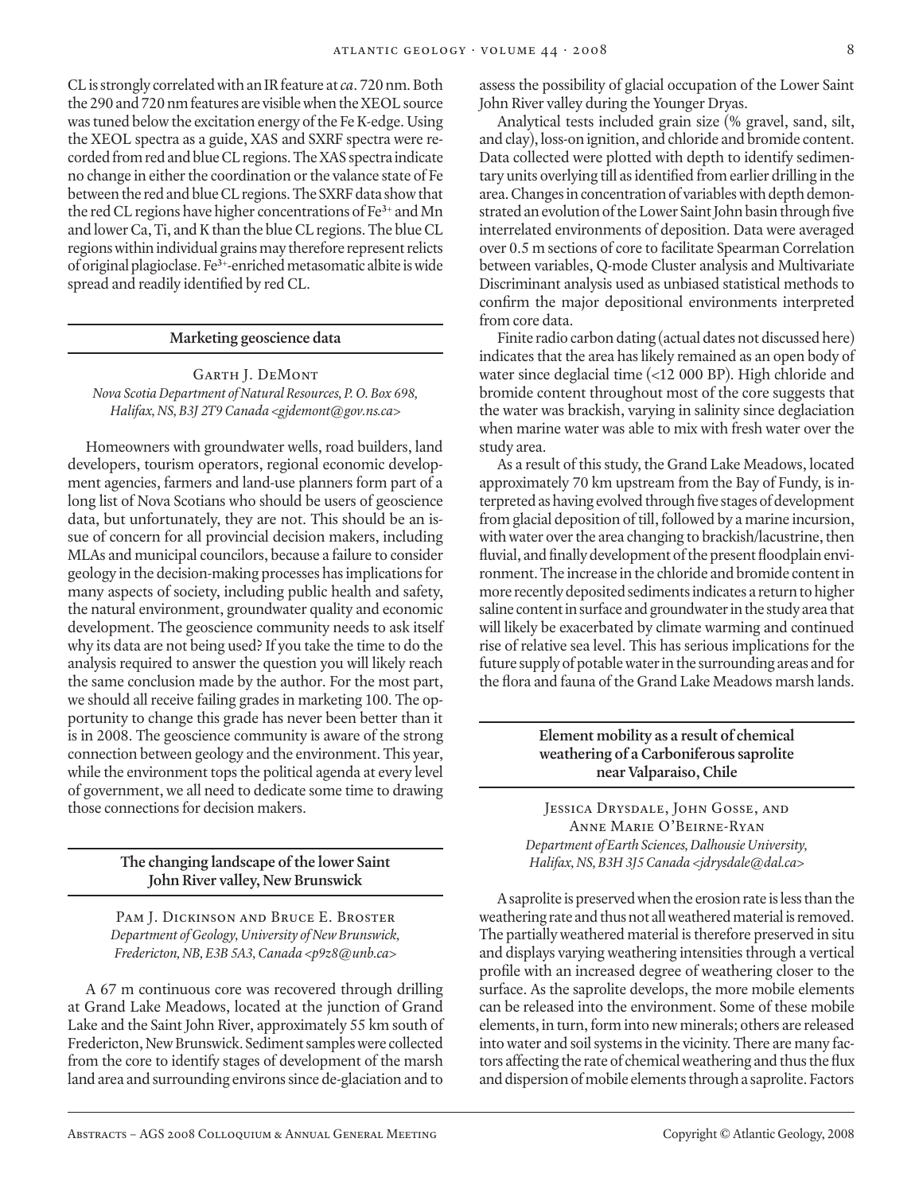CL is strongly correlated with an IR feature at *ca*. 720 nm. Both the 290 and 720 nm features are visible when the XEOL source was tuned below the excitation energy of the Fe K-edge. Using the XEOL spectra as a guide, XAS and SXRF spectra were recorded from red and blue CL regions. The XAS spectra indicate no change in either the coordination or the valance state of Fe between the red and blue CL regions. The SXRF data show that the red CL regions have higher concentrations of $Fe^{3+}$ and Mn and lower Ca, Ti, and K than the blue CL regions. The blue CL regions within individual grains may therefore represent relicts of original plagioclase. $Fe^{3+}$-enriched metasomatic albite is wide spread and readily identified by red CL.

## Marketing geoscience data

Garth J. DeMont
*Nova Scotia Department of Natural Resources, P. O. Box 698, Halifax, NS, B3J 2T9 Canada <gjdemont@gov.ns.ca>*

Homeowners with groundwater wells, road builders, land developers, tourism operators, regional economic development agencies, farmers and land-use planners form part of a long list of Nova Scotians who should be users of geoscience data, but unfortunately, they are not. This should be an issue of concern for all provincial decision makers, including MLAs and municipal councilors, because a failure to consider geology in the decision-making processes has implications for many aspects of society, including public health and safety, the natural environment, groundwater quality and economic development. The geoscience community needs to ask itself why its data are not being used? If you take the time to do the analysis required to answer the question you will likely reach the same conclusion made by the author. For the most part, we should all receive failing grades in marketing 100. The opportunity to change this grade has never been better than it is in 2008. The geoscience community is aware of the strong connection between geology and the environment. This year, while the environment tops the political agenda at every level of government, we all need to dedicate some time to drawing those connections for decision makers.

## The changing landscape of the lower Saint John River valley, New Brunswick

Pam J. Dickinson and Bruce E. Broster
*Department of Geology, University of New Brunswick, Fredericton, NB, E3B 5A3, Canada <p9z8@unb.ca>*

A 67 m continuous core was recovered through drilling at Grand Lake Meadows, located at the junction of Grand Lake and the Saint John River, approximately 55 km south of Fredericton, New Brunswick. Sediment samples were collected from the core to identify stages of development of the marsh land area and surrounding environs since de-glaciation and to assess the possibility of glacial occupation of the Lower Saint John River valley during the Younger Dryas.

Analytical tests included grain size (% gravel, sand, silt, and clay), loss-on ignition, and chloride and bromide content. Data collected were plotted with depth to identify sedimentary units overlying till as identified from earlier drilling in the area. Changes in concentration of variables with depth demonstrated an evolution of the Lower Saint John basin through five interrelated environments of deposition. Data were averaged over 0.5 m sections of core to facilitate Spearman Correlation between variables, Q-mode Cluster analysis and Multivariate Discriminant analysis used as unbiased statistical methods to confirm the major depositional environments interpreted from core data.

Finite radio carbon dating (actual dates not discussed here) indicates that the area has likely remained as an open body of water since deglacial time (<12 000 BP). High chloride and bromide content throughout most of the core suggests that the water was brackish, varying in salinity since deglaciation when marine water was able to mix with fresh water over the study area.

As a result of this study, the Grand Lake Meadows, located approximately 70 km upstream from the Bay of Fundy, is interpreted as having evolved through five stages of development from glacial deposition of till, followed by a marine incursion, with water over the area changing to brackish/lacustrine, then fluvial, and finally development of the present floodplain environment. The increase in the chloride and bromide content in more recently deposited sediments indicates a return to higher saline content in surface and groundwater in the study area that will likely be exacerbated by climate warming and continued rise of relative sea level. This has serious implications for the future supply of potable water in the surrounding areas and for the flora and fauna of the Grand Lake Meadows marsh lands.

## Element mobility as a result of chemical weathering of a Carboniferous saprolite near Valparaiso, Chile

Jessica Drysdale, John Gosse, and Anne Marie O'Beirne-Ryan
*Department of Earth Sciences, Dalhousie University, Halifax, NS, B3H 3J5 Canada <jdrysdale@dal.ca>*

A saprolite is preserved when the erosion rate is less than the weathering rate and thus not all weathered material is removed. The partially weathered material is therefore preserved in situ and displays varying weathering intensities through a vertical profile with an increased degree of weathering closer to the surface. As the saprolite develops, the more mobile elements can be released into the environment. Some of these mobile elements, in turn, form into new minerals; others are released into water and soil systems in the vicinity. There are many factors affecting the rate of chemical weathering and thus the flux and dispersion of mobile elements through a saprolite. Factors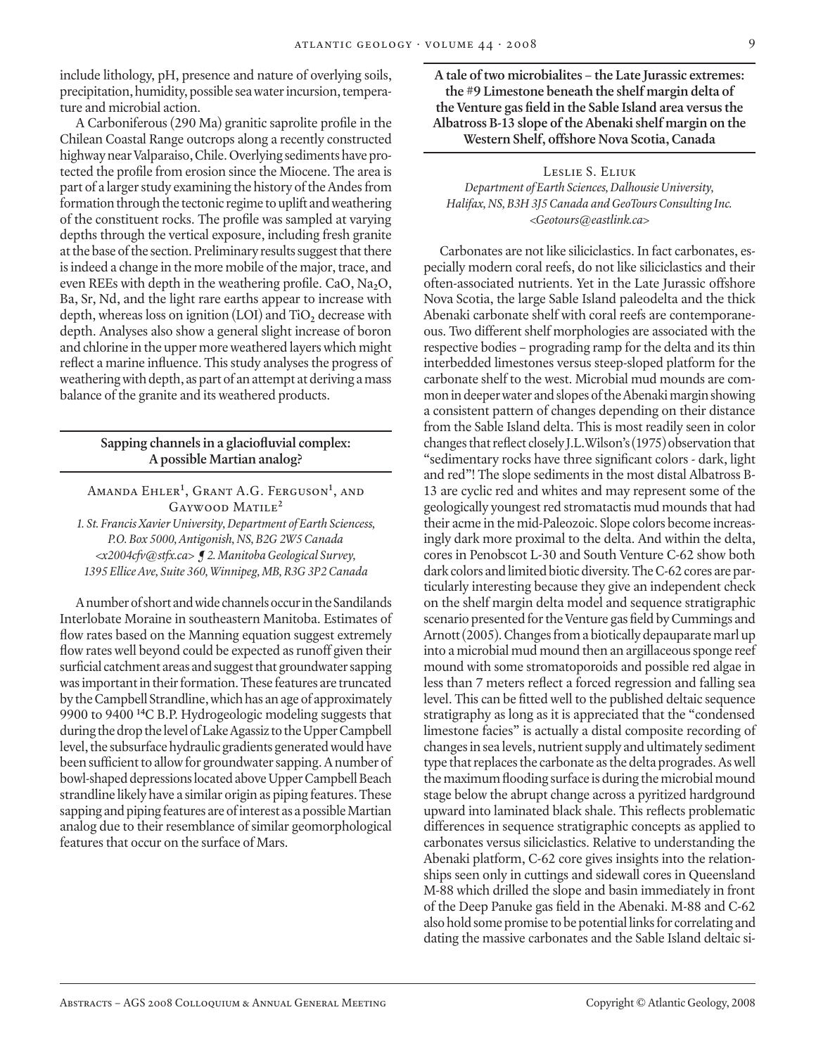include lithology, pH, presence and nature of overlying soils, precipitation, humidity, possible sea water incursion, temperature and microbial action.

A Carboniferous (290 Ma) granitic saprolite profile in the Chilean Coastal Range outcrops along a recently constructed highway near Valparaiso, Chile. Overlying sediments have protected the profile from erosion since the Miocene. The area is part of a larger study examining the history of the Andes from formation through the tectonic regime to uplift and weathering of the constituent rocks. The profile was sampled at varying depths through the vertical exposure, including fresh granite at the base of the section. Preliminary results suggest that there is indeed a change in the more mobile of the major, trace, and even REEs with depth in the weathering profile. CaO, $Na_2O$, Ba, Sr, Nd, and the light rare earths appear to increase with depth, whereas loss on ignition (LOI) and $TiO_2$ decrease with depth. Analyses also show a general slight increase of boron and chlorine in the upper more weathered layers which might reflect a marine influence. This study analyses the progress of weathering with depth, as part of an attempt at deriving a mass balance of the granite and its weathered products.

## Sapping channels in a glaciofluvial complex: A possible Martian analog?

Amanda Ehler[1], Grant A.G. Ferguson[1], and Gaywood Matile[2]

*1. St. Francis Xavier University, Department of Earth Sciencess, P.O. Box 5000, Antigonish, NS, B2G 2W5 Canada <x2004cfv@stfx.ca> ¶ 2. Manitoba Geological Survey, 1395 Ellice Ave, Suite 360, Winnipeg, MB, R3G 3P2 Canada*

A number of short and wide channels occur in the Sandilands Interlobate Moraine in southeastern Manitoba. Estimates of flow rates based on the Manning equation suggest extremely flow rates well beyond could be expected as runoff given their surficial catchment areas and suggest that groundwater sapping was important in their formation. These features are truncated by the Campbell Strandline, which has an age of approximately 9900 to 9400 $^{14}$C B.P. Hydrogeologic modeling suggests that during the drop the level of Lake Agassiz to the Upper Campbell level, the subsurface hydraulic gradients generated would have been sufficient to allow for groundwater sapping. A number of bowl-shaped depressions located above Upper Campbell Beach strandline likely have a similar origin as piping features. These sapping and piping features are of interest as a possible Martian analog due to their resemblance of similar geomorphological features that occur on the surface of Mars.

## A tale of two microbialites – the Late Jurassic extremes: the #9 Limestone beneath the shelf margin delta of the Venture gas field in the Sable Island area versus the Albatross B-13 slope of the Abenaki shelf margin on the Western Shelf, offshore Nova Scotia, Canada

Leslie S. Eliuk

*Department of Earth Sciences, Dalhousie University, Halifax, NS, B3H 3J5 Canada and GeoTours Consulting Inc. <Geotours@eastlink.ca>*

Carbonates are not like siliciclastics. In fact carbonates, especially modern coral reefs, do not like siliciclastics and their often-associated nutrients. Yet in the Late Jurassic offshore Nova Scotia, the large Sable Island paleodelta and the thick Abenaki carbonate shelf with coral reefs are contemporaneous. Two different shelf morphologies are associated with the respective bodies – prograding ramp for the delta and its thin interbedded limestones versus steep-sloped platform for the carbonate shelf to the west. Microbial mud mounds are common in deeper water and slopes of the Abenaki margin showing a consistent pattern of changes depending on their distance from the Sable Island delta. This is most readily seen in color changes that reflect closely J.L.Wilson's (1975) observation that "sedimentary rocks have three significant colors - dark, light and red"! The slope sediments in the most distal Albatross B-13 are cyclic red and whites and may represent some of the geologically youngest red stromatactis mud mounds that had their acme in the mid-Paleozoic. Slope colors become increasingly dark more proximal to the delta. And within the delta, cores in Penobscot L-30 and South Venture C-62 show both dark colors and limited biotic diversity. The C-62 cores are particularly interesting because they give an independent check on the shelf margin delta model and sequence stratigraphic scenario presented for the Venture gas field by Cummings and Arnott (2005). Changes from a biotically depauparate marl up into a microbial mud mound then an argillaceous sponge reef mound with some stromatoporoids and possible red algae in less than 7 meters reflect a forced regression and falling sea level. This can be fitted well to the published deltaic sequence stratigraphy as long as it is appreciated that the "condensed limestone facies" is actually a distal composite recording of changes in sea levels, nutrient supply and ultimately sediment type that replaces the carbonate as the delta progrades. As well the maximum flooding surface is during the microbial mound stage below the abrupt change across a pyritized hardground upward into laminated black shale. This reflects problematic differences in sequence stratigraphic concepts as applied to carbonates versus siliciclastics. Relative to understanding the Abenaki platform, C-62 core gives insights into the relationships seen only in cuttings and sidewall cores in Queensland M-88 which drilled the slope and basin immediately in front of the Deep Panuke gas field in the Abenaki. M-88 and C-62 also hold some promise to be potential links for correlating and dating the massive carbonates and the Sable Island deltaic si-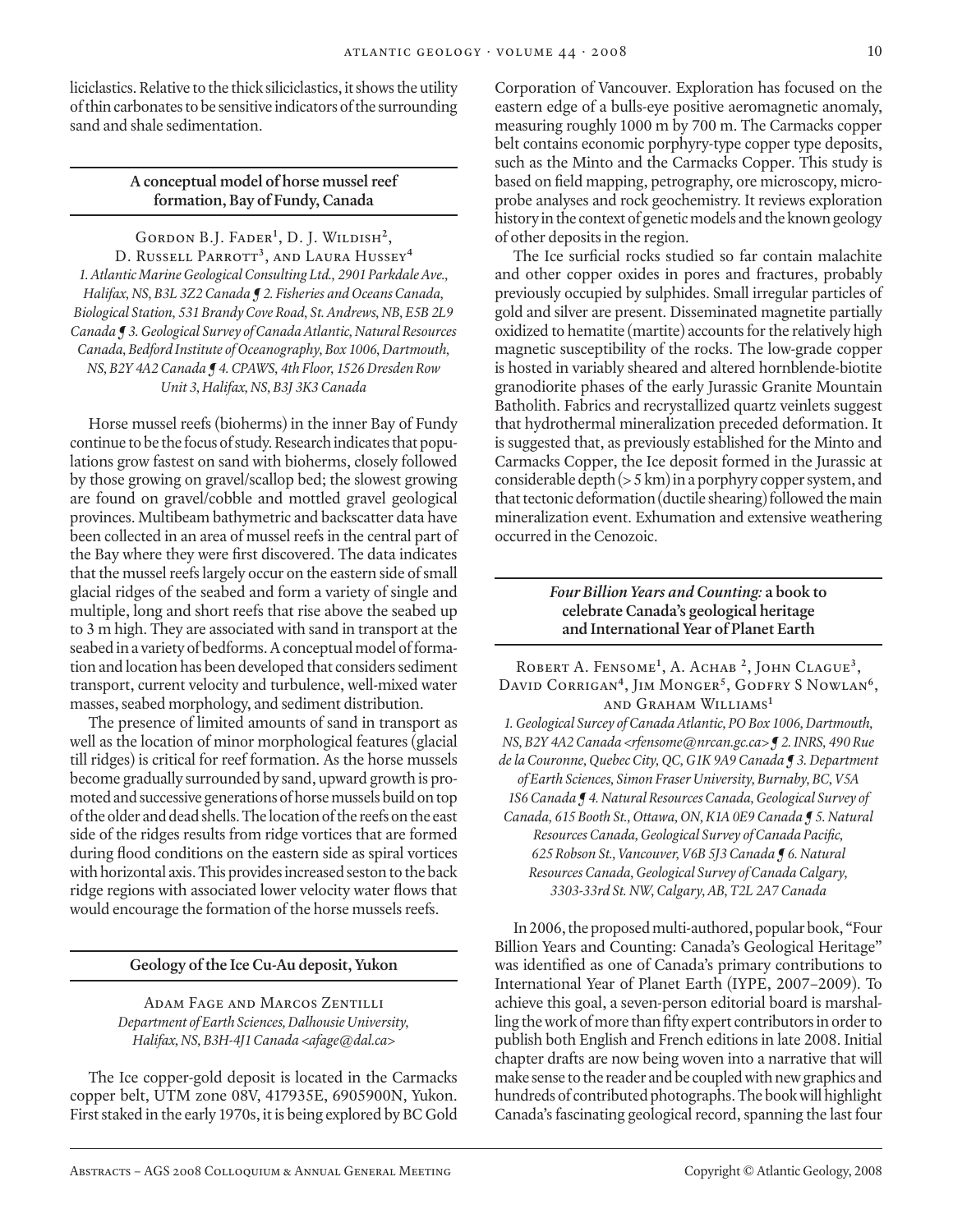liciclastics. Relative to the thick siliciclastics, it shows the utility of thin carbonates to be sensitive indicators of the surrounding sand and shale sedimentation.

## A conceptual model of horse mussel reef formation, Bay of Fundy, Canada

Gordon B.J. Fader[1], D. J. Wildish[2], D. Russell Parrott[3], and Laura Hussey[4]

*1. Atlantic Marine Geological Consulting Ltd., 2901 Parkdale Ave., Halifax, NS, B3L 3Z2 Canada ¶ 2. Fisheries and Oceans Canada, Biological Station, 531 Brandy Cove Road, St. Andrews, NB, E5B 2L9 Canada ¶ 3. Geological Survey of Canada Atlantic, Natural Resources Canada, Bedford Institute of Oceanography, Box 1006, Dartmouth, NS, B2Y 4A2 Canada ¶ 4. CPAWS, 4th Floor, 1526 Dresden Row Unit 3, Halifax, NS, B3J 3K3 Canada*

Horse mussel reefs (bioherms) in the inner Bay of Fundy continue to be the focus of study. Research indicates that populations grow fastest on sand with bioherms, closely followed by those growing on gravel/scallop bed; the slowest growing are found on gravel/cobble and mottled gravel geological provinces. Multibeam bathymetric and backscatter data have been collected in an area of mussel reefs in the central part of the Bay where they were first discovered. The data indicates that the mussel reefs largely occur on the eastern side of small glacial ridges of the seabed and form a variety of single and multiple, long and short reefs that rise above the seabed up to 3 m high. They are associated with sand in transport at the seabed in a variety of bedforms. A conceptual model of formation and location has been developed that considers sediment transport, current velocity and turbulence, well-mixed water masses, seabed morphology, and sediment distribution.

The presence of limited amounts of sand in transport as well as the location of minor morphological features (glacial till ridges) is critical for reef formation. As the horse mussels become gradually surrounded by sand, upward growth is promoted and successive generations of horse mussels build on top of the older and dead shells. The location of the reefs on the east side of the ridges results from ridge vortices that are formed during flood conditions on the eastern side as spiral vortices with horizontal axis. This provides increased seston to the back ridge regions with associated lower velocity water flows that would encourage the formation of the horse mussels reefs.

## Geology of the Ice Cu-Au deposit, Yukon

Adam Fage and Marcos Zentilli

*Department of Earth Sciences, Dalhousie University, Halifax, NS, B3H-4J1 Canada <afage@dal.ca>*

The Ice copper-gold deposit is located in the Carmacks copper belt, UTM zone 08V, 417935E, 6905900N, Yukon. First staked in the early 1970s, it is being explored by BC Gold Corporation of Vancouver. Exploration has focused on the eastern edge of a bulls-eye positive aeromagnetic anomaly, measuring roughly 1000 m by 700 m. The Carmacks copper belt contains economic porphyry-type copper type deposits, such as the Minto and the Carmacks Copper. This study is based on field mapping, petrography, ore microscopy, microprobe analyses and rock geochemistry. It reviews exploration history in the context of genetic models and the known geology of other deposits in the region.

The Ice surficial rocks studied so far contain malachite and other copper oxides in pores and fractures, probably previously occupied by sulphides. Small irregular particles of gold and silver are present. Disseminated magnetite partially oxidized to hematite (martite) accounts for the relatively high magnetic susceptibility of the rocks. The low-grade copper is hosted in variably sheared and altered hornblende-biotite granodiorite phases of the early Jurassic Granite Mountain Batholith. Fabrics and recrystallized quartz veinlets suggest that hydrothermal mineralization preceded deformation. It is suggested that, as previously established for the Minto and Carmacks Copper, the Ice deposit formed in the Jurassic at considerable depth (> 5 km) in a porphyry copper system, and that tectonic deformation (ductile shearing) followed the main mineralization event. Exhumation and extensive weathering occurred in the Cenozoic.

## *Four Billion Years and Counting:* a book to celebrate Canada's geological heritage and International Year of Planet Earth

Robert A. Fensome[1], A. Achab [2], John Clague[3], David Corrigan[4], Jim Monger[5], Godfry S Nowlan[6], and Graham Williams[1]

*1. Geological Surcey of Canada Atlantic, PO Box 1006, Dartmouth, NS, B2Y 4A2 Canada <rfensome@nrcan.gc.ca> ¶ 2. INRS, 490 Rue de la Couronne, Quebec City, QC, G1K 9A9 Canada ¶ 3. Department of Earth Sciences, Simon Fraser University, Burnaby, BC, V5A 1S6 Canada ¶ 4. Natural Resources Canada, Geological Survey of Canada, 615 Booth St., Ottawa, ON, K1A 0E9 Canada ¶ 5. Natural Resources Canada, Geological Survey of Canada Pacific, 625 Robson St., Vancouver, V6B 5J3 Canada ¶ 6. Natural Resources Canada, Geological Survey of Canada Calgary, 3303-33rd St. NW, Calgary, AB, T2L 2A7 Canada*

In 2006, the proposed multi-authored, popular book, "Four Billion Years and Counting: Canada's Geological Heritage" was identified as one of Canada's primary contributions to International Year of Planet Earth (IYPE, 2007–2009). To achieve this goal, a seven-person editorial board is marshalling the work of more than fifty expert contributors in order to publish both English and French editions in late 2008. Initial chapter drafts are now being woven into a narrative that will make sense to the reader and be coupled with new graphics and hundreds of contributed photographs. The book will highlight Canada's fascinating geological record, spanning the last four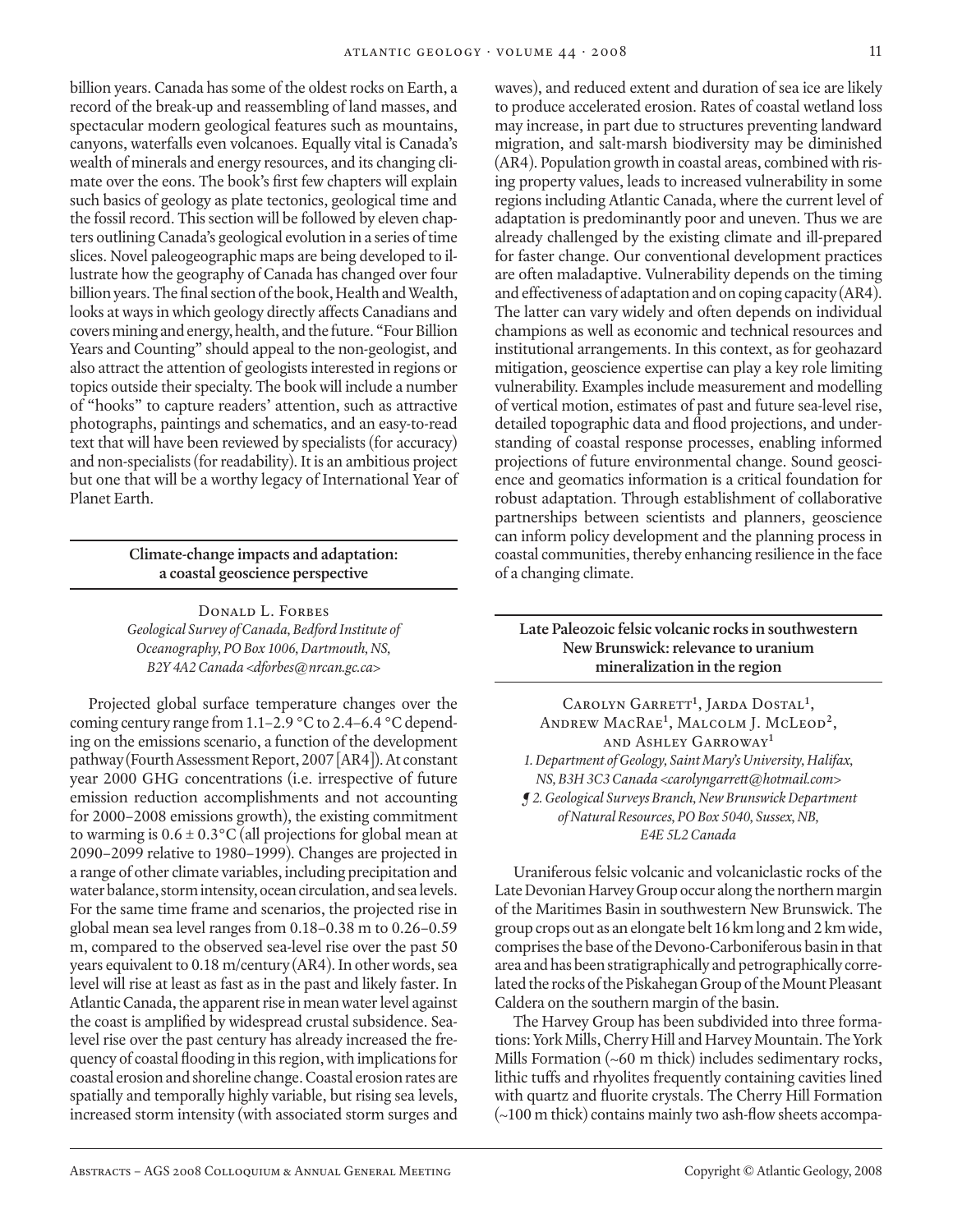billion years. Canada has some of the oldest rocks on Earth, a record of the break-up and reassembling of land masses, and spectacular modern geological features such as mountains, canyons, waterfalls even volcanoes. Equally vital is Canada's wealth of minerals and energy resources, and its changing climate over the eons. The book's first few chapters will explain such basics of geology as plate tectonics, geological time and the fossil record. This section will be followed by eleven chapters outlining Canada's geological evolution in a series of time slices. Novel paleogeographic maps are being developed to illustrate how the geography of Canada has changed over four billion years. The final section of the book, Health and Wealth, looks at ways in which geology directly affects Canadians and covers mining and energy, health, and the future. "Four Billion Years and Counting" should appeal to the non-geologist, and also attract the attention of geologists interested in regions or topics outside their specialty. The book will include a number of "hooks" to capture readers' attention, such as attractive photographs, paintings and schematics, and an easy-to-read text that will have been reviewed by specialists (for accuracy) and non-specialists (for readability). It is an ambitious project but one that will be a worthy legacy of International Year of Planet Earth.

## Climate-change impacts and adaptation: a coastal geoscience perspective

Donald L. Forbes
*Geological Survey of Canada, Bedford Institute of Oceanography, PO Box 1006, Dartmouth, NS, B2Y 4A2 Canada <dforbes@nrcan.gc.ca>*

Projected global surface temperature changes over the coming century range from 1.1–2.9 °C to 2.4–6.4 °C depending on the emissions scenario, a function of the development pathway (Fourth Assessment Report, 2007 [AR4]). At constant year 2000 GHG concentrations (i.e. irrespective of future emission reduction accomplishments and not accounting for 2000–2008 emissions growth), the existing commitment to warming is 0.6 ± 0.3°C (all projections for global mean at 2090–2099 relative to 1980–1999). Changes are projected in a range of other climate variables, including precipitation and water balance, storm intensity, ocean circulation, and sea levels. For the same time frame and scenarios, the projected rise in global mean sea level ranges from 0.18–0.38 m to 0.26–0.59 m, compared to the observed sea-level rise over the past 50 years equivalent to 0.18 m/century (AR4). In other words, sea level will rise at least as fast as in the past and likely faster. In Atlantic Canada, the apparent rise in mean water level against the coast is amplified by widespread crustal subsidence. Sea-level rise over the past century has already increased the frequency of coastal flooding in this region, with implications for coastal erosion and shoreline change. Coastal erosion rates are spatially and temporally highly variable, but rising sea levels, increased storm intensity (with associated storm surges and waves), and reduced extent and duration of sea ice are likely to produce accelerated erosion. Rates of coastal wetland loss may increase, in part due to structures preventing landward migration, and salt-marsh biodiversity may be diminished (AR4). Population growth in coastal areas, combined with rising property values, leads to increased vulnerability in some regions including Atlantic Canada, where the current level of adaptation is predominantly poor and uneven. Thus we are already challenged by the existing climate and ill-prepared for faster change. Our conventional development practices are often maladaptive. Vulnerability depends on the timing and effectiveness of adaptation and on coping capacity (AR4). The latter can vary widely and often depends on individual champions as well as economic and technical resources and institutional arrangements. In this context, as for geohazard mitigation, geoscience expertise can play a key role limiting vulnerability. Examples include measurement and modelling of vertical motion, estimates of past and future sea-level rise, detailed topographic data and flood projections, and understanding of coastal response processes, enabling informed projections of future environmental change. Sound geoscience and geomatics information is a critical foundation for robust adaptation. Through establishment of collaborative partnerships between scientists and planners, geoscience can inform policy development and the planning process in coastal communities, thereby enhancing resilience in the face of a changing climate.

## Late Paleozoic felsic volcanic rocks in southwestern New Brunswick: relevance to uranium mineralization in the region

Carolyn Garrett[1], Jarda Dostal[1], Andrew MacRae[1], Malcolm J. McLeod[2], and Ashley Garroway[1]
*1. Department of Geology, Saint Mary's University, Halifax, NS, B3H 3C3 Canada <carolyngarrett@hotmail.com>*
*¶ 2. Geological Surveys Branch, New Brunswick Department of Natural Resources, PO Box 5040, Sussex, NB, E4E 5L2 Canada*

Uraniferous felsic volcanic and volcaniclastic rocks of the Late Devonian Harvey Group occur along the northern margin of the Maritimes Basin in southwestern New Brunswick. The group crops out as an elongate belt 16 km long and 2 km wide, comprises the base of the Devono-Carboniferous basin in that area and has been stratigraphically and petrographically correlated the rocks of the Piskahegan Group of the Mount Pleasant Caldera on the southern margin of the basin.

The Harvey Group has been subdivided into three formations: York Mills, Cherry Hill and Harvey Mountain. The York Mills Formation (~60 m thick) includes sedimentary rocks, lithic tuffs and rhyolites frequently containing cavities lined with quartz and fluorite crystals. The Cherry Hill Formation (~100 m thick) contains mainly two ash-flow sheets accompa-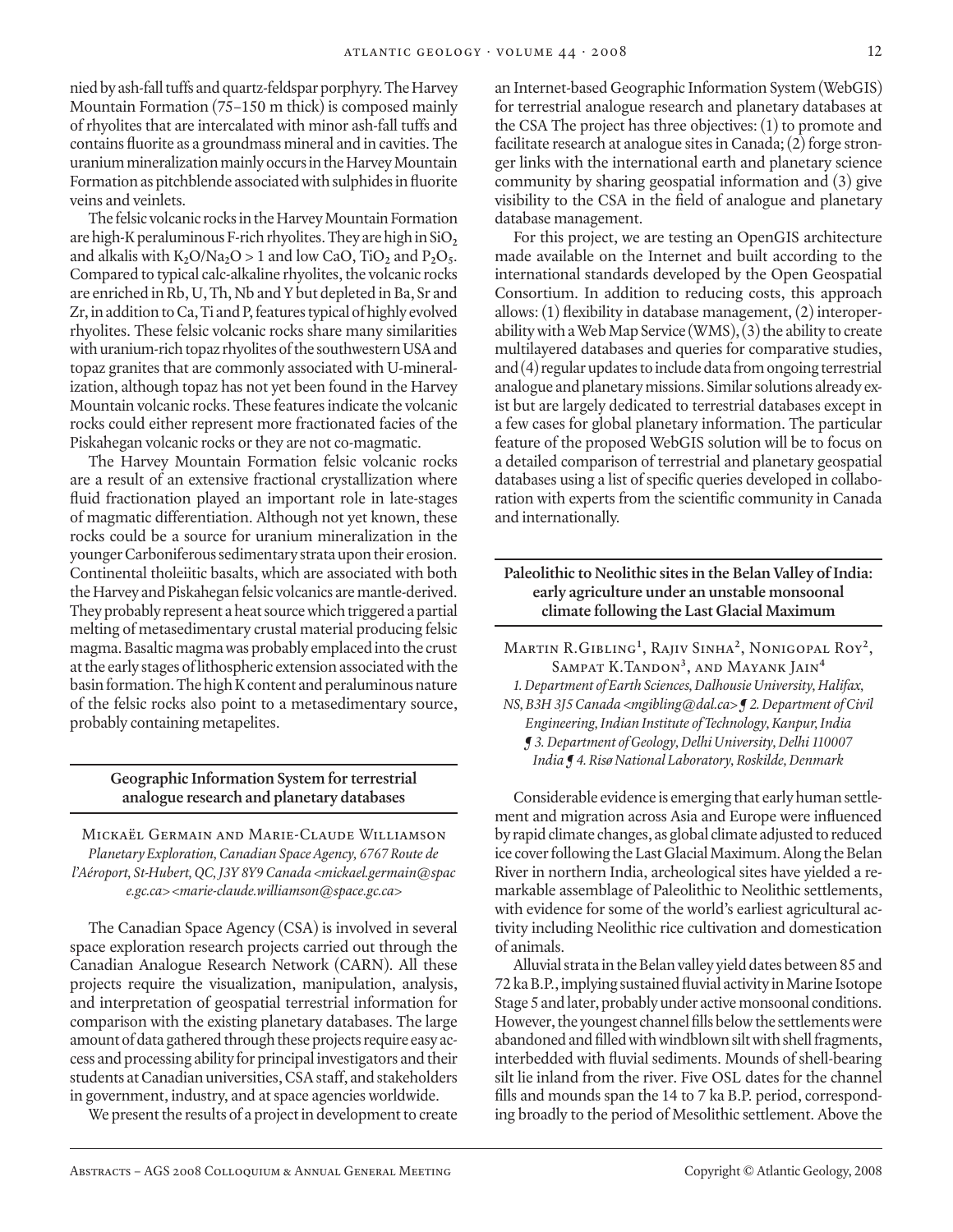nied by ash-fall tuffs and quartz-feldspar porphyry. The Harvey Mountain Formation (75–150 m thick) is composed mainly of rhyolites that are intercalated with minor ash-fall tuffs and contains fluorite as a groundmass mineral and in cavities. The uranium mineralization mainly occurs in the Harvey Mountain Formation as pitchblende associated with sulphides in fluorite veins and veinlets.

The felsic volcanic rocks in the Harvey Mountain Formation are high-K peraluminous F-rich rhyolites. They are high in $SiO_2$ and alkalis with $K_2O/Na_2O > 1$ and low CaO, $TiO_2$ and $P_2O_5$. Compared to typical calc-alkaline rhyolites, the volcanic rocks are enriched in Rb, U, Th, Nb and Y but depleted in Ba, Sr and Zr, in addition to Ca, Ti and P, features typical of highly evolved rhyolites. These felsic volcanic rocks share many similarities with uranium-rich topaz rhyolites of the southwestern USA and topaz granites that are commonly associated with U-mineralization, although topaz has not yet been found in the Harvey Mountain volcanic rocks. These features indicate the volcanic rocks could either represent more fractionated facies of the Piskahegan volcanic rocks or they are not co-magmatic.

The Harvey Mountain Formation felsic volcanic rocks are a result of an extensive fractional crystallization where fluid fractionation played an important role in late-stages of magmatic differentiation. Although not yet known, these rocks could be a source for uranium mineralization in the younger Carboniferous sedimentary strata upon their erosion. Continental tholeiitic basalts, which are associated with both the Harvey and Piskahegan felsic volcanics are mantle-derived. They probably represent a heat source which triggered a partial melting of metasedimentary crustal material producing felsic magma. Basaltic magma was probably emplaced into the crust at the early stages of lithospheric extension associated with the basin formation. The high K content and peraluminous nature of the felsic rocks also point to a metasedimentary source, probably containing metapelites.

## Geographic Information System for terrestrial analogue research and planetary databases

Mickaël Germain and Marie-Claude Williamson

*Planetary Exploration, Canadian Space Agency, 6767 Route de l'Aéroport, St-Hubert, QC, J3Y 8Y9 Canada <mickael.germain@space.gc.ca> <marie-claude.williamson@space.gc.ca>*

The Canadian Space Agency (CSA) is involved in several space exploration research projects carried out through the Canadian Analogue Research Network (CARN). All these projects require the visualization, manipulation, analysis, and interpretation of geospatial terrestrial information for comparison with the existing planetary databases. The large amount of data gathered through these projects require easy access and processing ability for principal investigators and their students at Canadian universities, CSA staff, and stakeholders in government, industry, and at space agencies worldwide.

We present the results of a project in development to create an Internet-based Geographic Information System (WebGIS) for terrestrial analogue research and planetary databases at the CSA The project has three objectives: (1) to promote and facilitate research at analogue sites in Canada; (2) forge stronger links with the international earth and planetary science community by sharing geospatial information and (3) give visibility to the CSA in the field of analogue and planetary database management.

For this project, we are testing an OpenGIS architecture made available on the Internet and built according to the international standards developed by the Open Geospatial Consortium. In addition to reducing costs, this approach allows: (1) flexibility in database management, (2) interoperability with a Web Map Service (WMS), (3) the ability to create multilayered databases and queries for comparative studies, and (4) regular updates to include data from ongoing terrestrial analogue and planetary missions. Similar solutions already exist but are largely dedicated to terrestrial databases except in a few cases for global planetary information. The particular feature of the proposed WebGIS solution will be to focus on a detailed comparison of terrestrial and planetary geospatial databases using a list of specific queries developed in collaboration with experts from the scientific community in Canada and internationally.

## Paleolithic to Neolithic sites in the Belan Valley of India: early agriculture under an unstable monsoonal climate following the Last Glacial Maximum

Martin R.Gibling[1], Rajiv Sinha[2], Nonigopal Roy[2], Sampat K.Tandon[3], and Mayank Jain[4]

*1. Department of Earth Sciences, Dalhousie University, Halifax, NS, B3H 3J5 Canada <mgibling@dal.ca> ❡ 2. Department of Civil Engineering, Indian Institute of Technology, Kanpur, India ❡ 3. Department of Geology, Delhi University, Delhi 110007 India ❡ 4. Risø National Laboratory, Roskilde, Denmark*

Considerable evidence is emerging that early human settlement and migration across Asia and Europe were influenced by rapid climate changes, as global climate adjusted to reduced ice cover following the Last Glacial Maximum. Along the Belan River in northern India, archeological sites have yielded a remarkable assemblage of Paleolithic to Neolithic settlements, with evidence for some of the world's earliest agricultural activity including Neolithic rice cultivation and domestication of animals.

Alluvial strata in the Belan valley yield dates between 85 and 72 ka B.P., implying sustained fluvial activity in Marine Isotope Stage 5 and later, probably under active monsoonal conditions. However, the youngest channel fills below the settlements were abandoned and filled with windblown silt with shell fragments, interbedded with fluvial sediments. Mounds of shell-bearing silt lie inland from the river. Five OSL dates for the channel fills and mounds span the 14 to 7 ka B.P. period, corresponding broadly to the period of Mesolithic settlement. Above the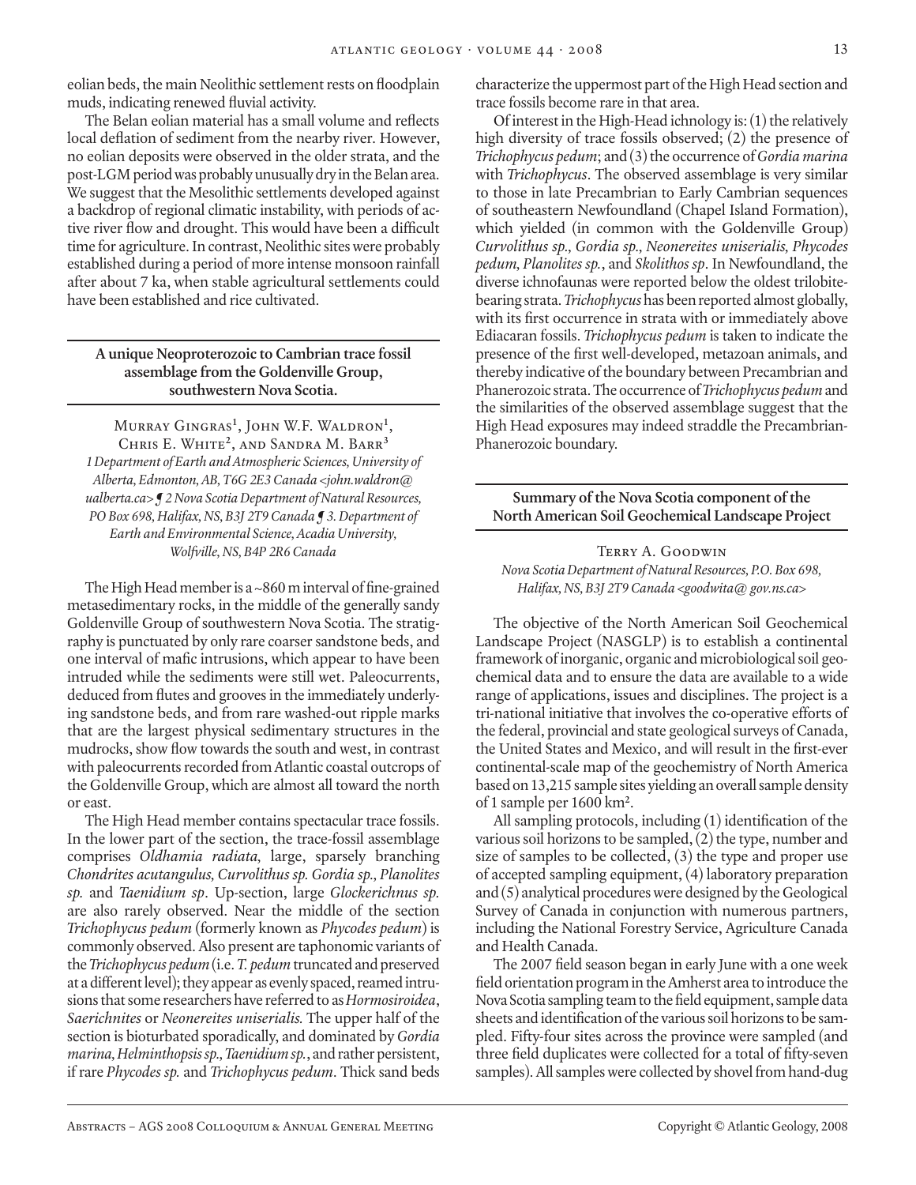eolian beds, the main Neolithic settlement rests on floodplain muds, indicating renewed fluvial activity.

The Belan eolian material has a small volume and reflects local deflation of sediment from the nearby river. However, no eolian deposits were observed in the older strata, and the post-LGM period was probably unusually dry in the Belan area. We suggest that the Mesolithic settlements developed against a backdrop of regional climatic instability, with periods of active river flow and drought. This would have been a difficult time for agriculture. In contrast, Neolithic sites were probably established during a period of more intense monsoon rainfall after about 7 ka, when stable agricultural settlements could have been established and rice cultivated.

## A unique Neoproterozoic to Cambrian trace fossil assemblage from the Goldenville Group, southwestern Nova Scotia.

Murray Gingras[1], John W.F. Waldron[1], Chris E. White[2], and Sandra M. Barr[3]

*1 Department of Earth and Atmospheric Sciences, University of Alberta, Edmonton, AB, T6G 2E3 Canada <john.waldron@ualberta.ca> ¶ 2 Nova Scotia Department of Natural Resources, PO Box 698, Halifax, NS, B3J 2T9 Canada ¶ 3. Department of Earth and Environmental Science, Acadia University, Wolfville, NS, B4P 2R6 Canada*

The High Head member is a ~860 m interval of fine-grained metasedimentary rocks, in the middle of the generally sandy Goldenville Group of southwestern Nova Scotia. The stratigraphy is punctuated by only rare coarser sandstone beds, and one interval of mafic intrusions, which appear to have been intruded while the sediments were still wet. Paleocurrents, deduced from flutes and grooves in the immediately underlying sandstone beds, and from rare washed-out ripple marks that are the largest physical sedimentary structures in the mudrocks, show flow towards the south and west, in contrast with paleocurrents recorded from Atlantic coastal outcrops of the Goldenville Group, which are almost all toward the north or east.

The High Head member contains spectacular trace fossils. In the lower part of the section, the trace-fossil assemblage comprises *Oldhamia radiata*, large, sparsely branching *Chondrites acutangulus*, *Curvolithus sp. Gordia sp.*, *Planolites sp.* and *Taenidium sp*. Up-section, large *Glockerichnus sp.* are also rarely observed. Near the middle of the section *Trichophycus pedum* (formerly known as *Phycodes pedum*) is commonly observed. Also present are taphonomic variants of the *Trichophycus pedum* (i.e. *T. pedum* truncated and preserved at a different level); they appear as evenly spaced, reamed intrusions that some researchers have referred to as *Hormosiroidea*, *Saerichnites* or *Neonereites uniserialis.* The upper half of the section is bioturbated sporadically, and dominated by *Gordia marina*, *Helminthopsis sp.*, *Taenidium sp.*, and rather persistent, if rare *Phycodes sp.* and *Trichophycus pedum*. Thick sand beds characterize the uppermost part of the High Head section and trace fossils become rare in that area.

Of interest in the High-Head ichnology is: (1) the relatively high diversity of trace fossils observed; (2) the presence of *Trichophycus pedum*; and (3) the occurrence of *Gordia marina* with *Trichophycus*. The observed assemblage is very similar to those in late Precambrian to Early Cambrian sequences of southeastern Newfoundland (Chapel Island Formation), which yielded (in common with the Goldenville Group) *Curvolithus sp.*, *Gordia sp.*, *Neonereites uniserialis*, *Phycodes pedum*, *Planolites sp.*, and *Skolithos sp*. In Newfoundland, the diverse ichnofaunas were reported below the oldest trilobite-bearing strata. *Trichophycus* has been reported almost globally, with its first occurrence in strata with or immediately above Ediacaran fossils. *Trichophycus pedum* is taken to indicate the presence of the first well-developed, metazoan animals, and thereby indicative of the boundary between Precambrian and Phanerozoic strata. The occurrence of *Trichophycus pedum* and the similarities of the observed assemblage suggest that the High Head exposures may indeed straddle the Precambrian-Phanerozoic boundary.

## Summary of the Nova Scotia component of the North American Soil Geochemical Landscape Project

Terry A. Goodwin

*Nova Scotia Department of Natural Resources, P.O. Box 698, Halifax, NS, B3J 2T9 Canada <goodwita@ gov.ns.ca>*

The objective of the North American Soil Geochemical Landscape Project (NASGLP) is to establish a continental framework of inorganic, organic and microbiological soil geochemical data and to ensure the data are available to a wide range of applications, issues and disciplines. The project is a tri-national initiative that involves the co-operative efforts of the federal, provincial and state geological surveys of Canada, the United States and Mexico, and will result in the first-ever continental-scale map of the geochemistry of North America based on 13,215 sample sites yielding an overall sample density of 1 sample per 1600 km$^2$.

All sampling protocols, including (1) identification of the various soil horizons to be sampled, (2) the type, number and size of samples to be collected, (3) the type and proper use of accepted sampling equipment, (4) laboratory preparation and (5) analytical procedures were designed by the Geological Survey of Canada in conjunction with numerous partners, including the National Forestry Service, Agriculture Canada and Health Canada.

The 2007 field season began in early June with a one week field orientation program in the Amherst area to introduce the Nova Scotia sampling team to the field equipment, sample data sheets and identification of the various soil horizons to be sampled. Fifty-four sites across the province were sampled (and three field duplicates were collected for a total of fifty-seven samples). All samples were collected by shovel from hand-dug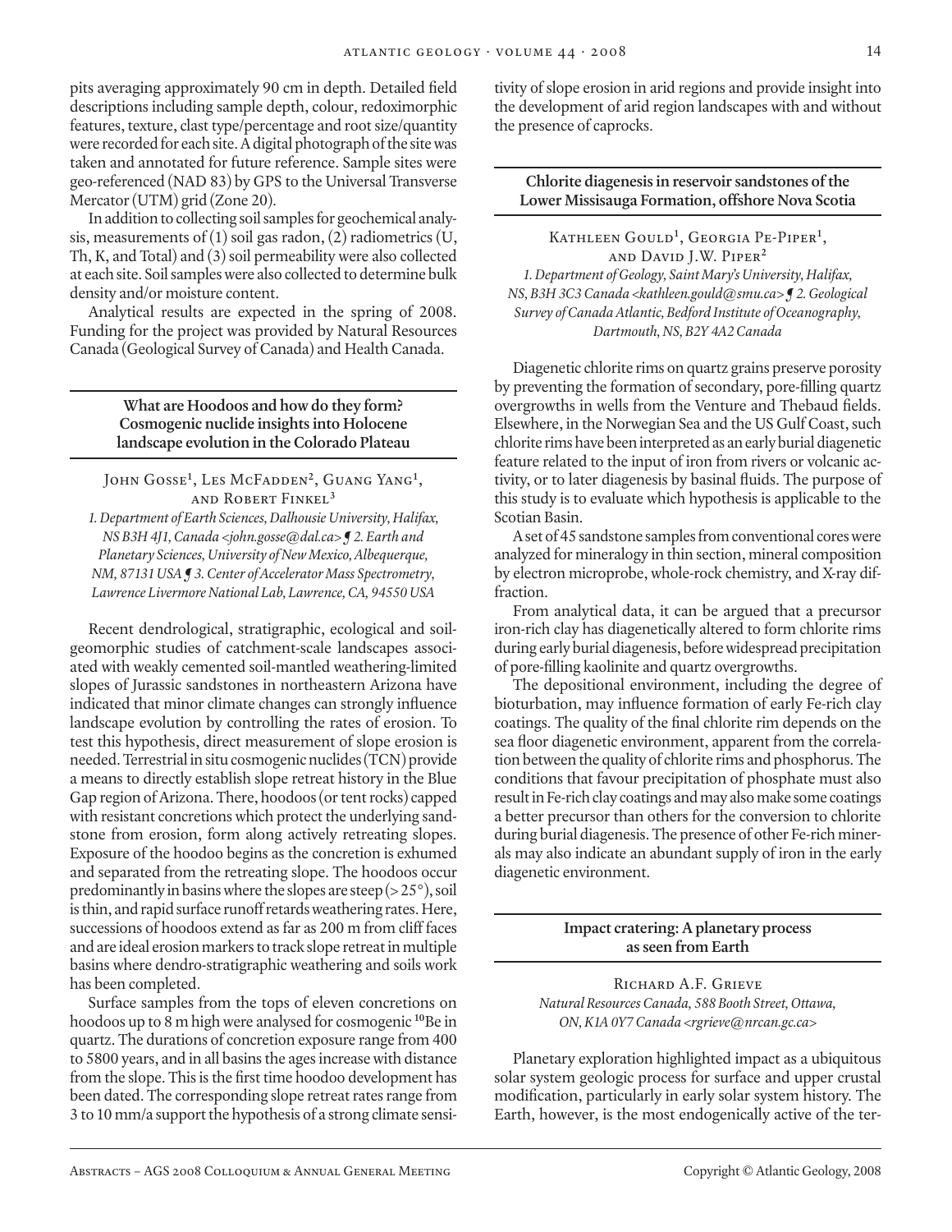pits averaging approximately 90 cm in depth. Detailed field descriptions including sample depth, colour, redoximorphic features, texture, clast type/percentage and root size/quantity were recorded for each site. A digital photograph of the site was taken and annotated for future reference. Sample sites were geo-referenced (NAD 83) by GPS to the Universal Transverse Mercator (UTM) grid (Zone 20).

In addition to collecting soil samples for geochemical analysis, measurements of (1) soil gas radon, (2) radiometrics (U, Th, K, and Total) and (3) soil permeability were also collected at each site. Soil samples were also collected to determine bulk density and/or moisture content.

Analytical results are expected in the spring of 2008. Funding for the project was provided by Natural Resources Canada (Geological Survey of Canada) and Health Canada.

### What are Hoodoos and how do they form? Cosmogenic nuclide insights into Holocene landscape evolution in the Colorado Plateau

John Gosse[1], Les McFadden[2], Guang Yang[1], and Robert Finkel[3]

*1. Department of Earth Sciences, Dalhousie University, Halifax, NS B3H 4J1, Canada <john.gosse@dal.ca> ¶ 2. Earth and Planetary Sciences, University of New Mexico, Albequerque, NM, 87131 USA ¶ 3. Center of Accelerator Mass Spectrometry, Lawrence Livermore National Lab, Lawrence, CA, 94550 USA*

Recent dendrological, stratigraphic, ecological and soil-geomorphic studies of catchment-scale landscapes associated with weakly cemented soil-mantled weathering-limited slopes of Jurassic sandstones in northeastern Arizona have indicated that minor climate changes can strongly influence landscape evolution by controlling the rates of erosion. To test this hypothesis, direct measurement of slope erosion is needed. Terrestrial in situ cosmogenic nuclides (TCN) provide a means to directly establish slope retreat history in the Blue Gap region of Arizona. There, hoodoos (or tent rocks) capped with resistant concretions which protect the underlying sandstone from erosion, form along actively retreating slopes. Exposure of the hoodoo begins as the concretion is exhumed and separated from the retreating slope. The hoodoos occur predominantly in basins where the slopes are steep (> 25°), soil is thin, and rapid surface runoff retards weathering rates. Here, successions of hoodoos extend as far as 200 m from cliff faces and are ideal erosion markers to track slope retreat in multiple basins where dendro-stratigraphic weathering and soils work has been completed.

Surface samples from the tops of eleven concretions on hoodoos up to 8 m high were analysed for cosmogenic $^{10}$Be in quartz. The durations of concretion exposure range from 400 to 5800 years, and in all basins the ages increase with distance from the slope. This is the first time hoodoo development has been dated. The corresponding slope retreat rates range from 3 to 10 mm/a support the hypothesis of a strong climate sensitivity of slope erosion in arid regions and provide insight into the development of arid region landscapes with and without the presence of caprocks.

### Chlorite diagenesis in reservoir sandstones of the Lower Missisauga Formation, offshore Nova Scotia

Kathleen Gould[1], Georgia Pe-Piper[1], and David J.W. Piper[2]

*1. Department of Geology, Saint Mary's University, Halifax, NS, B3H 3C3 Canada <kathleen.gould@smu.ca> ¶ 2. Geological Survey of Canada Atlantic, Bedford Institute of Oceanography, Dartmouth, NS, B2Y 4A2 Canada*

Diagenetic chlorite rims on quartz grains preserve porosity by preventing the formation of secondary, pore-filling quartz overgrowths in wells from the Venture and Thebaud fields. Elsewhere, in the Norwegian Sea and the US Gulf Coast, such chlorite rims have been interpreted as an early burial diagenetic feature related to the input of iron from rivers or volcanic activity, or to later diagenesis by basinal fluids. The purpose of this study is to evaluate which hypothesis is applicable to the Scotian Basin.

A set of 45 sandstone samples from conventional cores were analyzed for mineralogy in thin section, mineral composition by electron microprobe, whole-rock chemistry, and X-ray diffraction.

From analytical data, it can be argued that a precursor iron-rich clay has diagenetically altered to form chlorite rims during early burial diagenesis, before widespread precipitation of pore-filling kaolinite and quartz overgrowths.

The depositional environment, including the degree of bioturbation, may influence formation of early Fe-rich clay coatings. The quality of the final chlorite rim depends on the sea floor diagenetic environment, apparent from the correlation between the quality of chlorite rims and phosphorus. The conditions that favour precipitation of phosphate must also result in Fe-rich clay coatings and may also make some coatings a better precursor than others for the conversion to chlorite during burial diagenesis. The presence of other Fe-rich minerals may also indicate an abundant supply of iron in the early diagenetic environment.

### Impact cratering: A planetary process as seen from Earth

Richard A.F. Grieve

*Natural Resources Canada, 588 Booth Street, Ottawa, ON, K1A 0Y7 Canada <rgrieve@nrcan.gc.ca>*

Planetary exploration highlighted impact as a ubiquitous solar system geologic process for surface and upper crustal modification, particularly in early solar system history. The Earth, however, is the most endogenically active of the ter-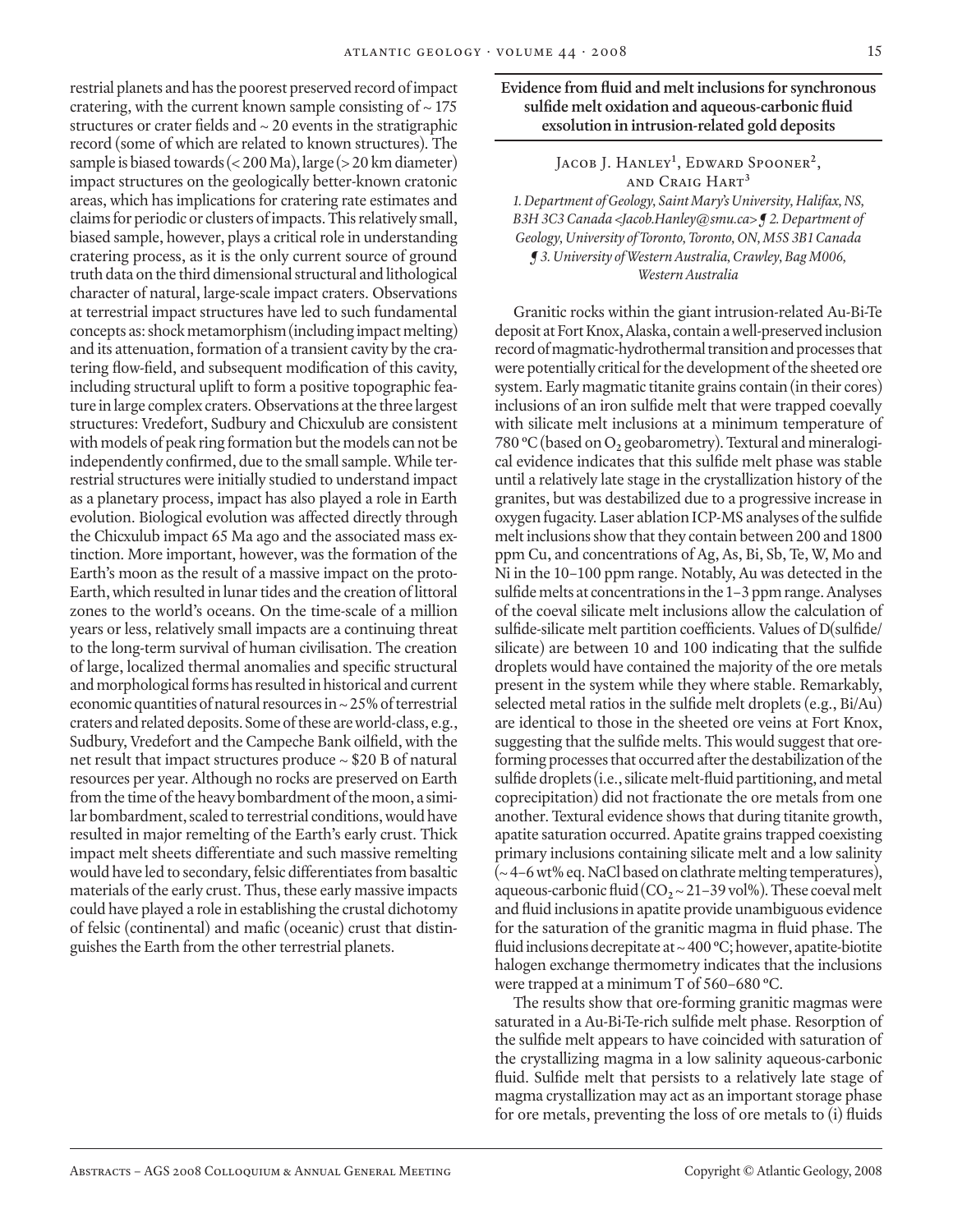restrial planets and has the poorest preserved record of impact cratering, with the current known sample consisting of ~ 175 structures or crater fields and ~ 20 events in the stratigraphic record (some of which are related to known structures). The sample is biased towards (< 200 Ma), large (> 20 km diameter) impact structures on the geologically better-known cratonic areas, which has implications for cratering rate estimates and claims for periodic or clusters of impacts. This relatively small, biased sample, however, plays a critical role in understanding cratering process, as it is the only current source of ground truth data on the third dimensional structural and lithological character of natural, large-scale impact craters. Observations at terrestrial impact structures have led to such fundamental concepts as: shock metamorphism (including impact melting) and its attenuation, formation of a transient cavity by the cratering flow-field, and subsequent modification of this cavity, including structural uplift to form a positive topographic feature in large complex craters. Observations at the three largest structures: Vredefort, Sudbury and Chicxulub are consistent with models of peak ring formation but the models can not be independently confirmed, due to the small sample. While terrestrial structures were initially studied to understand impact as a planetary process, impact has also played a role in Earth evolution. Biological evolution was affected directly through the Chicxulub impact 65 Ma ago and the associated mass extinction. More important, however, was the formation of the Earth's moon as the result of a massive impact on the proto-Earth, which resulted in lunar tides and the creation of littoral zones to the world's oceans. On the time-scale of a million years or less, relatively small impacts are a continuing threat to the long-term survival of human civilisation. The creation of large, localized thermal anomalies and specific structural and morphological forms has resulted in historical and current economic quantities of natural resources in ~ 25% of terrestrial craters and related deposits. Some of these are world-class, e.g., Sudbury, Vredefort and the Campeche Bank oilfield, with the net result that impact structures produce ~ $20 B of natural resources per year. Although no rocks are preserved on Earth from the time of the heavy bombardment of the moon, a similar bombardment, scaled to terrestrial conditions, would have resulted in major remelting of the Earth's early crust. Thick impact melt sheets differentiate and such massive remelting would have led to secondary, felsic differentiates from basaltic materials of the early crust. Thus, these early massive impacts could have played a role in establishing the crustal dichotomy of felsic (continental) and mafic (oceanic) crust that distinguishes the Earth from the other terrestrial planets.

## Evidence from fluid and melt inclusions for synchronous sulfide melt oxidation and aqueous-carbonic fluid exsolution in intrusion-related gold deposits

Jacob J. Hanley[1], Edward Spooner[2], and Craig Hart[3]

*1. Department of Geology, Saint Mary's University, Halifax, NS, B3H 3C3 Canada <Jacob.Hanley@smu.ca> ¶ 2. Department of Geology, University of Toronto, Toronto, ON, M5S 3B1 Canada ¶ 3. University of Western Australia, Crawley, Bag M006, Western Australia*

Granitic rocks within the giant intrusion-related Au-Bi-Te deposit at Fort Knox, Alaska, contain a well-preserved inclusion record of magmatic-hydrothermal transition and processes that were potentially critical for the development of the sheeted ore system. Early magmatic titanite grains contain (in their cores) inclusions of an iron sulfide melt that were trapped coevally with silicate melt inclusions at a minimum temperature of 780 ºC (based on $O_2$ geobarometry). Textural and mineralogical evidence indicates that this sulfide melt phase was stable until a relatively late stage in the crystallization history of the granites, but was destabilized due to a progressive increase in oxygen fugacity. Laser ablation ICP-MS analyses of the sulfide melt inclusions show that they contain between 200 and 1800 ppm Cu, and concentrations of Ag, As, Bi, Sb, Te, W, Mo and Ni in the 10–100 ppm range. Notably, Au was detected in the sulfide melts at concentrations in the 1–3 ppm range. Analyses of the coeval silicate melt inclusions allow the calculation of sulfide-silicate melt partition coefficients. Values of D(sulfide/silicate) are between 10 and 100 indicating that the sulfide droplets would have contained the majority of the ore metals present in the system while they where stable. Remarkably, selected metal ratios in the sulfide melt droplets (e.g., Bi/Au) are identical to those in the sheeted ore veins at Fort Knox, suggesting that the sulfide melts. This would suggest that ore-forming processes that occurred after the destabilization of the sulfide droplets (i.e., silicate melt-fluid partitioning, and metal coprecipitation) did not fractionate the ore metals from one another. Textural evidence shows that during titanite growth, apatite saturation occurred. Apatite grains trapped coexisting primary inclusions containing silicate melt and a low salinity (~ 4–6 wt% eq. NaCl based on clathrate melting temperatures), aqueous-carbonic fluid ($CO_2$ ~ 21–39 vol%). These coeval melt and fluid inclusions in apatite provide unambiguous evidence for the saturation of the granitic magma in fluid phase. The fluid inclusions decrepitate at ~ 400 ºC; however, apatite-biotite halogen exchange thermometry indicates that the inclusions were trapped at a minimum T of 560–680 ºC.

The results show that ore-forming granitic magmas were saturated in a Au-Bi-Te-rich sulfide melt phase. Resorption of the sulfide melt appears to have coincided with saturation of the crystallizing magma in a low salinity aqueous-carbonic fluid. Sulfide melt that persists to a relatively late stage of magma crystallization may act as an important storage phase for ore metals, preventing the loss of ore metals to (i) fluids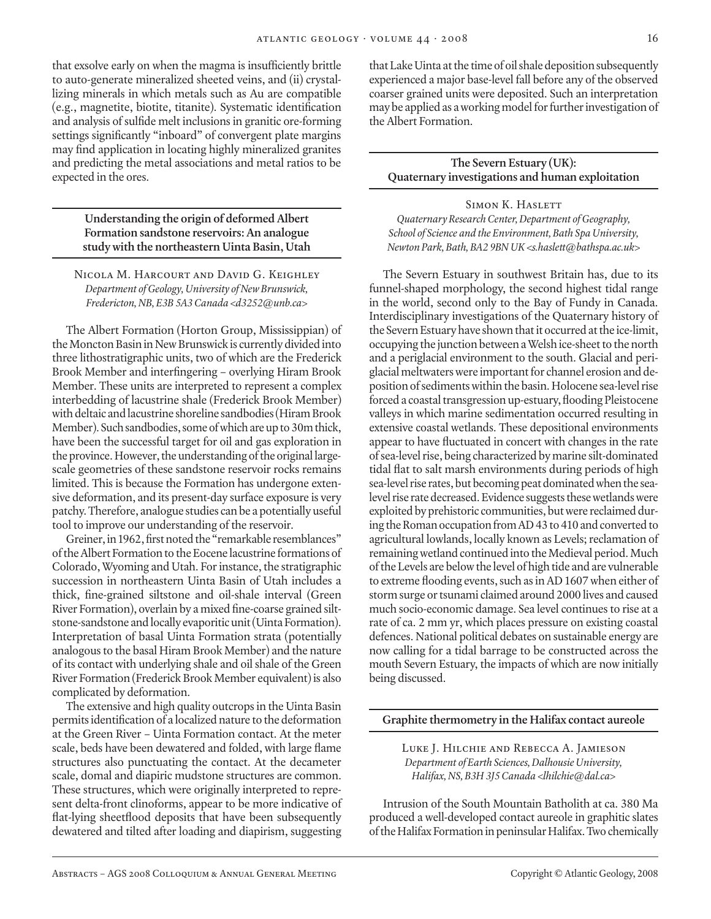that exsolve early on when the magma is insufficiently brittle to auto-generate mineralized sheeted veins, and (ii) crystallizing minerals in which metals such as Au are compatible (e.g., magnetite, biotite, titanite). Systematic identification and analysis of sulfide melt inclusions in granitic ore-forming settings significantly "inboard" of convergent plate margins may find application in locating highly mineralized granites and predicting the metal associations and metal ratios to be expected in the ores.

## Understanding the origin of deformed Albert Formation sandstone reservoirs: An analogue study with the northeastern Uinta Basin, Utah

Nicola M. Harcourt and David G. Keighley
*Department of Geology, University of New Brunswick, Fredericton, NB, E3B 5A3 Canada <d3252@unb.ca>*

The Albert Formation (Horton Group, Mississippian) of the Moncton Basin in New Brunswick is currently divided into three lithostratigraphic units, two of which are the Frederick Brook Member and interfingering – overlying Hiram Brook Member. These units are interpreted to represent a complex interbedding of lacustrine shale (Frederick Brook Member) with deltaic and lacustrine shoreline sandbodies (Hiram Brook Member). Such sandbodies, some of which are up to 30m thick, have been the successful target for oil and gas exploration in the province. However, the understanding of the original large-scale geometries of these sandstone reservoir rocks remains limited. This is because the Formation has undergone extensive deformation, and its present-day surface exposure is very patchy. Therefore, analogue studies can be a potentially useful tool to improve our understanding of the reservoir.

Greiner, in 1962, first noted the "remarkable resemblances" of the Albert Formation to the Eocene lacustrine formations of Colorado, Wyoming and Utah. For instance, the stratigraphic succession in northeastern Uinta Basin of Utah includes a thick, fine-grained siltstone and oil-shale interval (Green River Formation), overlain by a mixed fine-coarse grained siltstone-sandstone and locally evaporitic unit (Uinta Formation). Interpretation of basal Uinta Formation strata (potentially analogous to the basal Hiram Brook Member) and the nature of its contact with underlying shale and oil shale of the Green River Formation (Frederick Brook Member equivalent) is also complicated by deformation.

The extensive and high quality outcrops in the Uinta Basin permits identification of a localized nature to the deformation at the Green River – Uinta Formation contact. At the meter scale, beds have been dewatered and folded, with large flame structures also punctuating the contact. At the decameter scale, domal and diapiric mudstone structures are common. These structures, which were originally interpreted to represent delta-front clinoforms, appear to be more indicative of flat-lying sheetflood deposits that have been subsequently dewatered and tilted after loading and diapirism, suggesting that Lake Uinta at the time of oil shale deposition subsequently experienced a major base-level fall before any of the observed coarser grained units were deposited. Such an interpretation may be applied as a working model for further investigation of the Albert Formation.

## The Severn Estuary (UK): Quaternary investigations and human exploitation

Simon K. Haslett
*Quaternary Research Center, Department of Geography, School of Science and the Environment, Bath Spa University, Newton Park, Bath, BA2 9BN UK <s.haslett@bathspa.ac.uk>*

The Severn Estuary in southwest Britain has, due to its funnel-shaped morphology, the second highest tidal range in the world, second only to the Bay of Fundy in Canada. Interdisciplinary investigations of the Quaternary history of the Severn Estuary have shown that it occurred at the ice-limit, occupying the junction between a Welsh ice-sheet to the north and a periglacial environment to the south. Glacial and periglacial meltwaters were important for channel erosion and deposition of sediments within the basin. Holocene sea-level rise forced a coastal transgression up-estuary, flooding Pleistocene valleys in which marine sedimentation occurred resulting in extensive coastal wetlands. These depositional environments appear to have fluctuated in concert with changes in the rate of sea-level rise, being characterized by marine silt-dominated tidal flat to salt marsh environments during periods of high sea-level rise rates, but becoming peat dominated when the sea-level rise rate decreased. Evidence suggests these wetlands were exploited by prehistoric communities, but were reclaimed during the Roman occupation from AD 43 to 410 and converted to agricultural lowlands, locally known as Levels; reclamation of remaining wetland continued into the Medieval period. Much of the Levels are below the level of high tide and are vulnerable to extreme flooding events, such as in AD 1607 when either of storm surge or tsunami claimed around 2000 lives and caused much socio-economic damage. Sea level continues to rise at a rate of ca. 2 mm yr, which places pressure on existing coastal defences. National political debates on sustainable energy are now calling for a tidal barrage to be constructed across the mouth Severn Estuary, the impacts of which are now initially being discussed.

## Graphite thermometry in the Halifax contact aureole

Luke J. Hilchie and Rebecca A. Jamieson
*Department of Earth Sciences, Dalhousie University, Halifax, NS, B3H 3J5 Canada <lhilchie@dal.ca>*

Intrusion of the South Mountain Batholith at ca. 380 Ma produced a well-developed contact aureole in graphitic slates of the Halifax Formation in peninsular Halifax. Two chemically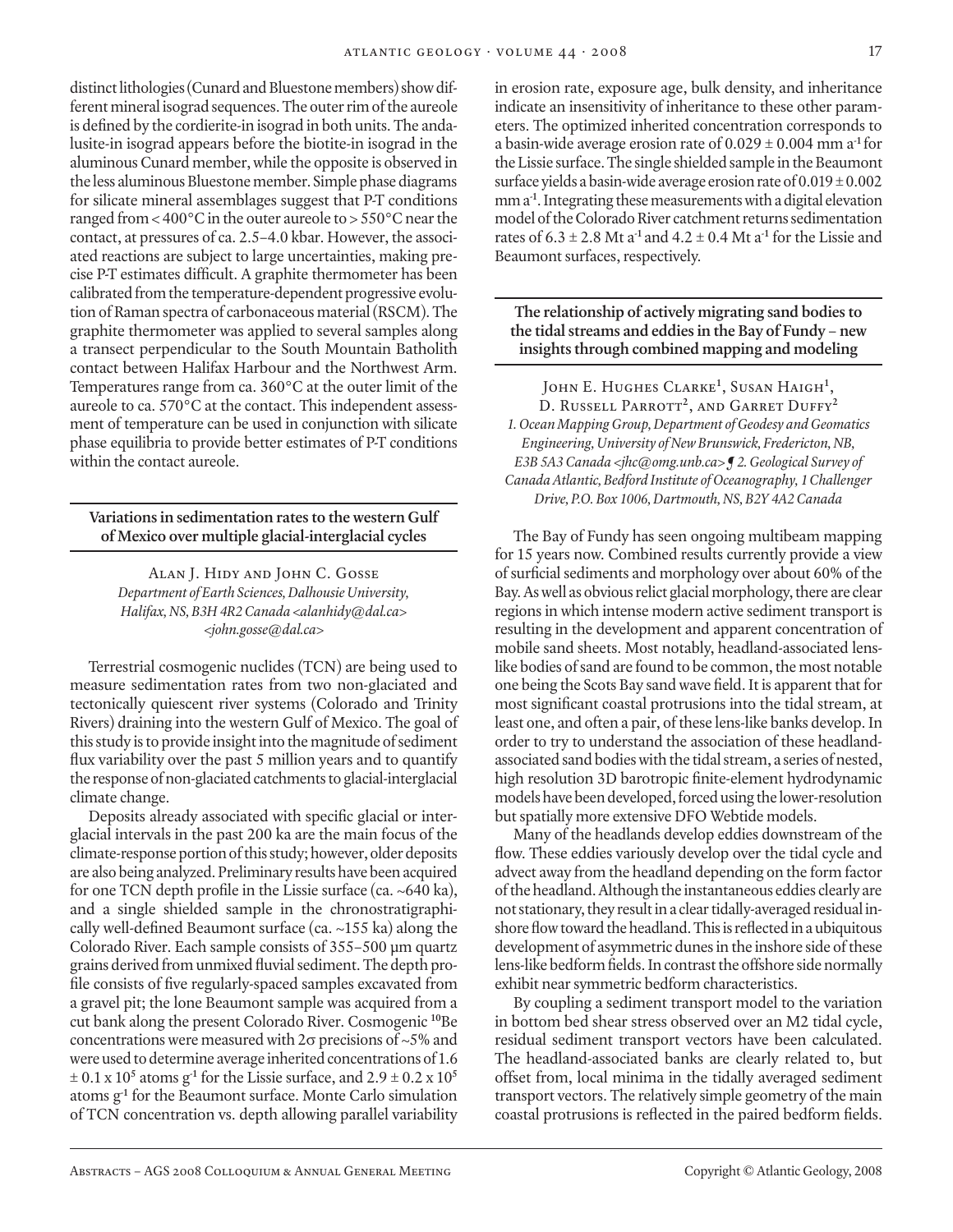distinct lithologies (Cunard and Bluestone members) show different mineral isograd sequences. The outer rim of the aureole is defined by the cordierite-in isograd in both units. The andalusite-in isograd appears before the biotite-in isograd in the aluminous Cunard member, while the opposite is observed in the less aluminous Bluestone member. Simple phase diagrams for silicate mineral assemblages suggest that P-T conditions ranged from < 400°C in the outer aureole to > 550°C near the contact, at pressures of ca. 2.5–4.0 kbar. However, the associated reactions are subject to large uncertainties, making precise P-T estimates difficult. A graphite thermometer has been calibrated from the temperature-dependent progressive evolution of Raman spectra of carbonaceous material (RSCM). The graphite thermometer was applied to several samples along a transect perpendicular to the South Mountain Batholith contact between Halifax Harbour and the Northwest Arm. Temperatures range from ca. 360°C at the outer limit of the aureole to ca. 570°C at the contact. This independent assessment of temperature can be used in conjunction with silicate phase equilibria to provide better estimates of P-T conditions within the contact aureole.

## Variations in sedimentation rates to the western Gulf of Mexico over multiple glacial-interglacial cycles

Alan J. Hidy and John C. Gosse
*Department of Earth Sciences, Dalhousie University, Halifax, NS, B3H 4R2 Canada <alanhidy@dal.ca> <john.gosse@dal.ca>*

Terrestrial cosmogenic nuclides (TCN) are being used to measure sedimentation rates from two non-glaciated and tectonically quiescent river systems (Colorado and Trinity Rivers) draining into the western Gulf of Mexico. The goal of this study is to provide insight into the magnitude of sediment flux variability over the past 5 million years and to quantify the response of non-glaciated catchments to glacial-interglacial climate change.

Deposits already associated with specific glacial or interglacial intervals in the past 200 ka are the main focus of the climate-response portion of this study; however, older deposits are also being analyzed. Preliminary results have been acquired for one TCN depth profile in the Lissie surface (ca. ~640 ka), and a single shielded sample in the chronostratigraphically well-defined Beaumont surface (ca. ~155 ka) along the Colorado River. Each sample consists of 355–500 µm quartz grains derived from unmixed fluvial sediment. The depth profile consists of five regularly-spaced samples excavated from a gravel pit; the lone Beaumont sample was acquired from a cut bank along the present Colorado River. Cosmogenic $^{10}Be$ concentrations were measured with 2σ precisions of ~5% and were used to determine average inherited concentrations of $1.6 \pm 0.1 \times 10^5$ atoms $g^{-1}$ for the Lissie surface, and $2.9 \pm 0.2 \times 10^5$ atoms $g^{-1}$ for the Beaumont surface. Monte Carlo simulation of TCN concentration vs. depth allowing parallel variability in erosion rate, exposure age, bulk density, and inheritance indicate an insensitivity of inheritance to these other parameters. The optimized inherited concentration corresponds to a basin-wide average erosion rate of $0.029 \pm 0.004$ mm $a^{-1}$ for the Lissie surface. The single shielded sample in the Beaumont surface yields a basin-wide average erosion rate of $0.019 \pm 0.002$ mm $a^{-1}$. Integrating these measurements with a digital elevation model of the Colorado River catchment returns sedimentation rates of $6.3 \pm 2.8$ Mt $a^{-1}$ and $4.2 \pm 0.4$ Mt $a^{-1}$ for the Lissie and Beaumont surfaces, respectively.

## The relationship of actively migrating sand bodies to the tidal streams and eddies in the Bay of Fundy – new insights through combined mapping and modeling

John E. Hughes Clarke[1], Susan Haigh[1], D. Russell Parrott[2], and Garret Duffy[2]
*1. Ocean Mapping Group, Department of Geodesy and Geomatics Engineering, University of New Brunswick, Fredericton, NB, E3B 5A3 Canada <jhc@omg.unb.ca> ¶ 2. Geological Survey of Canada Atlantic, Bedford Institute of Oceanography, 1 Challenger Drive, P.O. Box 1006, Dartmouth, NS, B2Y 4A2 Canada*

The Bay of Fundy has seen ongoing multibeam mapping for 15 years now. Combined results currently provide a view of surficial sediments and morphology over about 60% of the Bay. As well as obvious relict glacial morphology, there are clear regions in which intense modern active sediment transport is resulting in the development and apparent concentration of mobile sand sheets. Most notably, headland-associated lens-like bodies of sand are found to be common, the most notable one being the Scots Bay sand wave field. It is apparent that for most significant coastal protrusions into the tidal stream, at least one, and often a pair, of these lens-like banks develop. In order to try to understand the association of these headland-associated sand bodies with the tidal stream, a series of nested, high resolution 3D barotropic finite-element hydrodynamic models have been developed, forced using the lower-resolution but spatially more extensive DFO Webtide models.

Many of the headlands develop eddies downstream of the flow. These eddies variously develop over the tidal cycle and advect away from the headland depending on the form factor of the headland. Although the instantaneous eddies clearly are not stationary, they result in a clear tidally-averaged residual inshore flow toward the headland. This is reflected in a ubiquitous development of asymmetric dunes in the inshore side of these lens-like bedform fields. In contrast the offshore side normally exhibit near symmetric bedform characteristics.

By coupling a sediment transport model to the variation in bottom bed shear stress observed over an M2 tidal cycle, residual sediment transport vectors have been calculated. The headland-associated banks are clearly related to, but offset from, local minima in the tidally averaged sediment transport vectors. The relatively simple geometry of the main coastal protrusions is reflected in the paired bedform fields.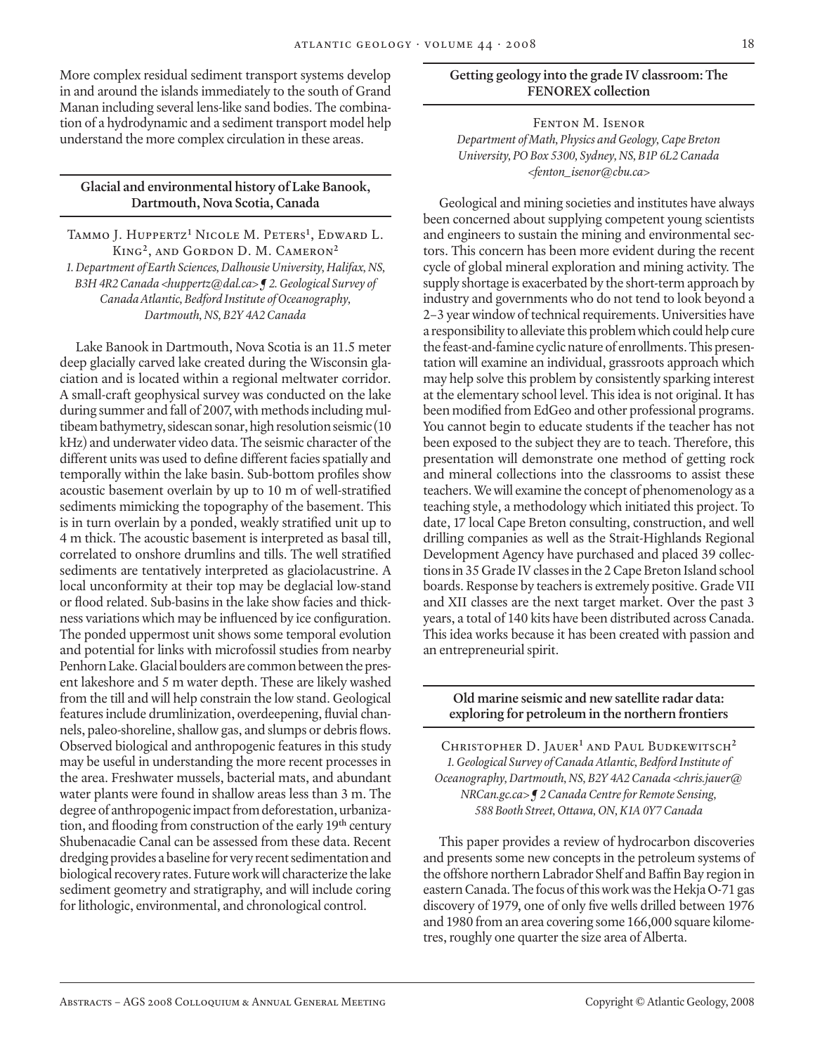More complex residual sediment transport systems develop in and around the islands immediately to the south of Grand Manan including several lens-like sand bodies. The combination of a hydrodynamic and a sediment transport model help understand the more complex circulation in these areas.

## Glacial and environmental history of Lake Banook, Dartmouth, Nova Scotia, Canada

Tammo J. Huppertz[1] Nicole M. Peters[1], Edward L. King[2], and Gordon D. M. Cameron[2]

*1. Department of Earth Sciences, Dalhousie University, Halifax, NS, B3H 4R2 Canada <huppertz@dal.ca> ¶ 2. Geological Survey of Canada Atlantic, Bedford Institute of Oceanography, Dartmouth, NS, B2Y 4A2 Canada*

Lake Banook in Dartmouth, Nova Scotia is an 11.5 meter deep glacially carved lake created during the Wisconsin glaciation and is located within a regional meltwater corridor. A small-craft geophysical survey was conducted on the lake during summer and fall of 2007, with methods including multibeam bathymetry, sidescan sonar, high resolution seismic (10 kHz) and underwater video data. The seismic character of the different units was used to define different facies spatially and temporally within the lake basin. Sub-bottom profiles show acoustic basement overlain by up to 10 m of well-stratified sediments mimicking the topography of the basement. This is in turn overlain by a ponded, weakly stratified unit up to 4 m thick. The acoustic basement is interpreted as basal till, correlated to onshore drumlins and tills. The well stratified sediments are tentatively interpreted as glaciolacustrine. A local unconformity at their top may be deglacial low-stand or flood related. Sub-basins in the lake show facies and thickness variations which may be influenced by ice configuration. The ponded uppermost unit shows some temporal evolution and potential for links with microfossil studies from nearby Penhorn Lake. Glacial boulders are common between the present lakeshore and 5 m water depth. These are likely washed from the till and will help constrain the low stand. Geological features include drumlinization, overdeepening, fluvial channels, paleo-shoreline, shallow gas, and slumps or debris flows. Observed biological and anthropogenic features in this study may be useful in understanding the more recent processes in the area. Freshwater mussels, bacterial mats, and abundant water plants were found in shallow areas less than 3 m. The degree of anthropogenic impact from deforestation, urbanization, and flooding from construction of the early 19th century Shubenacadie Canal can be assessed from these data. Recent dredging provides a baseline for very recent sedimentation and biological recovery rates. Future work will characterize the lake sediment geometry and stratigraphy, and will include coring for lithologic, environmental, and chronological control.

## Getting geology into the grade IV classroom: The FENOREX collection

Fenton M. Isenor

*Department of Math, Physics and Geology, Cape Breton University, PO Box 5300, Sydney, NS, B1P 6L2 Canada <fenton_isenor@cbu.ca>*

Geological and mining societies and institutes have always been concerned about supplying competent young scientists and engineers to sustain the mining and environmental sectors. This concern has been more evident during the recent cycle of global mineral exploration and mining activity. The supply shortage is exacerbated by the short-term approach by industry and governments who do not tend to look beyond a 2–3 year window of technical requirements. Universities have a responsibility to alleviate this problem which could help cure the feast-and-famine cyclic nature of enrollments. This presentation will examine an individual, grassroots approach which may help solve this problem by consistently sparking interest at the elementary school level. This idea is not original. It has been modified from EdGeo and other professional programs. You cannot begin to educate students if the teacher has not been exposed to the subject they are to teach. Therefore, this presentation will demonstrate one method of getting rock and mineral collections into the classrooms to assist these teachers. We will examine the concept of phenomenology as a teaching style, a methodology which initiated this project. To date, 17 local Cape Breton consulting, construction, and well drilling companies as well as the Strait-Highlands Regional Development Agency have purchased and placed 39 collections in 35 Grade IV classes in the 2 Cape Breton Island school boards. Response by teachers is extremely positive. Grade VII and XII classes are the next target market. Over the past 3 years, a total of 140 kits have been distributed across Canada. This idea works because it has been created with passion and an entrepreneurial spirit.

## Old marine seismic and new satellite radar data: exploring for petroleum in the northern frontiers

Christopher D. Jauer[1] and Paul Budkewitsch[2]

*1. Geological Survey of Canada Atlantic, Bedford Institute of Oceanography, Dartmouth, NS, B2Y 4A2 Canada <chris.jauer@NRCan.gc.ca> ¶ 2 Canada Centre for Remote Sensing, 588 Booth Street, Ottawa, ON, K1A 0Y7 Canada*

This paper provides a review of hydrocarbon discoveries and presents some new concepts in the petroleum systems of the offshore northern Labrador Shelf and Baffin Bay region in eastern Canada. The focus of this work was the Hekja O-71 gas discovery of 1979, one of only five wells drilled between 1976 and 1980 from an area covering some 166,000 square kilometres, roughly one quarter the size area of Alberta.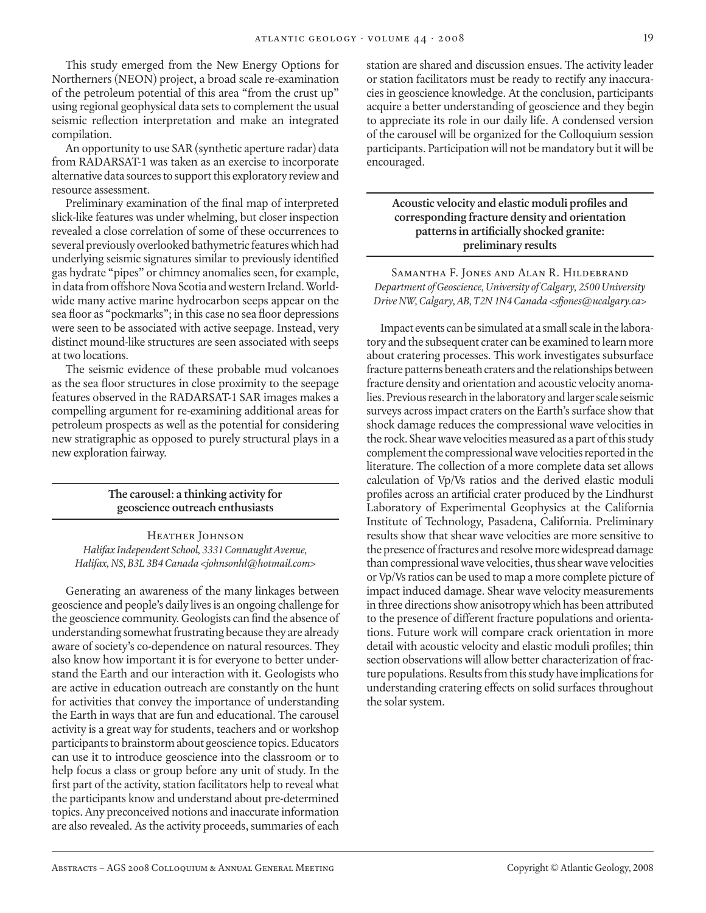This study emerged from the New Energy Options for Northerners (NEON) project, a broad scale re-examination of the petroleum potential of this area "from the crust up" using regional geophysical data sets to complement the usual seismic reflection interpretation and make an integrated compilation.

An opportunity to use SAR (synthetic aperture radar) data from RADARSAT-1 was taken as an exercise to incorporate alternative data sources to support this exploratory review and resource assessment.

Preliminary examination of the final map of interpreted slick-like features was under whelming, but closer inspection revealed a close correlation of some of these occurrences to several previously overlooked bathymetric features which had underlying seismic signatures similar to previously identified gas hydrate "pipes" or chimney anomalies seen, for example, in data from offshore Nova Scotia and western Ireland. Worldwide many active marine hydrocarbon seeps appear on the sea floor as "pockmarks"; in this case no sea floor depressions were seen to be associated with active seepage. Instead, very distinct mound-like structures are seen associated with seeps at two locations.

The seismic evidence of these probable mud volcanoes as the sea floor structures in close proximity to the seepage features observed in the RADARSAT-1 SAR images makes a compelling argument for re-examining additional areas for petroleum prospects as well as the potential for considering new stratigraphic as opposed to purely structural plays in a new exploration fairway.

## The carousel: a thinking activity for geoscience outreach enthusiasts

Heather Johnson

*Halifax Independent School, 3331 Connaught Avenue, Halifax, NS, B3L 3B4 Canada <johnsonhl@hotmail.com>*

Generating an awareness of the many linkages between geoscience and people's daily lives is an ongoing challenge for the geoscience community. Geologists can find the absence of understanding somewhat frustrating because they are already aware of society's co-dependence on natural resources. They also know how important it is for everyone to better understand the Earth and our interaction with it. Geologists who are active in education outreach are constantly on the hunt for activities that convey the importance of understanding the Earth in ways that are fun and educational. The carousel activity is a great way for students, teachers and or workshop participants to brainstorm about geoscience topics. Educators can use it to introduce geoscience into the classroom or to help focus a class or group before any unit of study. In the first part of the activity, station facilitators help to reveal what the participants know and understand about pre-determined topics. Any preconceived notions and inaccurate information are also revealed. As the activity proceeds, summaries of each station are shared and discussion ensues. The activity leader or station facilitators must be ready to rectify any inaccuracies in geoscience knowledge. At the conclusion, participants acquire a better understanding of geoscience and they begin to appreciate its role in our daily life. A condensed version of the carousel will be organized for the Colloquium session participants. Participation will not be mandatory but it will be encouraged.

## Acoustic velocity and elastic moduli profiles and corresponding fracture density and orientation patterns in artificially shocked granite: preliminary results

Samantha F. Jones and Alan R. Hildebrand

*Department of Geoscience, University of Calgary, 2500 University Drive NW, Calgary, AB, T2N 1N4 Canada <sfjones@ucalgary.ca>*

Impact events can be simulated at a small scale in the laboratory and the subsequent crater can be examined to learn more about cratering processes. This work investigates subsurface fracture patterns beneath craters and the relationships between fracture density and orientation and acoustic velocity anomalies. Previous research in the laboratory and larger scale seismic surveys across impact craters on the Earth's surface show that shock damage reduces the compressional wave velocities in the rock. Shear wave velocities measured as a part of this study complement the compressional wave velocities reported in the literature. The collection of a more complete data set allows calculation of Vp/Vs ratios and the derived elastic moduli profiles across an artificial crater produced by the Lindhurst Laboratory of Experimental Geophysics at the California Institute of Technology, Pasadena, California. Preliminary results show that shear wave velocities are more sensitive to the presence of fractures and resolve more widespread damage than compressional wave velocities, thus shear wave velocities or Vp/Vs ratios can be used to map a more complete picture of impact induced damage. Shear wave velocity measurements in three directions show anisotropy which has been attributed to the presence of different fracture populations and orientations. Future work will compare crack orientation in more detail with acoustic velocity and elastic moduli profiles; thin section observations will allow better characterization of fracture populations. Results from this study have implications for understanding cratering effects on solid surfaces throughout the solar system.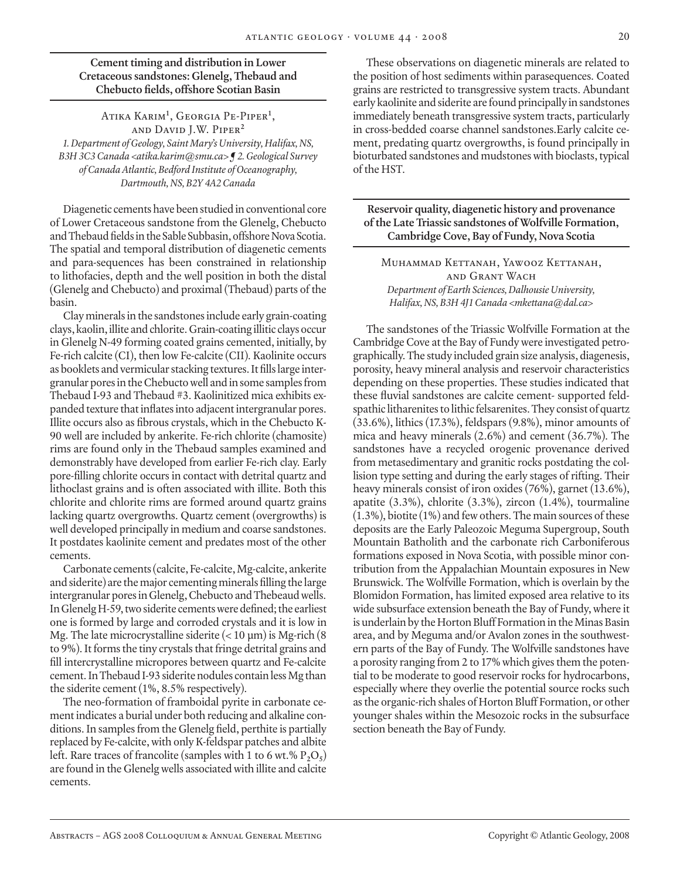## Cement timing and distribution in Lower Cretaceous sandstones: Glenelg, Thebaud and Chebucto fields, offshore Scotian Basin

Atika Karim[1], Georgia Pe-Piper[1], and David J.W. Piper[2]

*1. Department of Geology, Saint Mary's University, Halifax, NS, B3H 3C3 Canada <atika.karim@smu.ca> ¶ 2. Geological Survey of Canada Atlantic, Bedford Institute of Oceanography, Dartmouth, NS, B2Y 4A2 Canada*

Diagenetic cements have been studied in conventional core of Lower Cretaceous sandstone from the Glenelg, Chebucto and Thebaud fields in the Sable Subbasin, offshore Nova Scotia. The spatial and temporal distribution of diagenetic cements and para-sequences has been constrained in relationship to lithofacies, depth and the well position in both the distal (Glenelg and Chebucto) and proximal (Thebaud) parts of the basin.

Clay minerals in the sandstones include early grain-coating clays, kaolin, illite and chlorite. Grain-coating illitic clays occur in Glenelg N-49 forming coated grains cemented, initially, by Fe-rich calcite (CI), then low Fe-calcite (CII). Kaolinite occurs as booklets and vermicular stacking textures. It fills large intergranular pores in the Chebucto well and in some samples from Thebaud I-93 and Thebaud #3. Kaolinitized mica exhibits expanded texture that inflates into adjacent intergranular pores. Illite occurs also as fibrous crystals, which in the Chebucto K-90 well are included by ankerite. Fe-rich chlorite (chamosite) rims are found only in the Thebaud samples examined and demonstrably have developed from earlier Fe-rich clay. Early pore-filling chlorite occurs in contact with detrital quartz and lithoclast grains and is often associated with illite. Both this chlorite and chlorite rims are formed around quartz grains lacking quartz overgrowths. Quartz cement (overgrowths) is well developed principally in medium and coarse sandstones. It postdates kaolinite cement and predates most of the other cements.

Carbonate cements (calcite, Fe-calcite, Mg-calcite, ankerite and siderite) are the major cementing minerals filling the large intergranular pores in Glenelg, Chebucto and Thebaud wells. In Glenelg H-59, two siderite cements were defined; the earliest one is formed by large and corroded crystals and it is low in Mg. The late microcrystalline siderite (< 10 µm) is Mg-rich (8 to 9%). It forms the tiny crystals that fringe detrital grains and fill intercrystalline micropores between quartz and Fe-calcite cement. In Thebaud I-93 siderite nodules contain less Mg than the siderite cement (1%, 8.5% respectively).

The neo-formation of framboidal pyrite in carbonate cement indicates a burial under both reducing and alkaline conditions. In samples from the Glenelg field, perthite is partially replaced by Fe-calcite, with only K-feldspar patches and albite left. Rare traces of francolite (samples with 1 to 6 wt.% $P_2O_5$) are found in the Glenelg wells associated with illite and calcite cements.

These observations on diagenetic minerals are related to the position of host sediments within parasequences. Coated grains are restricted to transgressive system tracts. Abundant early kaolinite and siderite are found principally in sandstones immediately beneath transgressive system tracts, particularly in cross-bedded coarse channel sandstones.Early calcite cement, predating quartz overgrowths, is found principally in bioturbated sandstones and mudstones with bioclasts, typical of the HST.

## Reservoir quality, diagenetic history and provenance of the Late Triassic sandstones of Wolfville Formation, Cambridge Cove, Bay of Fundy, Nova Scotia

Muhammad Kettanah, Yawooz Kettanah, and Grant Wach

*Department of Earth Sciences, Dalhousie University, Halifax, NS, B3H 4J1 Canada <mkettana@dal.ca>*

The sandstones of the Triassic Wolfville Formation at the Cambridge Cove at the Bay of Fundy were investigated petrographically. The study included grain size analysis, diagenesis, porosity, heavy mineral analysis and reservoir characteristics depending on these properties. These studies indicated that these fluvial sandstones are calcite cement- supported feldspathic litharenites to lithic felsarenites. They consist of quartz (33.6%), lithics (17.3%), feldspars (9.8%), minor amounts of mica and heavy minerals (2.6%) and cement (36.7%). The sandstones have a recycled orogenic provenance derived from metasedimentary and granitic rocks postdating the collision type setting and during the early stages of rifting. Their heavy minerals consist of iron oxides (76%), garnet (13.6%), apatite (3.3%), chlorite (3.3%), zircon (1.4%), tourmaline (1.3%), biotite (1%) and few others. The main sources of these deposits are the Early Paleozoic Meguma Supergroup, South Mountain Batholith and the carbonate rich Carboniferous formations exposed in Nova Scotia, with possible minor contribution from the Appalachian Mountain exposures in New Brunswick. The Wolfville Formation, which is overlain by the Blomidon Formation, has limited exposed area relative to its wide subsurface extension beneath the Bay of Fundy, where it is underlain by the Horton Bluff Formation in the Minas Basin area, and by Meguma and/or Avalon zones in the southwestern parts of the Bay of Fundy. The Wolfville sandstones have a porosity ranging from 2 to 17% which gives them the potential to be moderate to good reservoir rocks for hydrocarbons, especially where they overlie the potential source rocks such as the organic-rich shales of Horton Bluff Formation, or other younger shales within the Mesozoic rocks in the subsurface section beneath the Bay of Fundy.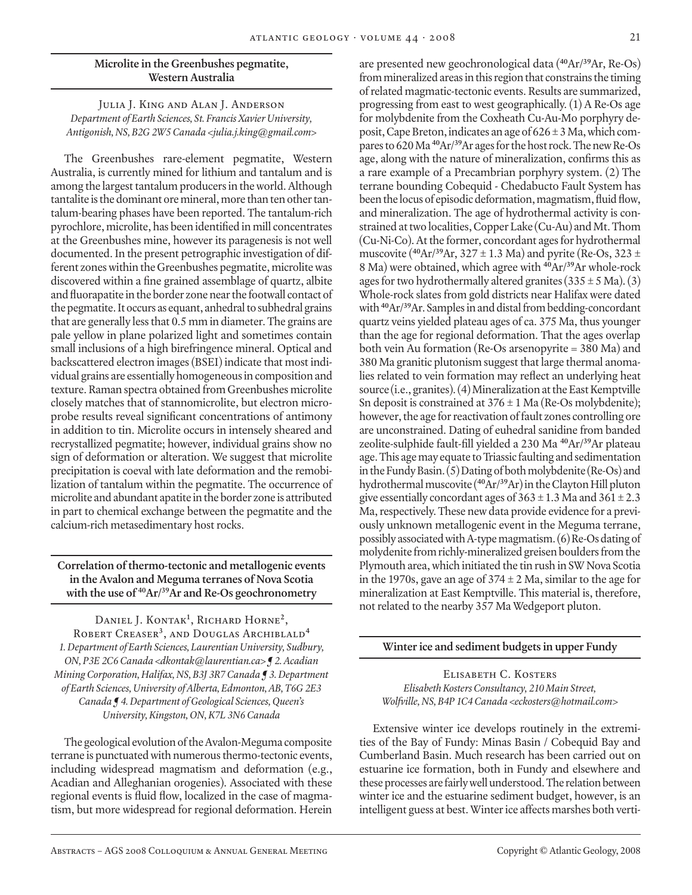## Microlite in the Greenbushes pegmatite, Western Australia

Julia J. King and Alan J. Anderson
*Department of Earth Sciences, St. Francis Xavier University, Antigonish, NS, B2G 2W5 Canada <julia.j.king@gmail.com>*

The Greenbushes rare-element pegmatite, Western Australia, is currently mined for lithium and tantalum and is among the largest tantalum producers in the world. Although tantalite is the dominant ore mineral, more than ten other tantalum-bearing phases have been reported. The tantalum-rich pyrochlore, microlite, has been identified in mill concentrates at the Greenbushes mine, however its paragenesis is not well documented. In the present petrographic investigation of different zones within the Greenbushes pegmatite, microlite was discovered within a fine grained assemblage of quartz, albite and fluorapatite in the border zone near the footwall contact of the pegmatite. It occurs as equant, anhedral to subhedral grains that are generally less that 0.5 mm in diameter. The grains are pale yellow in plane polarized light and sometimes contain small inclusions of a high birefringence mineral. Optical and backscattered electron images (BSEI) indicate that most individual grains are essentially homogeneous in composition and texture. Raman spectra obtained from Greenbushes microlite closely matches that of stannomicrolite, but electron microprobe results reveal significant concentrations of antimony in addition to tin. Microlite occurs in intensely sheared and recrystallized pegmatite; however, individual grains show no sign of deformation or alteration. We suggest that microlite precipitation is coeval with late deformation and the remobilization of tantalum within the pegmatite. The occurrence of microlite and abundant apatite in the border zone is attributed in part to chemical exchange between the pegmatite and the calcium-rich metasedimentary host rocks.

## Correlation of thermo-tectonic and metallogenic events in the Avalon and Meguma terranes of Nova Scotia with the use of $^{40}Ar/^{39}Ar$ and Re-Os geochronometry

Daniel J. Kontak[1], Richard Horne[2], Robert Creaser[3], and Douglas Archiblald[4]
*1. Department of Earth Sciences, Laurentian University, Sudbury, ON, P3E 2C6 Canada <dkontak@laurentian.ca> ❡ 2. Acadian Mining Corporation, Halifax, NS, B3J 3R7 Canada ❡ 3. Department of Earth Sciences, University of Alberta, Edmonton, AB, T6G 2E3 Canada ❡ 4. Department of Geological Sciences, Queen's University, Kingston, ON, K7L 3N6 Canada*

The geological evolution of the Avalon-Meguma composite terrane is punctuated with numerous thermo-tectonic events, including widespread magmatism and deformation (e.g., Acadian and Alleghanian orogenies). Associated with these regional events is fluid flow, localized in the case of magmatism, but more widespread for regional deformation. Herein are presented new geochronological data ($^{40}Ar/^{39}Ar$, Re-Os) from mineralized areas in this region that constrains the timing of related magmatic-tectonic events. Results are summarized, progressing from east to west geographically. (1) A Re-Os age for molybdenite from the Coxheath Cu-Au-Mo porphyry deposit, Cape Breton, indicates an age of 626 ± 3 Ma, which compares to 620 Ma $^{40}Ar/^{39}Ar$ ages for the host rock. The new Re-Os age, along with the nature of mineralization, confirms this as a rare example of a Precambrian porphyry system. (2) The terrane bounding Cobequid - Chedabucto Fault System has been the locus of episodic deformation, magmatism, fluid flow, and mineralization. The age of hydrothermal activity is constrained at two localities, Copper Lake (Cu-Au) and Mt. Thom (Cu-Ni-Co). At the former, concordant ages for hydrothermal muscovite ($^{40}Ar/^{39}Ar$, 327 ± 1.3 Ma) and pyrite (Re-Os, 323 ± 8 Ma) were obtained, which agree with $^{40}Ar/^{39}Ar$ whole-rock ages for two hydrothermally altered granites (335 ± 5 Ma). (3) Whole-rock slates from gold districts near Halifax were dated with $^{40}Ar/^{39}Ar$. Samples in and distal from bedding-concordant quartz veins yielded plateau ages of ca. 375 Ma, thus younger than the age for regional deformation. That the ages overlap both vein Au formation (Re-Os arsenopyrite = 380 Ma) and 380 Ma granitic plutonism suggest that large thermal anomalies related to vein formation may reflect an underlying heat source (i.e., granites). (4) Mineralization at the East Kemptville Sn deposit is constrained at 376 ± 1 Ma (Re-Os molybdenite); however, the age for reactivation of fault zones controlling ore are unconstrained. Dating of euhedral sanidine from banded zeolite-sulphide fault-fill yielded a 230 Ma $^{40}Ar/^{39}Ar$ plateau age. This age may equate to Triassic faulting and sedimentation in the Fundy Basin. (5) Dating of both molybdenite (Re-Os) and hydrothermal muscovite ($^{40}Ar/^{39}Ar$) in the Clayton Hill pluton give essentially concordant ages of 363 ± 1.3 Ma and 361 ± 2.3 Ma, respectively. These new data provide evidence for a previously unknown metallogenic event in the Meguma terrane, possibly associated with A-type magmatism. (6) Re-Os dating of molydenite from richly-mineralized greisen boulders from the Plymouth area, which initiated the tin rush in SW Nova Scotia in the 1970s, gave an age of 374 ± 2 Ma, similar to the age for mineralization at East Kemptville. This material is, therefore, not related to the nearby 357 Ma Wedgeport pluton.

## Winter ice and sediment budgets in upper Fundy

Elisabeth C. Kosters
*Elisabeth Kosters Consultancy, 210 Main Street, Wolfville, NS, B4P 1C4 Canada <eckosters@hotmail.com>*

Extensive winter ice develops routinely in the extremities of the Bay of Fundy: Minas Basin / Cobequid Bay and Cumberland Basin. Much research has been carried out on estuarine ice formation, both in Fundy and elsewhere and these processes are fairly well understood. The relation between winter ice and the estuarine sediment budget, however, is an intelligent guess at best. Winter ice affects marshes both verti-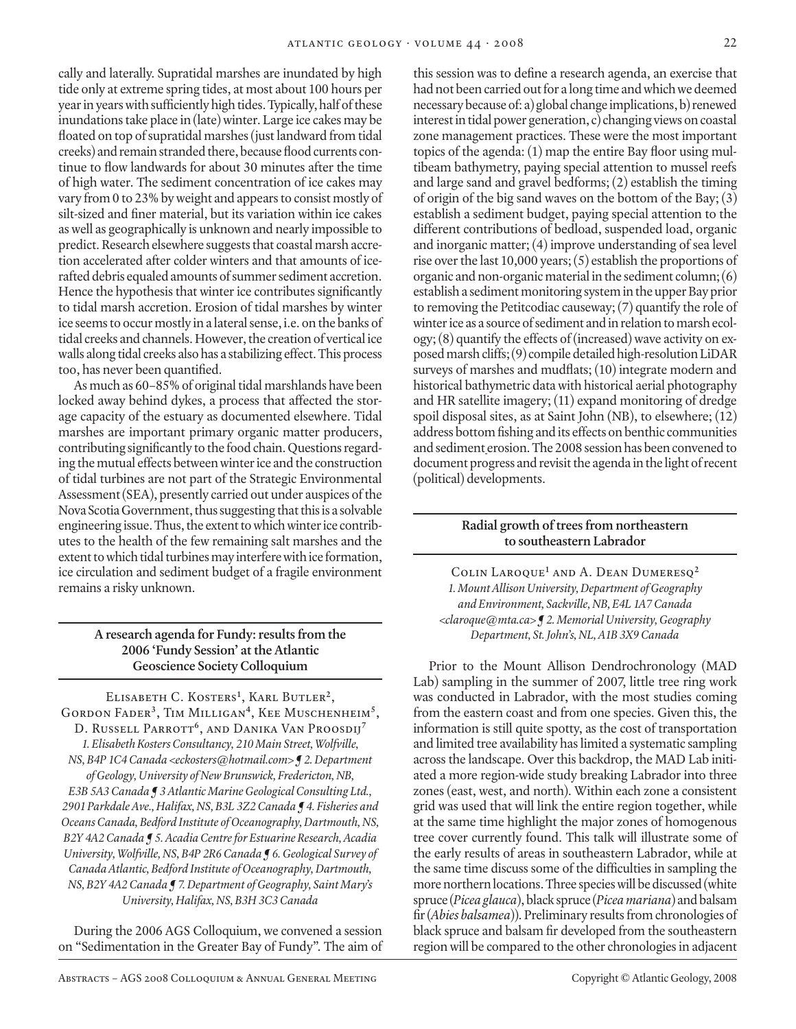cally and laterally. Supratidal marshes are inundated by high tide only at extreme spring tides, at most about 100 hours per year in years with sufficiently high tides. Typically, half of these inundations take place in (late) winter. Large ice cakes may be floated on top of supratidal marshes (just landward from tidal creeks) and remain stranded there, because flood currents continue to flow landwards for about 30 minutes after the time of high water. The sediment concentration of ice cakes may vary from 0 to 23% by weight and appears to consist mostly of silt-sized and finer material, but its variation within ice cakes as well as geographically is unknown and nearly impossible to predict. Research elsewhere suggests that coastal marsh accretion accelerated after colder winters and that amounts of ice-rafted debris equaled amounts of summer sediment accretion. Hence the hypothesis that winter ice contributes significantly to tidal marsh accretion. Erosion of tidal marshes by winter ice seems to occur mostly in a lateral sense, i.e. on the banks of tidal creeks and channels. However, the creation of vertical ice walls along tidal creeks also has a stabilizing effect. This process too, has never been quantified.

As much as 60–85% of original tidal marshlands have been locked away behind dykes, a process that affected the storage capacity of the estuary as documented elsewhere. Tidal marshes are important primary organic matter producers, contributing significantly to the food chain. Questions regarding the mutual effects between winter ice and the construction of tidal turbines are not part of the Strategic Environmental Assessment (SEA), presently carried out under auspices of the Nova Scotia Government, thus suggesting that this is a solvable engineering issue. Thus, the extent to which winter ice contributes to the health of the few remaining salt marshes and the extent to which tidal turbines may interfere with ice formation, ice circulation and sediment budget of a fragile environment remains a risky unknown.

## A research agenda for Fundy: results from the 2006 'Fundy Session' at the Atlantic Geoscience Society Colloquium

Elisabeth C. Kosters[1], Karl Butler[2], Gordon Fader[3], Tim Milligan[4], Kee Muschenheim[5], D. Russell Parrott[6], and Danika Van Proosdij[7]

*1. Elisabeth Kosters Consultancy, 210 Main Street, Wolfville, NS, B4P 1C4 Canada <eckosters@hotmail.com> ¶ 2. Department of Geology, University of New Brunswick, Fredericton, NB, E3B 5A3 Canada ¶ 3 Atlantic Marine Geological Consulting Ltd., 2901 Parkdale Ave., Halifax, NS, B3L 3Z2 Canada ¶ 4. Fisheries and Oceans Canada, Bedford Institute of Oceanography, Dartmouth, NS, B2Y 4A2 Canada ¶ 5. Acadia Centre for Estuarine Research, Acadia University, Wolfville, NS, B4P 2R6 Canada ¶ 6. Geological Survey of Canada Atlantic, Bedford Institute of Oceanography, Dartmouth, NS, B2Y 4A2 Canada ¶ 7. Department of Geography, Saint Mary's University, Halifax, NS, B3H 3C3 Canada*

During the 2006 AGS Colloquium, we convened a session on "Sedimentation in the Greater Bay of Fundy". The aim of this session was to define a research agenda, an exercise that had not been carried out for a long time and which we deemed necessary because of: a) global change implications, b) renewed interest in tidal power generation, c) changing views on coastal zone management practices. These were the most important topics of the agenda: (1) map the entire Bay floor using multibeam bathymetry, paying special attention to mussel reefs and large sand and gravel bedforms; (2) establish the timing of origin of the big sand waves on the bottom of the Bay; (3) establish a sediment budget, paying special attention to the different contributions of bedload, suspended load, organic and inorganic matter; (4) improve understanding of sea level rise over the last 10,000 years; (5) establish the proportions of organic and non-organic material in the sediment column; (6) establish a sediment monitoring system in the upper Bay prior to removing the Petitcodiac causeway; (7) quantify the role of winter ice as a source of sediment and in relation to marsh ecology; (8) quantify the effects of (increased) wave activity on exposed marsh cliffs; (9) compile detailed high-resolution LiDAR surveys of marshes and mudflats; (10) integrate modern and historical bathymetric data with historical aerial photography and HR satellite imagery; (11) expand monitoring of dredge spoil disposal sites, as at Saint John (NB), to elsewhere; (12) address bottom fishing and its effects on benthic communities and sediment erosion. The 2008 session has been convened to document progress and revisit the agenda in the light of recent (political) developments.

## Radial growth of trees from northeastern to southeastern Labrador

Colin Laroque[1] and A. Dean Dumeresq[2]

*1. Mount Allison University, Department of Geography and Environment, Sackville, NB, E4L 1A7 Canada <claroque@mta.ca> ¶ 2. Memorial University, Geography Department, St. John's, NL, A1B 3X9 Canada*

Prior to the Mount Allison Dendrochronology (MAD Lab) sampling in the summer of 2007, little tree ring work was conducted in Labrador, with the most studies coming from the eastern coast and from one species. Given this, the information is still quite spotty, as the cost of transportation and limited tree availability has limited a systematic sampling across the landscape. Over this backdrop, the MAD Lab initiated a more region-wide study breaking Labrador into three zones (east, west, and north). Within each zone a consistent grid was used that will link the entire region together, while at the same time highlight the major zones of homogenous tree cover currently found. This talk will illustrate some of the early results of areas in southeastern Labrador, while at the same time discuss some of the difficulties in sampling the more northern locations. Three species will be discussed (white spruce (*Picea glauca*), black spruce (*Picea mariana*) and balsam fir (*Abies balsamea*)). Preliminary results from chronologies of black spruce and balsam fir developed from the southeastern region will be compared to the other chronologies in adjacent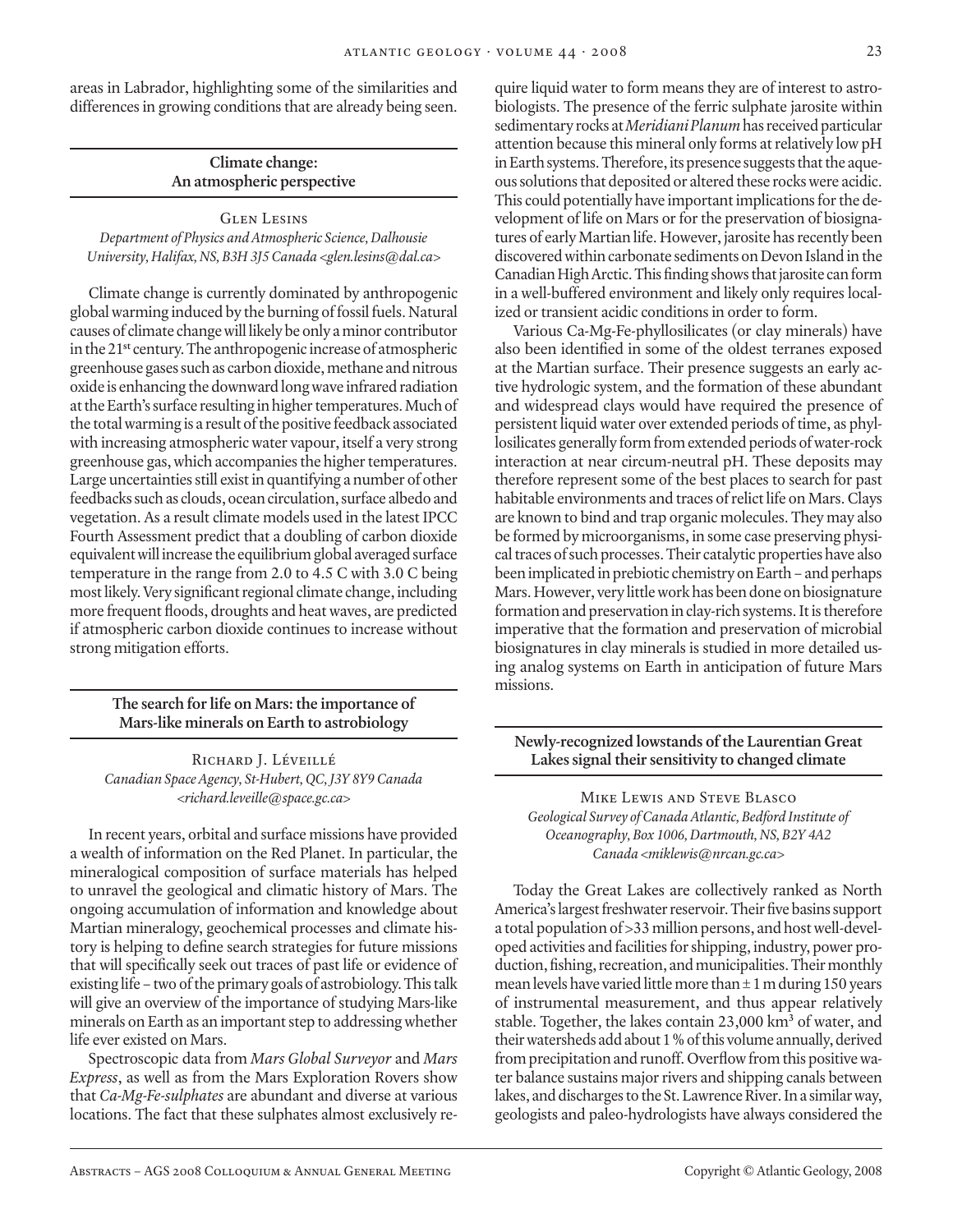areas in Labrador, highlighting some of the similarities and differences in growing conditions that are already being seen.

## Climate change: An atmospheric perspective

Glen Lesins

*Department of Physics and Atmospheric Science, Dalhousie University, Halifax, NS, B3H 3J5 Canada <glen.lesins@dal.ca>*

Climate change is currently dominated by anthropogenic global warming induced by the burning of fossil fuels. Natural causes of climate change will likely be only a minor contributor in the 21st century. The anthropogenic increase of atmospheric greenhouse gases such as carbon dioxide, methane and nitrous oxide is enhancing the downward long wave infrared radiation at the Earth's surface resulting in higher temperatures. Much of the total warming is a result of the positive feedback associated with increasing atmospheric water vapour, itself a very strong greenhouse gas, which accompanies the higher temperatures. Large uncertainties still exist in quantifying a number of other feedbacks such as clouds, ocean circulation, surface albedo and vegetation. As a result climate models used in the latest IPCC Fourth Assessment predict that a doubling of carbon dioxide equivalent will increase the equilibrium global averaged surface temperature in the range from 2.0 to 4.5 C with 3.0 C being most likely. Very significant regional climate change, including more frequent floods, droughts and heat waves, are predicted if atmospheric carbon dioxide continues to increase without strong mitigation efforts.

## The search for life on Mars: the importance of Mars-like minerals on Earth to astrobiology

Richard J. Léveillé

*Canadian Space Agency, St-Hubert, QC, J3Y 8Y9 Canada <richard.leveille@space.gc.ca>*

In recent years, orbital and surface missions have provided a wealth of information on the Red Planet. In particular, the mineralogical composition of surface materials has helped to unravel the geological and climatic history of Mars. The ongoing accumulation of information and knowledge about Martian mineralogy, geochemical processes and climate history is helping to define search strategies for future missions that will specifically seek out traces of past life or evidence of existing life – two of the primary goals of astrobiology. This talk will give an overview of the importance of studying Mars-like minerals on Earth as an important step to addressing whether life ever existed on Mars.

Spectroscopic data from *Mars Global Surveyor* and *Mars Express*, as well as from the Mars Exploration Rovers show that *Ca-Mg-Fe-sulphates* are abundant and diverse at various locations. The fact that these sulphates almost exclusively require liquid water to form means they are of interest to astrobiologists. The presence of the ferric sulphate jarosite within sedimentary rocks at *Meridiani Planum* has received particular attention because this mineral only forms at relatively low pH in Earth systems. Therefore, its presence suggests that the aqueous solutions that deposited or altered these rocks were acidic. This could potentially have important implications for the development of life on Mars or for the preservation of biosignatures of early Martian life. However, jarosite has recently been discovered within carbonate sediments on Devon Island in the Canadian High Arctic. This finding shows that jarosite can form in a well-buffered environment and likely only requires localized or transient acidic conditions in order to form.

Various Ca-Mg-Fe-phyllosilicates (or clay minerals) have also been identified in some of the oldest terranes exposed at the Martian surface. Their presence suggests an early active hydrologic system, and the formation of these abundant and widespread clays would have required the presence of persistent liquid water over extended periods of time, as phyllosilicates generally form from extended periods of water-rock interaction at near circum-neutral pH. These deposits may therefore represent some of the best places to search for past habitable environments and traces of relict life on Mars. Clays are known to bind and trap organic molecules. They may also be formed by microorganisms, in some case preserving physical traces of such processes. Their catalytic properties have also been implicated in prebiotic chemistry on Earth – and perhaps Mars. However, very little work has been done on biosignature formation and preservation in clay-rich systems. It is therefore imperative that the formation and preservation of microbial biosignatures in clay minerals is studied in more detailed using analog systems on Earth in anticipation of future Mars missions.

## Newly-recognized lowstands of the Laurentian Great Lakes signal their sensitivity to changed climate

Mike Lewis and Steve Blasco

*Geological Survey of Canada Atlantic, Bedford Institute of Oceanography, Box 1006, Dartmouth, NS, B2Y 4A2 Canada <miklewis@nrcan.gc.ca>*

Today the Great Lakes are collectively ranked as North America's largest freshwater reservoir. Their five basins support a total population of >33 million persons, and host well-developed activities and facilities for shipping, industry, power production, fishing, recreation, and municipalities. Their monthly mean levels have varied little more than ± 1 m during 150 years of instrumental measurement, and thus appear relatively stable. Together, the lakes contain 23,000 km³ of water, and their watersheds add about 1 % of this volume annually, derived from precipitation and runoff. Overflow from this positive water balance sustains major rivers and shipping canals between lakes, and discharges to the St. Lawrence River. In a similar way, geologists and paleo-hydrologists have always considered the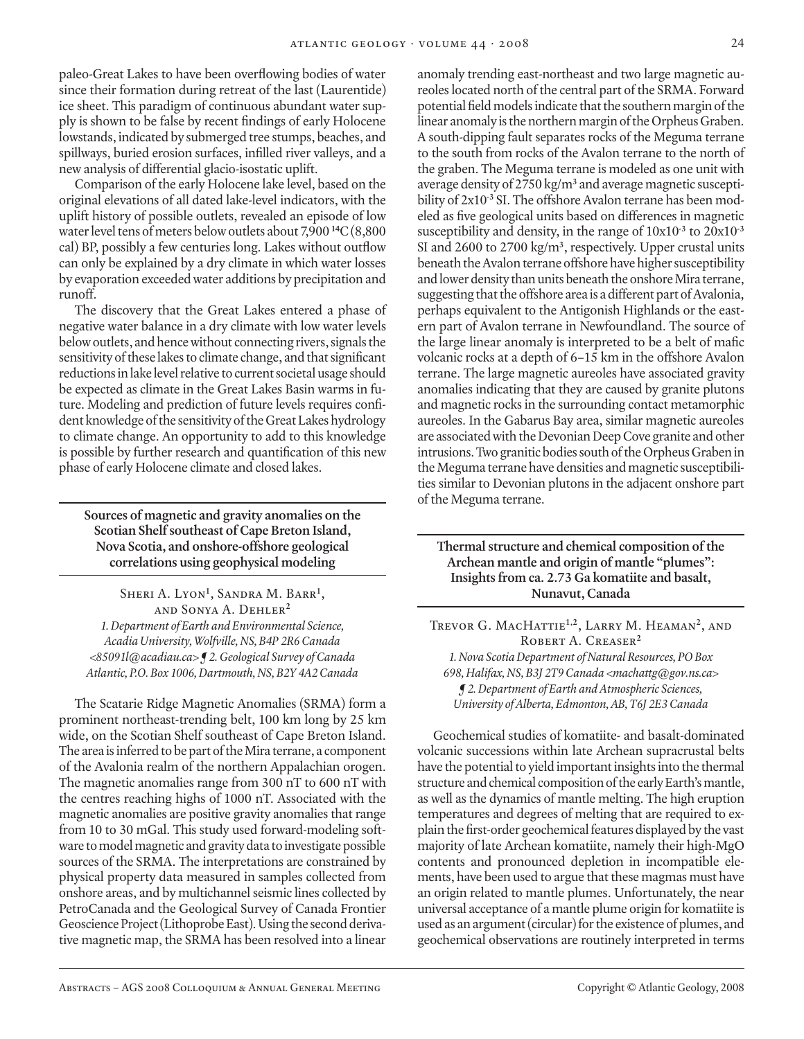paleo-Great Lakes to have been overflowing bodies of water since their formation during retreat of the last (Laurentide) ice sheet. This paradigm of continuous abundant water supply is shown to be false by recent findings of early Holocene lowstands, indicated by submerged tree stumps, beaches, and spillways, buried erosion surfaces, infilled river valleys, and a new analysis of differential glacio-isostatic uplift.

Comparison of the early Holocene lake level, based on the original elevations of all dated lake-level indicators, with the uplift history of possible outlets, revealed an episode of low water level tens of meters below outlets about 7,900 $^{14}$C (8,800 cal) BP, possibly a few centuries long. Lakes without outflow can only be explained by a dry climate in which water losses by evaporation exceeded water additions by precipitation and runoff.

The discovery that the Great Lakes entered a phase of negative water balance in a dry climate with low water levels below outlets, and hence without connecting rivers, signals the sensitivity of these lakes to climate change, and that significant reductions in lake level relative to current societal usage should be expected as climate in the Great Lakes Basin warms in future. Modeling and prediction of future levels requires confident knowledge of the sensitivity of the Great Lakes hydrology to climate change. An opportunity to add to this knowledge is possible by further research and quantification of this new phase of early Holocene climate and closed lakes.

## Sources of magnetic and gravity anomalies on the Scotian Shelf southeast of Cape Breton Island, Nova Scotia, and onshore-offshore geological correlations using geophysical modeling

Sheri A. Lyon[1], Sandra M. Barr[1], and Sonya A. Dehler[2]

*1. Department of Earth and Environmental Science, Acadia University, Wolfville, NS, B4P 2R6 Canada <85091l@acadiau.ca> ¶ 2. Geological Survey of Canada Atlantic, P.O. Box 1006, Dartmouth, NS, B2Y 4A2 Canada*

The Scatarie Ridge Magnetic Anomalies (SRMA) form a prominent northeast-trending belt, 100 km long by 25 km wide, on the Scotian Shelf southeast of Cape Breton Island. The area is inferred to be part of the Mira terrane, a component of the Avalonia realm of the northern Appalachian orogen. The magnetic anomalies range from 300 nT to 600 nT with the centres reaching highs of 1000 nT. Associated with the magnetic anomalies are positive gravity anomalies that range from 10 to 30 mGal. This study used forward-modeling software to model magnetic and gravity data to investigate possible sources of the SRMA. The interpretations are constrained by physical property data measured in samples collected from onshore areas, and by multichannel seismic lines collected by PetroCanada and the Geological Survey of Canada Frontier Geoscience Project (Lithoprobe East). Using the second derivative magnetic map, the SRMA has been resolved into a linear anomaly trending east-northeast and two large magnetic aureoles located north of the central part of the SRMA. Forward potential field models indicate that the southern margin of the linear anomaly is the northern margin of the Orpheus Graben. A south-dipping fault separates rocks of the Meguma terrane to the south from rocks of the Avalon terrane to the north of the graben. The Meguma terrane is modeled as one unit with average density of 2750 kg/m³ and average magnetic susceptibility of $2 \times 10^{-3}$ SI. The offshore Avalon terrane has been modeled as five geological units based on differences in magnetic susceptibility and density, in the range of $10 \times 10^{-3}$ to $20 \times 10^{-3}$ SI and 2600 to 2700 kg/m³, respectively. Upper crustal units beneath the Avalon terrane offshore have higher susceptibility and lower density than units beneath the onshore Mira terrane, suggesting that the offshore area is a different part of Avalonia, perhaps equivalent to the Antigonish Highlands or the eastern part of Avalon terrane in Newfoundland. The source of the large linear anomaly is interpreted to be a belt of mafic volcanic rocks at a depth of 6–15 km in the offshore Avalon terrane. The large magnetic aureoles have associated gravity anomalies indicating that they are caused by granite plutons and magnetic rocks in the surrounding contact metamorphic aureoles. In the Gabarus Bay area, similar magnetic aureoles are associated with the Devonian Deep Cove granite and other intrusions. Two granitic bodies south of the Orpheus Graben in the Meguma terrane have densities and magnetic susceptibilities similar to Devonian plutons in the adjacent onshore part of the Meguma terrane.

## Thermal structure and chemical composition of the Archean mantle and origin of mantle "plumes": Insights from ca. 2.73 Ga komatiite and basalt, Nunavut, Canada

Trevor G. MacHattie[1,2], Larry M. Heaman[2], and Robert A. Creaser[2]

*1. Nova Scotia Department of Natural Resources, PO Box 698, Halifax, NS, B3J 2T9 Canada <machattg@gov.ns.ca> ¶ 2. Department of Earth and Atmospheric Sciences, University of Alberta, Edmonton, AB, T6J 2E3 Canada*

Geochemical studies of komatiite- and basalt-dominated volcanic successions within late Archean supracrustal belts have the potential to yield important insights into the thermal structure and chemical composition of the early Earth's mantle, as well as the dynamics of mantle melting. The high eruption temperatures and degrees of melting that are required to explain the first-order geochemical features displayed by the vast majority of late Archean komatiite, namely their high-MgO contents and pronounced depletion in incompatible elements, have been used to argue that these magmas must have an origin related to mantle plumes. Unfortunately, the near universal acceptance of a mantle plume origin for komatiite is used as an argument (circular) for the existence of plumes, and geochemical observations are routinely interpreted in terms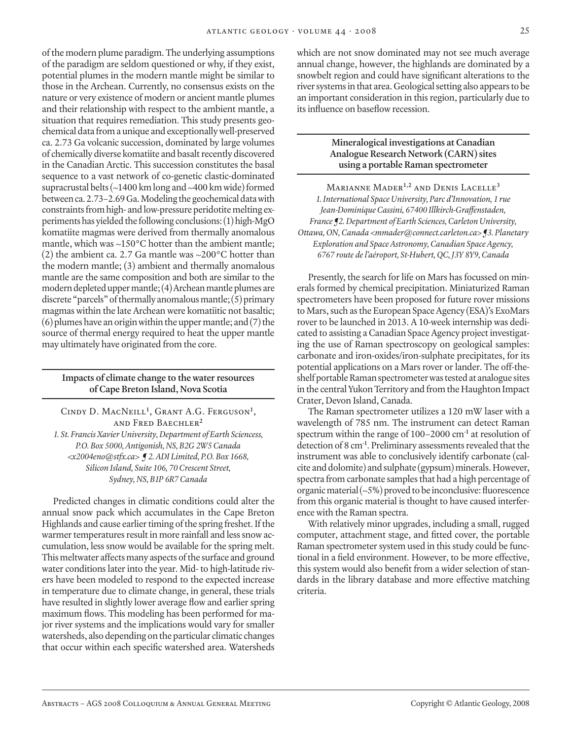of the modern plume paradigm. The underlying assumptions of the paradigm are seldom questioned or why, if they exist, potential plumes in the modern mantle might be similar to those in the Archean. Currently, no consensus exists on the nature or very existence of modern or ancient mantle plumes and their relationship with respect to the ambient mantle, a situation that requires remediation. This study presents geochemical data from a unique and exceptionally well-preserved ca. 2.73 Ga volcanic succession, dominated by large volumes of chemically diverse komatiite and basalt recently discovered in the Canadian Arctic. This succession constitutes the basal sequence to a vast network of co-genetic clastic-dominated supracrustal belts (~1400 km long and ~400 km wide) formed between ca. 2.73–2.69 Ga. Modeling the geochemical data with constraints from high- and low-pressure peridotite melting experiments has yielded the following conclusions: (1) high-MgO komatiite magmas were derived from thermally anomalous mantle, which was ~150°C hotter than the ambient mantle; (2) the ambient ca. 2.7 Ga mantle was ~200°C hotter than the modern mantle; (3) ambient and thermally anomalous mantle are the same composition and both are similar to the modern depleted upper mantle; (4) Archean mantle plumes are discrete "parcels" of thermally anomalous mantle; (5) primary magmas within the late Archean were komatiitic not basaltic; (6) plumes have an origin within the upper mantle; and (7) the source of thermal energy required to heat the upper mantle may ultimately have originated from the core.

## Impacts of climate change to the water resources of Cape Breton Island, Nova Scotia

Cindy D. MacNeill[1], Grant A.G. Ferguson[1], and Fred Baechler[2]

*1. St. Francis Xavier University, Department of Earth Sciencess, P.O. Box 5000, Antigonish, NS, B2G 2W5 Canada <x2004eno@stfx.ca> ¶ 2. ADI Limited, P.O. Box 1668, Silicon Island, Suite 106, 70 Crescent Street, Sydney, NS, B1P 6R7 Canada*

Predicted changes in climatic conditions could alter the annual snow pack which accumulates in the Cape Breton Highlands and cause earlier timing of the spring freshet. If the warmer temperatures result in more rainfall and less snow accumulation, less snow would be available for the spring melt. This meltwater affects many aspects of the surface and ground water conditions later into the year. Mid- to high-latitude rivers have been modeled to respond to the expected increase in temperature due to climate change, in general, these trials have resulted in slightly lower average flow and earlier spring maximum flows. This modeling has been performed for major river systems and the implications would vary for smaller watersheds, also depending on the particular climatic changes that occur within each specific watershed area. Watersheds which are not snow dominated may not see much average annual change, however, the highlands are dominated by a snowbelt region and could have significant alterations to the river systems in that area. Geological setting also appears to be an important consideration in this region, particularly due to its influence on baseflow recession.

## Mineralogical investigations at Canadian Analogue Research Network (CARN) sites using a portable Raman spectrometer

Marianne Mader[1,2] and Denis Lacelle[3]

*1. International Space University, Parc d'Innovation, 1 rue Jean-Dominique Cassini, 67400 Illkirch-Graffenstaden, France ¶ 2. Department of Earth Sciences, Carleton University, Ottawa, ON, Canada <mmader@connect.carleton.ca> ¶ 3. Planetary Exploration and Space Astronomy, Canadian Space Agency, 6767 route de l'aéroport, St-Hubert, QC, J3Y 8Y9, Canada*

Presently, the search for life on Mars has focussed on minerals formed by chemical precipitation. Miniaturized Raman spectrometers have been proposed for future rover missions to Mars, such as the European Space Agency (ESA)'s ExoMars rover to be launched in 2013. A 10-week internship was dedicated to assisting a Canadian Space Agency project investigating the use of Raman spectroscopy on geological samples: carbonate and iron-oxides/iron-sulphate precipitates, for its potential applications on a Mars rover or lander. The off-the-shelf portable Raman spectrometer was tested at analogue sites in the central Yukon Territory and from the Haughton Impact Crater, Devon Island, Canada.

The Raman spectrometer utilizes a 120 mW laser with a wavelength of 785 nm. The instrument can detect Raman spectrum within the range of 100–2000 $cm^{-1}$ at resolution of detection of 8 $cm^{-1}$. Preliminary assessments revealed that the instrument was able to conclusively identify carbonate (calcite and dolomite) and sulphate (gypsum) minerals. However, spectra from carbonate samples that had a high percentage of organic material (~5%) proved to be inconclusive: fluorescence from this organic material is thought to have caused interference with the Raman spectra.

With relatively minor upgrades, including a small, rugged computer, attachment stage, and fitted cover, the portable Raman spectrometer system used in this study could be functional in a field environment. However, to be more effective, this system would also benefit from a wider selection of standards in the library database and more effective matching criteria.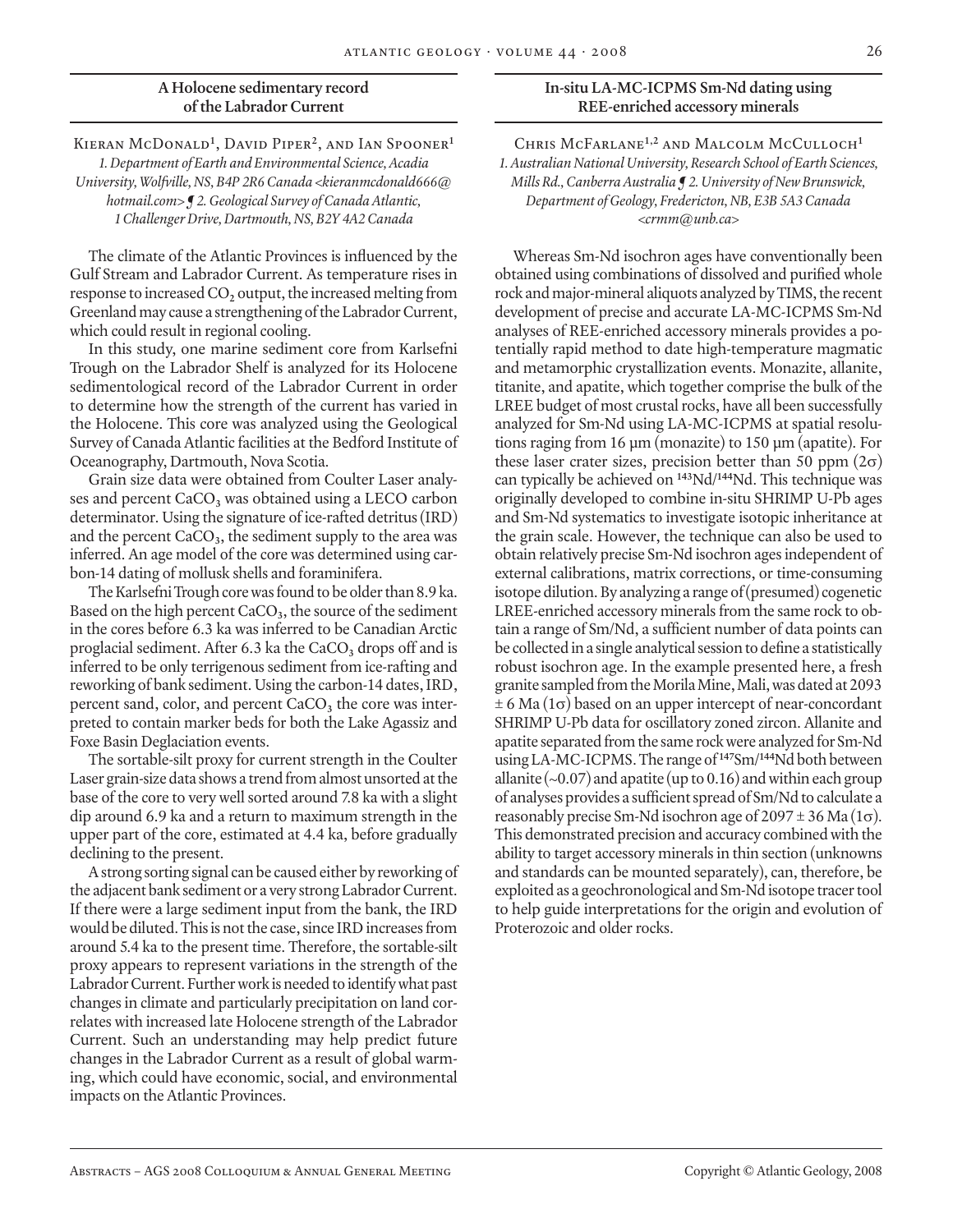## A Holocene sedimentary record of the Labrador Current

Kieran McDonald[1], David Piper[2], and Ian Spooner[1]

*1. Department of Earth and Environmental Science, Acadia University, Wolfville, NS, B4P 2R6 Canada <kieranmcdonald666@hotmail.com> ¶ 2. Geological Survey of Canada Atlantic, 1 Challenger Drive, Dartmouth, NS, B2Y 4A2 Canada*

The climate of the Atlantic Provinces is influenced by the Gulf Stream and Labrador Current. As temperature rises in response to increased $CO_2$ output, the increased melting from Greenland may cause a strengthening of the Labrador Current, which could result in regional cooling.

In this study, one marine sediment core from Karlsefni Trough on the Labrador Shelf is analyzed for its Holocene sedimentological record of the Labrador Current in order to determine how the strength of the current has varied in the Holocene. This core was analyzed using the Geological Survey of Canada Atlantic facilities at the Bedford Institute of Oceanography, Dartmouth, Nova Scotia.

Grain size data were obtained from Coulter Laser analyses and percent $CaCO_3$ was obtained using a LECO carbon determinator. Using the signature of ice-rafted detritus (IRD) and the percent $CaCO_3$, the sediment supply to the area was inferred. An age model of the core was determined using carbon-14 dating of mollusk shells and foraminifera.

The Karlsefni Trough core was found to be older than 8.9 ka. Based on the high percent $CaCO_3$, the source of the sediment in the cores before 6.3 ka was inferred to be Canadian Arctic proglacial sediment. After 6.3 ka the $CaCO_3$ drops off and is inferred to be only terrigenous sediment from ice-rafting and reworking of bank sediment. Using the carbon-14 dates, IRD, percent sand, color, and percent $CaCO_3$ the core was interpreted to contain marker beds for both the Lake Agassiz and Foxe Basin Deglaciation events.

The sortable-silt proxy for current strength in the Coulter Laser grain-size data shows a trend from almost unsorted at the base of the core to very well sorted around 7.8 ka with a slight dip around 6.9 ka and a return to maximum strength in the upper part of the core, estimated at 4.4 ka, before gradually declining to the present.

A strong sorting signal can be caused either by reworking of the adjacent bank sediment or a very strong Labrador Current. If there were a large sediment input from the bank, the IRD would be diluted. This is not the case, since IRD increases from around 5.4 ka to the present time. Therefore, the sortable-silt proxy appears to represent variations in the strength of the Labrador Current. Further work is needed to identify what past changes in climate and particularly precipitation on land correlates with increased late Holocene strength of the Labrador Current. Such an understanding may help predict future changes in the Labrador Current as a result of global warming, which could have economic, social, and environmental impacts on the Atlantic Provinces.

## In-situ LA-MC-ICPMS Sm-Nd dating using REE-enriched accessory minerals

Chris McFarlane[1,2] and Malcolm McCulloch[1]

*1. Australian National University, Research School of Earth Sciences, Mills Rd., Canberra Australia ¶ 2. University of New Brunswick, Department of Geology, Fredericton, NB, E3B 5A3 Canada <crmm@unb.ca>*

Whereas Sm-Nd isochron ages have conventionally been obtained using combinations of dissolved and purified whole rock and major-mineral aliquots analyzed by TIMS, the recent development of precise and accurate LA-MC-ICPMS Sm-Nd analyses of REE-enriched accessory minerals provides a potentially rapid method to date high-temperature magmatic and metamorphic crystallization events. Monazite, allanite, titanite, and apatite, which together comprise the bulk of the LREE budget of most crustal rocks, have all been successfully analyzed for Sm-Nd using LA-MC-ICPMS at spatial resolutions raging from 16 µm (monazite) to 150 µm (apatite). For these laser crater sizes, precision better than 50 ppm ($2\sigma$) can typically be achieved on $^{143}Nd/^{144}Nd$. This technique was originally developed to combine in-situ SHRIMP U-Pb ages and Sm-Nd systematics to investigate isotopic inheritance at the grain scale. However, the technique can also be used to obtain relatively precise Sm-Nd isochron ages independent of external calibrations, matrix corrections, or time-consuming isotope dilution. By analyzing a range of (presumed) cogenetic LREE-enriched accessory minerals from the same rock to obtain a range of Sm/Nd, a sufficient number of data points can be collected in a single analytical session to define a statistically robust isochron age. In the example presented here, a fresh granite sampled from the Morila Mine, Mali, was dated at 2093 $\pm$ 6 Ma ($1\sigma$) based on an upper intercept of near-concordant SHRIMP U-Pb data for oscillatory zoned zircon. Allanite and apatite separated from the same rock were analyzed for Sm-Nd using LA-MC-ICPMS. The range of $^{147}Sm/^{144}Nd$ both between allanite (~0.07) and apatite (up to 0.16) and within each group of analyses provides a sufficient spread of Sm/Nd to calculate a reasonably precise Sm-Nd isochron age of 2097 $\pm$ 36 Ma ($1\sigma$). This demonstrated precision and accuracy combined with the ability to target accessory minerals in thin section (unknowns and standards can be mounted separately), can, therefore, be exploited as a geochronological and Sm-Nd isotope tracer tool to help guide interpretations for the origin and evolution of Proterozoic and older rocks.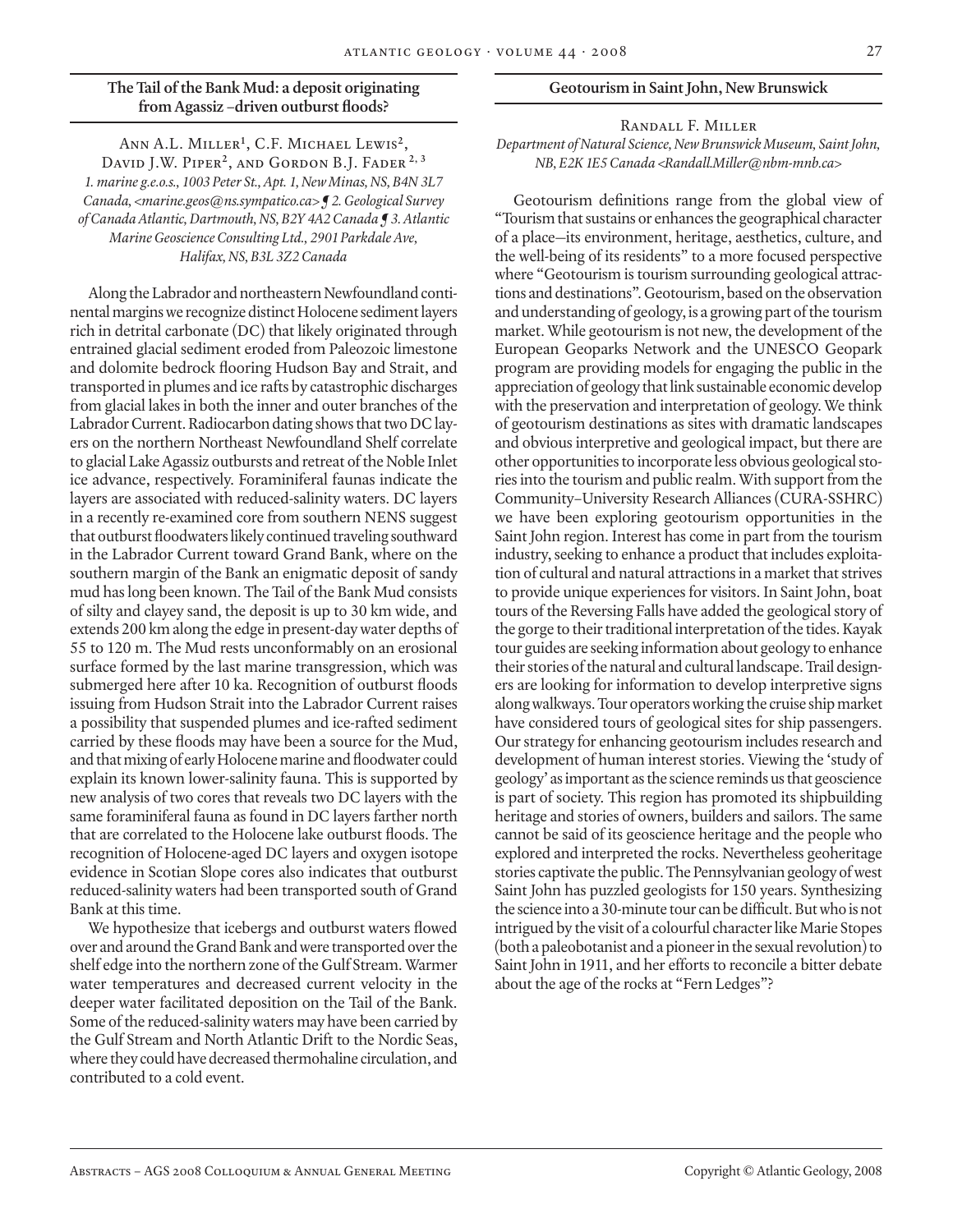## The Tail of the Bank Mud: a deposit originating from Agassiz –driven outburst floods?

Ann A.L. Miller[1], C.F. Michael Lewis[2], David J.W. Piper[2], and Gordon B.J. Fader[2, 3]

*1. marine g.e.o.s., 1003 Peter St., Apt. 1, New Minas, NS, B4N 3L7 Canada, <marine.geos@ns.sympatico.ca> ¶ 2. Geological Survey of Canada Atlantic, Dartmouth, NS, B2Y 4A2 Canada ¶ 3. Atlantic Marine Geoscience Consulting Ltd., 2901 Parkdale Ave, Halifax, NS, B3L 3Z2 Canada*

Along the Labrador and northeastern Newfoundland continental margins we recognize distinct Holocene sediment layers rich in detrital carbonate (DC) that likely originated through entrained glacial sediment eroded from Paleozoic limestone and dolomite bedrock flooring Hudson Bay and Strait, and transported in plumes and ice rafts by catastrophic discharges from glacial lakes in both the inner and outer branches of the Labrador Current. Radiocarbon dating shows that two DC layers on the northern Northeast Newfoundland Shelf correlate to glacial Lake Agassiz outbursts and retreat of the Noble Inlet ice advance, respectively. Foraminiferal faunas indicate the layers are associated with reduced-salinity waters. DC layers in a recently re-examined core from southern NENS suggest that outburst floodwaters likely continued traveling southward in the Labrador Current toward Grand Bank, where on the southern margin of the Bank an enigmatic deposit of sandy mud has long been known. The Tail of the Bank Mud consists of silty and clayey sand, the deposit is up to 30 km wide, and extends 200 km along the edge in present-day water depths of 55 to 120 m. The Mud rests unconformably on an erosional surface formed by the last marine transgression, which was submerged here after 10 ka. Recognition of outburst floods issuing from Hudson Strait into the Labrador Current raises a possibility that suspended plumes and ice-rafted sediment carried by these floods may have been a source for the Mud, and that mixing of early Holocene marine and floodwater could explain its known lower-salinity fauna. This is supported by new analysis of two cores that reveals two DC layers with the same foraminiferal fauna as found in DC layers farther north that are correlated to the Holocene lake outburst floods. The recognition of Holocene-aged DC layers and oxygen isotope evidence in Scotian Slope cores also indicates that outburst reduced-salinity waters had been transported south of Grand Bank at this time.

We hypothesize that icebergs and outburst waters flowed over and around the Grand Bank and were transported over the shelf edge into the northern zone of the Gulf Stream. Warmer water temperatures and decreased current velocity in the deeper water facilitated deposition on the Tail of the Bank. Some of the reduced-salinity waters may have been carried by the Gulf Stream and North Atlantic Drift to the Nordic Seas, where they could have decreased thermohaline circulation, and contributed to a cold event.

## Geotourism in Saint John, New Brunswick

Randall F. Miller

*Department of Natural Science, New Brunswick Museum, Saint John, NB, E2K 1E5 Canada <Randall.Miller@nbm-mnb.ca>*

Geotourism definitions range from the global view of "Tourism that sustains or enhances the geographical character of a place—its environment, heritage, aesthetics, culture, and the well-being of its residents" to a more focused perspective where "Geotourism is tourism surrounding geological attractions and destinations". Geotourism, based on the observation and understanding of geology, is a growing part of the tourism market. While geotourism is not new, the development of the European Geoparks Network and the UNESCO Geopark program are providing models for engaging the public in the appreciation of geology that link sustainable economic develop with the preservation and interpretation of geology. We think of geotourism destinations as sites with dramatic landscapes and obvious interpretive and geological impact, but there are other opportunities to incorporate less obvious geological stories into the tourism and public realm. With support from the Community–University Research Alliances (CURA-SSHRC) we have been exploring geotourism opportunities in the Saint John region. Interest has come in part from the tourism industry, seeking to enhance a product that includes exploitation of cultural and natural attractions in a market that strives to provide unique experiences for visitors. In Saint John, boat tours of the Reversing Falls have added the geological story of the gorge to their traditional interpretation of the tides. Kayak tour guides are seeking information about geology to enhance their stories of the natural and cultural landscape. Trail designers are looking for information to develop interpretive signs along walkways. Tour operators working the cruise ship market have considered tours of geological sites for ship passengers. Our strategy for enhancing geotourism includes research and development of human interest stories. Viewing the 'study of geology' as important as the science reminds us that geoscience is part of society. This region has promoted its shipbuilding heritage and stories of owners, builders and sailors. The same cannot be said of its geoscience heritage and the people who explored and interpreted the rocks. Nevertheless geoheritage stories captivate the public. The Pennsylvanian geology of west Saint John has puzzled geologists for 150 years. Synthesizing the science into a 30-minute tour can be difficult. But who is not intrigued by the visit of a colourful character like Marie Stopes (both a paleobotanist and a pioneer in the sexual revolution) to Saint John in 1911, and her efforts to reconcile a bitter debate about the age of the rocks at "Fern Ledges"?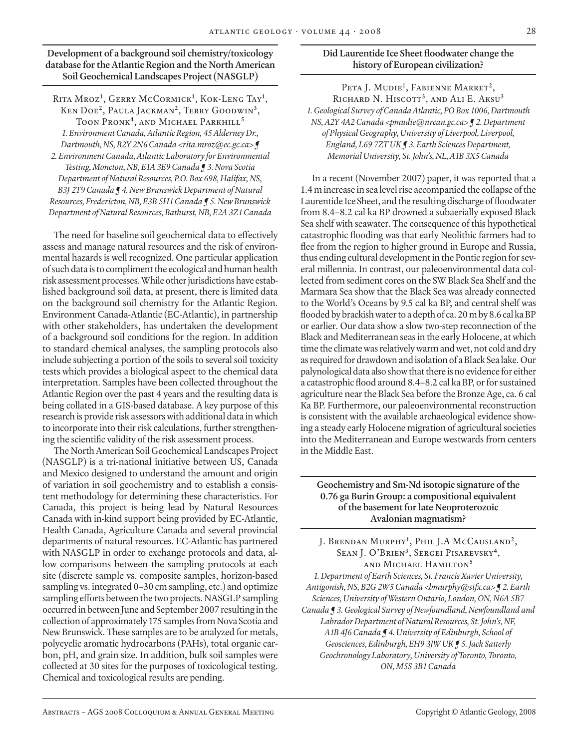### Development of a background soil chemistry/toxicology database for the Atlantic Region and the North American Soil Geochemical Landscapes Project (NASGLP)

Rita Mroz[1], Gerry McCormick[1], Kok-Leng Tay[1], Ken Doe[2], Paula Jackman[2], Terry Goodwin[3], Toon Pronk[4], and Michael Parkhill[5]

*1. Environment Canada, Atlantic Region, 45 Alderney Dr., Dartmouth, NS, B2Y 2N6 Canada <rita.mroz@ec.gc.ca> ¶ 2. Environment Canada, Atlantic Laboratory for Environmental Testing, Moncton, NB, E1A 3E9 Canada ¶ 3. Nova Scotia Department of Natural Resources, P.O. Box 698, Halifax, NS, B3J 2T9 Canada ¶ 4. New Brunswick Department of Natural Resources, Fredericton, NB, E3B 5H1 Canada ¶ 5. New Brunswick Department of Natural Resources, Bathurst, NB, E2A 3Z1 Canada*

The need for baseline soil geochemical data to effectively assess and manage natural resources and the risk of environmental hazards is well recognized. One particular application of such data is to compliment the ecological and human health risk assessment processes. While other jurisdictions have established background soil data, at present, there is limited data on the background soil chemistry for the Atlantic Region. Environment Canada-Atlantic (EC-Atlantic), in partnership with other stakeholders, has undertaken the development of a background soil conditions for the region. In addition to standard chemical analyses, the sampling protocols also include subjecting a portion of the soils to several soil toxicity tests which provides a biological aspect to the chemical data interpretation. Samples have been collected throughout the Atlantic Region over the past 4 years and the resulting data is being collated in a GIS-based database. A key purpose of this research is provide risk assessors with additional data in which to incorporate into their risk calculations, further strengthening the scientific validity of the risk assessment process.

The North American Soil Geochemical Landscapes Project (NASGLP) is a tri-national initiative between US, Canada and Mexico designed to understand the amount and origin of variation in soil geochemistry and to establish a consistent methodology for determining these characteristics. For Canada, this project is being lead by Natural Resources Canada with in-kind support being provided by EC-Atlantic, Health Canada, Agriculture Canada and several provincial departments of natural resources. EC-Atlantic has partnered with NASGLP in order to exchange protocols and data, allow comparisons between the sampling protocols at each site (discrete sample vs. composite samples, horizon-based sampling vs. integrated 0–30 cm sampling, etc.) and optimize sampling efforts between the two projects. NASGLP sampling occurred in between June and September 2007 resulting in the collection of approximately 175 samples from Nova Scotia and New Brunswick. These samples are to be analyzed for metals, polycyclic aromatic hydrocarbons (PAHs), total organic carbon, pH, and grain size. In addition, bulk soil samples were collected at 30 sites for the purposes of toxicological testing. Chemical and toxicological results are pending.

### Did Laurentide Ice Sheet floodwater change the history of European civilization?

Peta J. Mudie[1], Fabienne Marret[2], Richard N. Hiscott[3], and Ali E. Aksu[3]

*1. Geological Survey of Canada Atlantic, PO Box 1006, Dartmouth NS, A2Y 4A2 Canada <pmudie@nrcan.gc.ca> ¶ 2. Department of Physical Geography, University of Liverpool, Liverpool, England, L69 7ZT UK ¶ 3. Earth Sciences Department, Memorial University, St. John's, NL, A1B 3X5 Canada*

In a recent (November 2007) paper, it was reported that a 1.4 m increase in sea level rise accompanied the collapse of the Laurentide Ice Sheet, and the resulting discharge of floodwater from 8.4–8.2 cal ka BP drowned a subaerially exposed Black Sea shelf with seawater. The consequence of this hypothetical catastrophic flooding was that early Neolithic farmers had to flee from the region to higher ground in Europe and Russia, thus ending cultural development in the Pontic region for several millennia. In contrast, our paleoenvironmental data collected from sediment cores on the SW Black Sea Shelf and the Marmara Sea show that the Black Sea was already connected to the World's Oceans by 9.5 cal ka BP, and central shelf was flooded by brackish water to a depth of ca. 20 m by 8.6 cal ka BP or earlier. Our data show a slow two-step reconnection of the Black and Mediterranean seas in the early Holocene, at which time the climate was relatively warm and wet, not cold and dry as required for drawdown and isolation of a Black Sea lake. Our palynological data also show that there is no evidence for either a catastrophic flood around 8.4–8.2 cal ka BP, or for sustained agriculture near the Black Sea before the Bronze Age, ca. 6 cal Ka BP. Furthermore, our paleoenvironmental reconstruction is consistent with the available archaeological evidence showing a steady early Holocene migration of agricultural societies into the Mediterranean and Europe westwards from centers in the Middle East.

### Geochemistry and Sm-Nd isotopic signature of the 0.76 ga Burin Group: a compositional equivalent of the basement for late Neoproterozoic Avalonian magmatism?

J. Brendan Murphy[1], Phil J.A McCausland[2], Sean J. O'Brien[3], Sergei Pisarevsky[4], and Michael Hamilton[5]

*1. Department of Earth Sciences, St. Francis Xavier University, Antigonish, NS, B2G 2W5 Canada <bmurphy@stfx.ca> ¶ 2. Earth Sciences, University of Western Ontario, London, ON, N6A 5B7 Canada ¶ 3. Geological Survey of Newfoundland, Newfoundland and Labrador Department of Natural Resources, St. John's, NF, A1B 4J6 Canada ¶ 4. University of Edinburgh, School of Geosciences, Edinburgh, EH9 3JW UK ¶ 5. Jack Satterly Geochronology Laboratory, University of Toronto, Toronto, ON, M5S 3B1 Canada*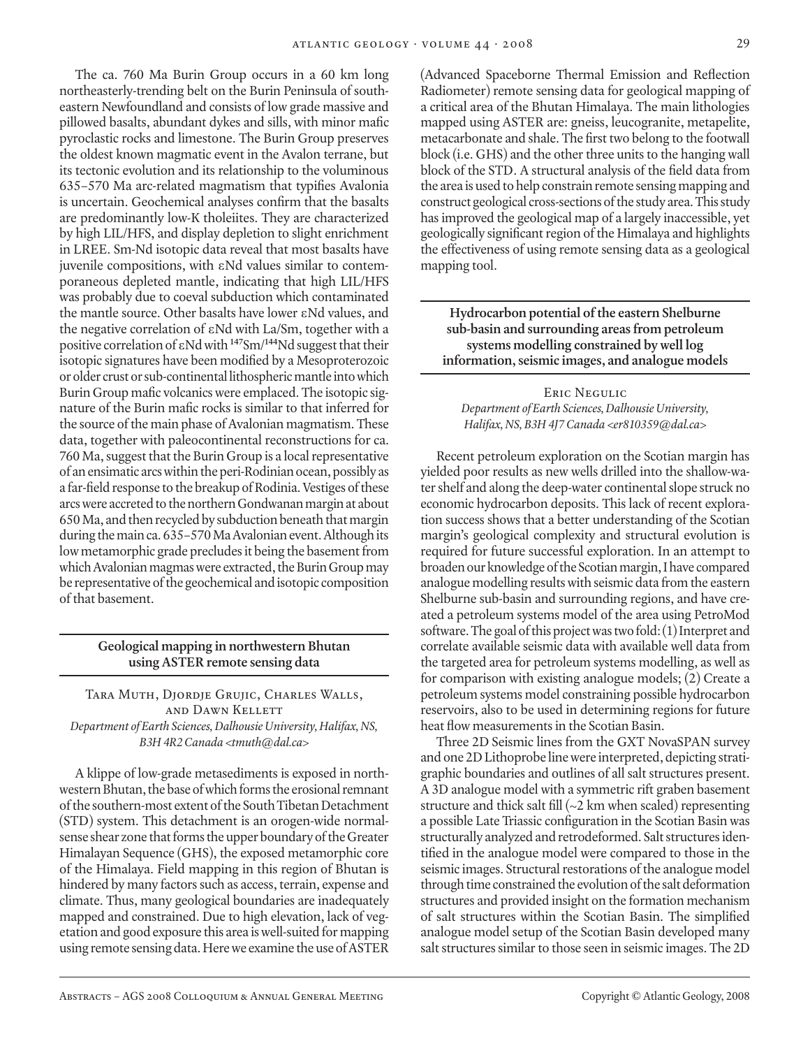The ca. 760 Ma Burin Group occurs in a 60 km long northeasterly-trending belt on the Burin Peninsula of southeastern Newfoundland and consists of low grade massive and pillowed basalts, abundant dykes and sills, with minor mafic pyroclastic rocks and limestone. The Burin Group preserves the oldest known magmatic event in the Avalon terrane, but its tectonic evolution and its relationship to the voluminous 635–570 Ma arc-related magmatism that typifies Avalonia is uncertain. Geochemical analyses confirm that the basalts are predominantly low-K tholeiites. They are characterized by high LIL/HFS, and display depletion to slight enrichment in LREE. Sm-Nd isotopic data reveal that most basalts have juvenile compositions, with εNd values similar to contemporaneous depleted mantle, indicating that high LIL/HFS was probably due to coeval subduction which contaminated the mantle source. Other basalts have lower εNd values, and the negative correlation of εNd with La/Sm, together with a positive correlation of εNd with $^{147}Sm/^{144}Nd$ suggest that their isotopic signatures have been modified by a Mesoproterozoic or older crust or sub-continental lithospheric mantle into which Burin Group mafic volcanics were emplaced. The isotopic signature of the Burin mafic rocks is similar to that inferred for the source of the main phase of Avalonian magmatism. These data, together with paleocontinental reconstructions for ca. 760 Ma, suggest that the Burin Group is a local representative of an ensimatic arcs within the peri-Rodinian ocean, possibly as a far-field response to the breakup of Rodinia. Vestiges of these arcs were accreted to the northern Gondwanan margin at about 650 Ma, and then recycled by subduction beneath that margin during the main ca. 635–570 Ma Avalonian event. Although its low metamorphic grade precludes it being the basement from which Avalonian magmas were extracted, the Burin Group may be representative of the geochemical and isotopic composition of that basement.

## Geological mapping in northwestern Bhutan using ASTER remote sensing data

Tara Muth, Djordje Grujic, Charles Walls, and Dawn Kellett
*Department of Earth Sciences, Dalhousie University, Halifax, NS, B3H 4R2 Canada <tmuth@dal.ca>*

A klippe of low-grade metasediments is exposed in northwestern Bhutan, the base of which forms the erosional remnant of the southern-most extent of the South Tibetan Detachment (STD) system. This detachment is an orogen-wide normal-sense shear zone that forms the upper boundary of the Greater Himalayan Sequence (GHS), the exposed metamorphic core of the Himalaya. Field mapping in this region of Bhutan is hindered by many factors such as access, terrain, expense and climate. Thus, many geological boundaries are inadequately mapped and constrained. Due to high elevation, lack of vegetation and good exposure this area is well-suited for mapping using remote sensing data. Here we examine the use of ASTER (Advanced Spaceborne Thermal Emission and Reflection Radiometer) remote sensing data for geological mapping of a critical area of the Bhutan Himalaya. The main lithologies mapped using ASTER are: gneiss, leucogranite, metapelite, metacarbonate and shale. The first two belong to the footwall block (i.e. GHS) and the other three units to the hanging wall block of the STD. A structural analysis of the field data from the area is used to help constrain remote sensing mapping and construct geological cross-sections of the study area. This study has improved the geological map of a largely inaccessible, yet geologically significant region of the Himalaya and highlights the effectiveness of using remote sensing data as a geological mapping tool.

## Hydrocarbon potential of the eastern Shelburne sub-basin and surrounding areas from petroleum systems modelling constrained by well log information, seismic images, and analogue models

Eric Negulic
*Department of Earth Sciences, Dalhousie University, Halifax, NS, B3H 4J7 Canada <er810359@dal.ca>*

Recent petroleum exploration on the Scotian margin has yielded poor results as new wells drilled into the shallow-water shelf and along the deep-water continental slope struck no economic hydrocarbon deposits. This lack of recent exploration success shows that a better understanding of the Scotian margin's geological complexity and structural evolution is required for future successful exploration. In an attempt to broaden our knowledge of the Scotian margin, I have compared analogue modelling results with seismic data from the eastern Shelburne sub-basin and surrounding regions, and have created a petroleum systems model of the area using PetroMod software. The goal of this project was two fold: (1) Interpret and correlate available seismic data with available well data from the targeted area for petroleum systems modelling, as well as for comparison with existing analogue models; (2) Create a petroleum systems model constraining possible hydrocarbon reservoirs, also to be used in determining regions for future heat flow measurements in the Scotian Basin.

Three 2D Seismic lines from the GXT NovaSPAN survey and one 2D Lithoprobe line were interpreted, depicting stratigraphic boundaries and outlines of all salt structures present. A 3D analogue model with a symmetric rift graben basement structure and thick salt fill (~2 km when scaled) representing a possible Late Triassic configuration in the Scotian Basin was structurally analyzed and retrodeformed. Salt structures identified in the analogue model were compared to those in the seismic images. Structural restorations of the analogue model through time constrained the evolution of the salt deformation structures and provided insight on the formation mechanism of salt structures within the Scotian Basin. The simplified analogue model setup of the Scotian Basin developed many salt structures similar to those seen in seismic images. The 2D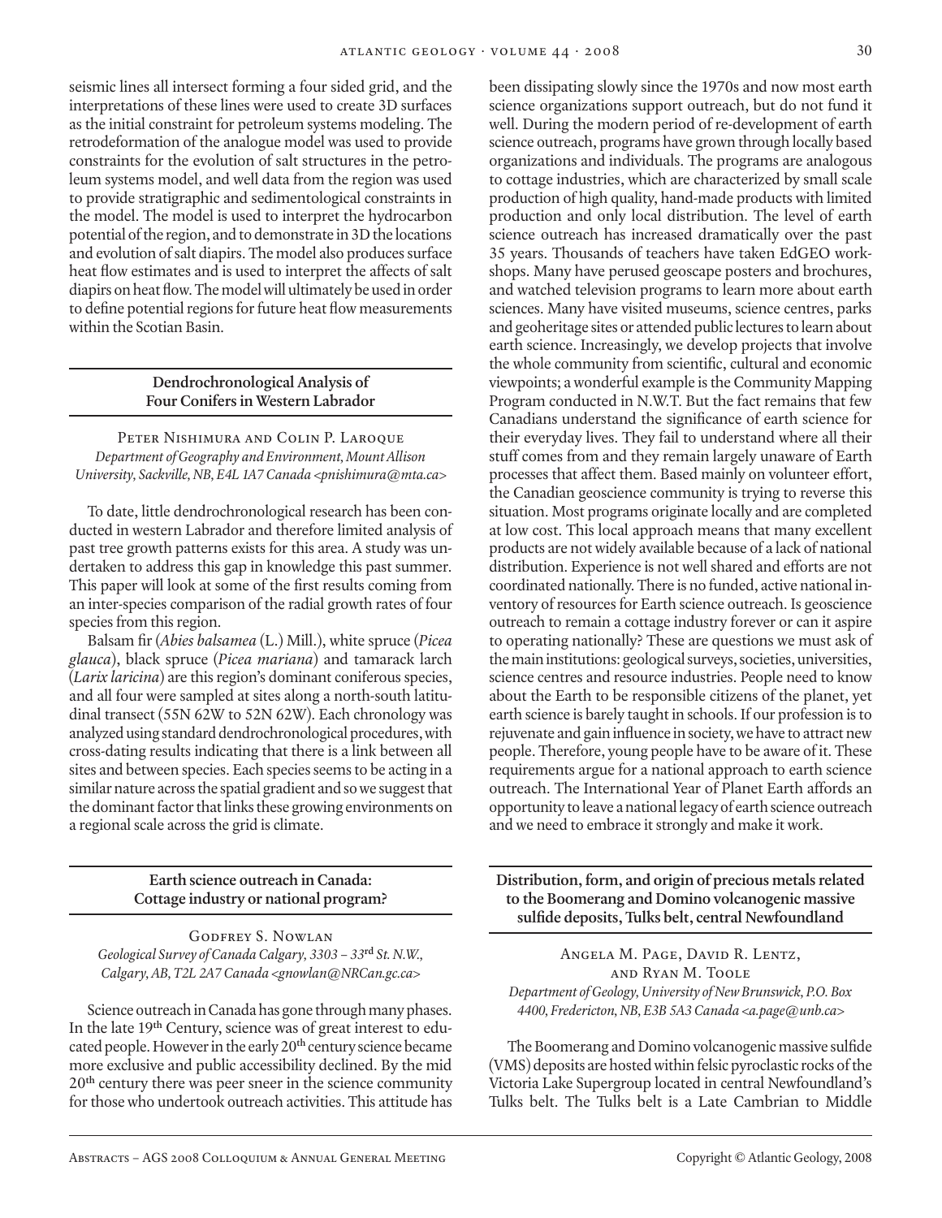seismic lines all intersect forming a four sided grid, and the interpretations of these lines were used to create 3D surfaces as the initial constraint for petroleum systems modeling. The retrodeformation of the analogue model was used to provide constraints for the evolution of salt structures in the petroleum systems model, and well data from the region was used to provide stratigraphic and sedimentological constraints in the model. The model is used to interpret the hydrocarbon potential of the region, and to demonstrate in 3D the locations and evolution of salt diapirs. The model also produces surface heat flow estimates and is used to interpret the affects of salt diapirs on heat flow. The model will ultimately be used in order to define potential regions for future heat flow measurements within the Scotian Basin.

## Dendrochronological Analysis of Four Conifers in Western Labrador

Peter Nishimura and Colin P. Laroque

*Department of Geography and Environment, Mount Allison University, Sackville, NB, E4L 1A7 Canada <pnishimura@mta.ca>*

To date, little dendrochronological research has been conducted in western Labrador and therefore limited analysis of past tree growth patterns exists for this area. A study was undertaken to address this gap in knowledge this past summer. This paper will look at some of the first results coming from an inter-species comparison of the radial growth rates of four species from this region.

Balsam fir (*Abies balsamea* (L.) Mill.), white spruce (*Picea glauca*), black spruce (*Picea mariana*) and tamarack larch (*Larix laricina*) are this region's dominant coniferous species, and all four were sampled at sites along a north-south latitudinal transect (55N 62W to 52N 62W). Each chronology was analyzed using standard dendrochronological procedures, with cross-dating results indicating that there is a link between all sites and between species. Each species seems to be acting in a similar nature across the spatial gradient and so we suggest that the dominant factor that links these growing environments on a regional scale across the grid is climate.

## Earth science outreach in Canada: Cottage industry or national program?

Godfrey S. Nowlan

*Geological Survey of Canada Calgary, 3303 – 33rd St. N.W., Calgary, AB, T2L 2A7 Canada <gnowlan@NRCan.gc.ca>*

Science outreach in Canada has gone through many phases. In the late 19th Century, science was of great interest to educated people. However in the early 20th century science became more exclusive and public accessibility declined. By the mid 20th century there was peer sneer in the science community for those who undertook outreach activities. This attitude has been dissipating slowly since the 1970s and now most earth science organizations support outreach, but do not fund it well. During the modern period of re-development of earth science outreach, programs have grown through locally based organizations and individuals. The programs are analogous to cottage industries, which are characterized by small scale production of high quality, hand-made products with limited production and only local distribution. The level of earth science outreach has increased dramatically over the past 35 years. Thousands of teachers have taken EdGEO workshops. Many have perused geoscape posters and brochures, and watched television programs to learn more about earth sciences. Many have visited museums, science centres, parks and geoheritage sites or attended public lectures to learn about earth science. Increasingly, we develop projects that involve the whole community from scientific, cultural and economic viewpoints; a wonderful example is the Community Mapping Program conducted in N.W.T. But the fact remains that few Canadians understand the significance of earth science for their everyday lives. They fail to understand where all their stuff comes from and they remain largely unaware of Earth processes that affect them. Based mainly on volunteer effort, the Canadian geoscience community is trying to reverse this situation. Most programs originate locally and are completed at low cost. This local approach means that many excellent products are not widely available because of a lack of national distribution. Experience is not well shared and efforts are not coordinated nationally. There is no funded, active national inventory of resources for Earth science outreach. Is geoscience outreach to remain a cottage industry forever or can it aspire to operating nationally? These are questions we must ask of the main institutions: geological surveys, societies, universities, science centres and resource industries. People need to know about the Earth to be responsible citizens of the planet, yet earth science is barely taught in schools. If our profession is to rejuvenate and gain influence in society, we have to attract new people. Therefore, young people have to be aware of it. These requirements argue for a national approach to earth science outreach. The International Year of Planet Earth affords an opportunity to leave a national legacy of earth science outreach and we need to embrace it strongly and make it work.

## Distribution, form, and origin of precious metals related to the Boomerang and Domino volcanogenic massive sulfide deposits, Tulks belt, central Newfoundland

Angela M. Page, David R. Lentz, and Ryan M. Toole

*Department of Geology, University of New Brunswick, P.O. Box 4400, Fredericton, NB, E3B 5A3 Canada <a.page@unb.ca>*

The Boomerang and Domino volcanogenic massive sulfide (VMS) deposits are hosted within felsic pyroclastic rocks of the Victoria Lake Supergroup located in central Newfoundland's Tulks belt. The Tulks belt is a Late Cambrian to Middle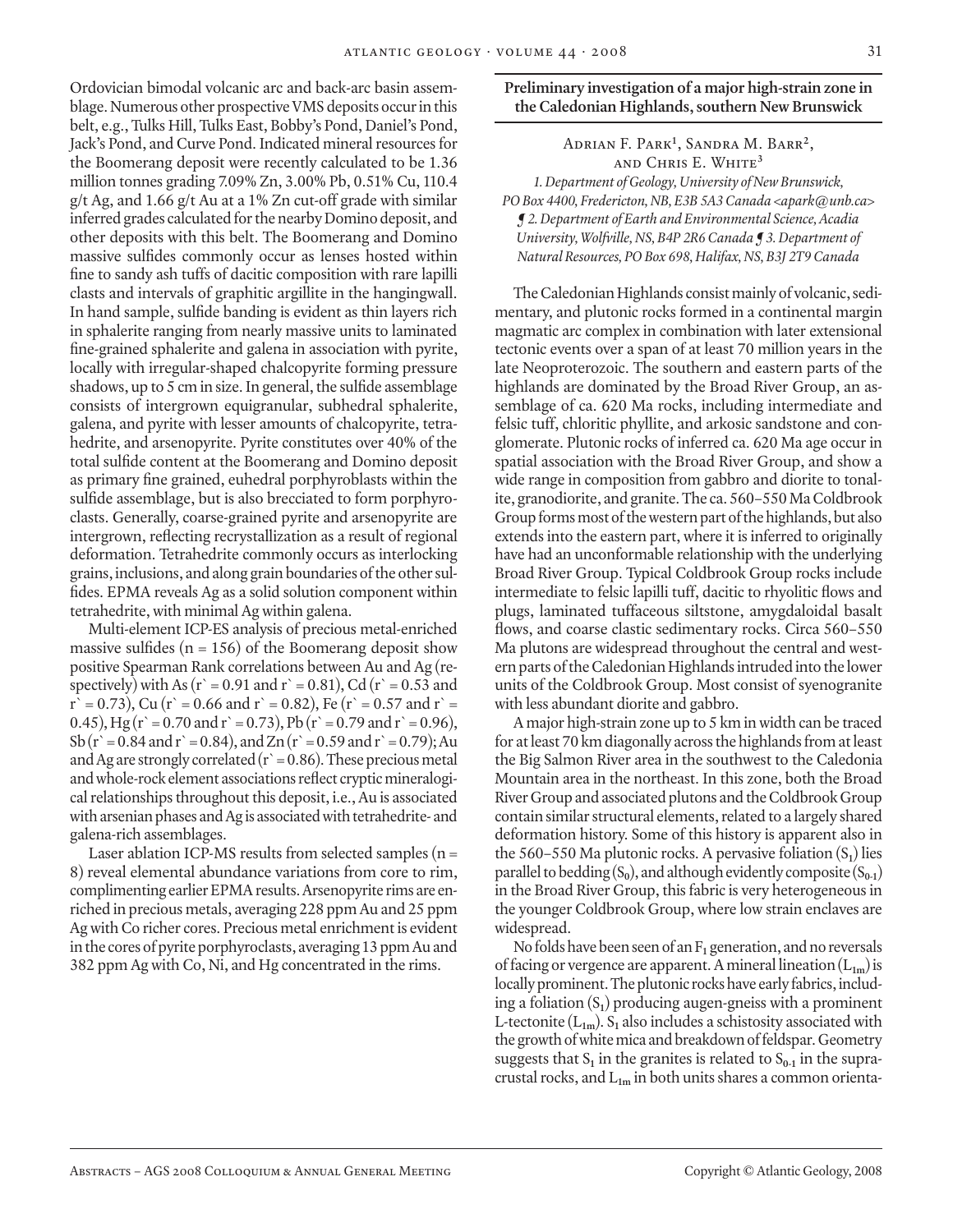Ordovician bimodal volcanic arc and back-arc basin assemblage. Numerous other prospective VMS deposits occur in this belt, e.g., Tulks Hill, Tulks East, Bobby's Pond, Daniel's Pond, Jack's Pond, and Curve Pond. Indicated mineral resources for the Boomerang deposit were recently calculated to be 1.36 million tonnes grading 7.09% Zn, 3.00% Pb, 0.51% Cu, 110.4 g/t Ag, and 1.66 g/t Au at a 1% Zn cut-off grade with similar inferred grades calculated for the nearby Domino deposit, and other deposits with this belt. The Boomerang and Domino massive sulfides commonly occur as lenses hosted within fine to sandy ash tuffs of dacitic composition with rare lapilli clasts and intervals of graphitic argillite in the hangingwall. In hand sample, sulfide banding is evident as thin layers rich in sphalerite ranging from nearly massive units to laminated fine-grained sphalerite and galena in association with pyrite, locally with irregular-shaped chalcopyrite forming pressure shadows, up to 5 cm in size. In general, the sulfide assemblage consists of intergrown equigranular, subhedral sphalerite, galena, and pyrite with lesser amounts of chalcopyrite, tetrahedrite, and arsenopyrite. Pyrite constitutes over 40% of the total sulfide content at the Boomerang and Domino deposit as primary fine grained, euhedral porphyroblasts within the sulfide assemblage, but is also brecciated to form porphyroclasts. Generally, coarse-grained pyrite and arsenopyrite are intergrown, reflecting recrystallization as a result of regional deformation. Tetrahedrite commonly occurs as interlocking grains, inclusions, and along grain boundaries of the other sulfides. EPMA reveals Ag as a solid solution component within tetrahedrite, with minimal Ag within galena.

Multi-element ICP-ES analysis of precious metal-enriched massive sulfides (n = 156) of the Boomerang deposit show positive Spearman Rank correlations between Au and Ag (respectively) with As (r` = 0.91 and r` = 0.81), Cd (r` = 0.53 and r` = 0.73), Cu (r` = 0.66 and r` = 0.82), Fe (r` = 0.57 and r` = 0.45), Hg (r` = 0.70 and r` = 0.73), Pb (r` = 0.79 and r` = 0.96), Sb (r` = 0.84 and r` = 0.84), and Zn (r` = 0.59 and r` = 0.79); Au and Ag are strongly correlated (r` = 0.86). These precious metal and whole-rock element associations reflect cryptic mineralogical relationships throughout this deposit, i.e., Au is associated with arsenian phases and Ag is associated with tetrahedrite- and galena-rich assemblages.

Laser ablation ICP-MS results from selected samples (n = 8) reveal elemental abundance variations from core to rim, complimenting earlier EPMA results. Arsenopyrite rims are enriched in precious metals, averaging 228 ppm Au and 25 ppm Ag with Co richer cores. Precious metal enrichment is evident in the cores of pyrite porphyroclasts, averaging 13 ppm Au and 382 ppm Ag with Co, Ni, and Hg concentrated in the rims.

## Preliminary investigation of a major high-strain zone in the Caledonian Highlands, southern New Brunswick

Adrian F. Park[1], Sandra M. Barr[2], and Chris E. White[3]

*1. Department of Geology, University of New Brunswick, PO Box 4400, Fredericton, NB, E3B 5A3 Canada <apark@unb.ca> ¶ 2. Department of Earth and Environmental Science, Acadia University, Wolfville, NS, B4P 2R6 Canada ¶ 3. Department of Natural Resources, PO Box 698, Halifax, NS, B3J 2T9 Canada*

The Caledonian Highlands consist mainly of volcanic, sedimentary, and plutonic rocks formed in a continental margin magmatic arc complex in combination with later extensional tectonic events over a span of at least 70 million years in the late Neoproterozoic. The southern and eastern parts of the highlands are dominated by the Broad River Group, an assemblage of ca. 620 Ma rocks, including intermediate and felsic tuff, chloritic phyllite, and arkosic sandstone and conglomerate. Plutonic rocks of inferred ca. 620 Ma age occur in spatial association with the Broad River Group, and show a wide range in composition from gabbro and diorite to tonalite, granodiorite, and granite. The ca. 560–550 Ma Coldbrook Group forms most of the western part of the highlands, but also extends into the eastern part, where it is inferred to originally have had an unconformable relationship with the underlying Broad River Group. Typical Coldbrook Group rocks include intermediate to felsic lapilli tuff, dacitic to rhyolitic flows and plugs, laminated tuffaceous siltstone, amygdaloidal basalt flows, and coarse clastic sedimentary rocks. Circa 560–550 Ma plutons are widespread throughout the central and western parts of the Caledonian Highlands intruded into the lower units of the Coldbrook Group. Most consist of syenogranite with less abundant diorite and gabbro.

A major high-strain zone up to 5 km in width can be traced for at least 70 km diagonally across the highlands from at least the Big Salmon River area in the southwest to the Caledonia Mountain area in the northeast. In this zone, both the Broad River Group and associated plutons and the Coldbrook Group contain similar structural elements, related to a largely shared deformation history. Some of this history is apparent also in the 560–550 Ma plutonic rocks. A pervasive foliation ($S_1$) lies parallel to bedding ($S_0$), and although evidently composite ($S_{0\text{-}1}$) in the Broad River Group, this fabric is very heterogeneous in the younger Coldbrook Group, where low strain enclaves are widespread.

No folds have been seen of an $F_1$ generation, and no reversals of facing or vergence are apparent. A mineral lineation ($L_{1m}$) is locally prominent. The plutonic rocks have early fabrics, including a foliation ($S_1$) producing augen-gneiss with a prominent L-tectonite ($L_{1m}$). $S_1$ also includes a schistosity associated with the growth of white mica and breakdown of feldspar. Geometry suggests that $S_1$ in the granites is related to $S_{0\text{-}1}$ in the supracrustal rocks, and $L_{1m}$ in both units shares a common orienta-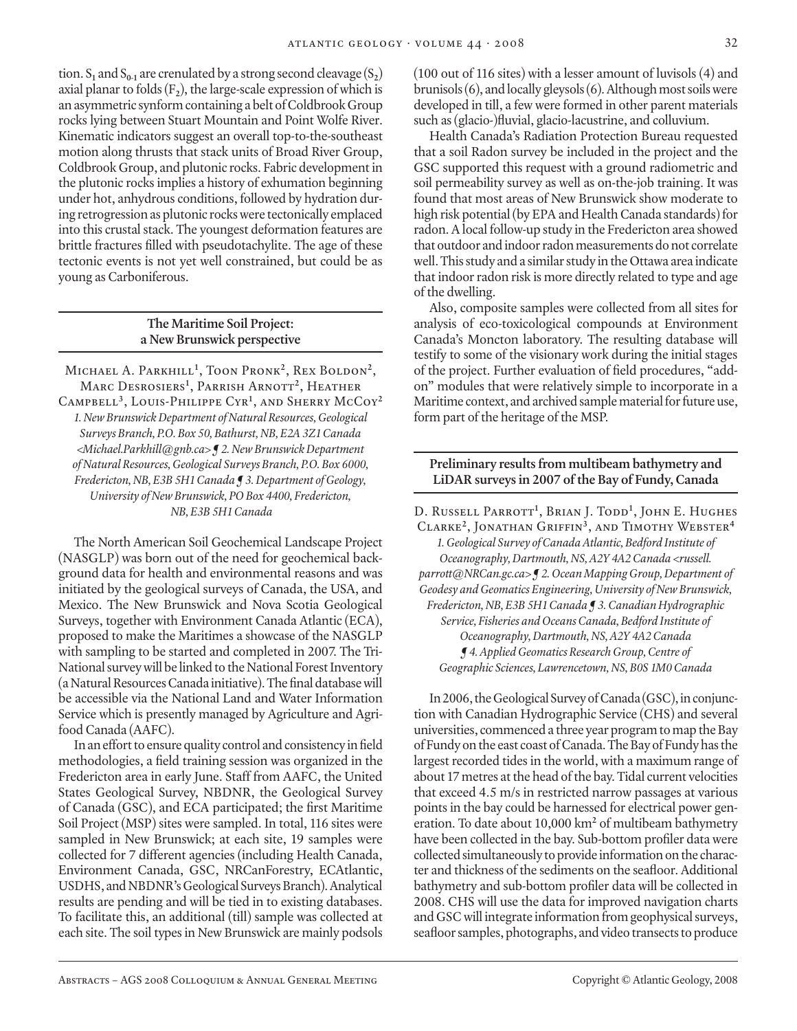tion. $S_1$ and $S_{0-1}$ are crenulated by a strong second cleavage ($S_2$) axial planar to folds ($F_2$), the large-scale expression of which is an asymmetric synform containing a belt of Coldbrook Group rocks lying between Stuart Mountain and Point Wolfe River. Kinematic indicators suggest an overall top-to-the-southeast motion along thrusts that stack units of Broad River Group, Coldbrook Group, and plutonic rocks. Fabric development in the plutonic rocks implies a history of exhumation beginning under hot, anhydrous conditions, followed by hydration during retrogression as plutonic rocks were tectonically emplaced into this crustal stack. The youngest deformation features are brittle fractures filled with pseudotachylite. The age of these tectonic events is not yet well constrained, but could be as young as Carboniferous.

## The Maritime Soil Project: a New Brunswick perspective

Michael A. Parkhill[1], Toon Pronk[2], Rex Boldon[2], Marc Desrosiers[1], Parrish Arnott[2], Heather Campbell[3], Louis-Philippe Cyr[1], and Sherry McCoy[2]

*1. New Brunswick Department of Natural Resources, Geological Surveys Branch, P.O. Box 50, Bathurst, NB, E2A 3Z1 Canada <Michael.Parkhill@gnb.ca> ¶ 2. New Brunswick Department of Natural Resources, Geological Surveys Branch, P.O. Box 6000, Fredericton, NB, E3B 5H1 Canada ¶ 3. Department of Geology, University of New Brunswick, PO Box 4400, Fredericton, NB, E3B 5H1 Canada*

The North American Soil Geochemical Landscape Project (NASGLP) was born out of the need for geochemical background data for health and environmental reasons and was initiated by the geological surveys of Canada, the USA, and Mexico. The New Brunswick and Nova Scotia Geological Surveys, together with Environment Canada Atlantic (ECA), proposed to make the Maritimes a showcase of the NASGLP with sampling to be started and completed in 2007. The Tri-National survey will be linked to the National Forest Inventory (a Natural Resources Canada initiative). The final database will be accessible via the National Land and Water Information Service which is presently managed by Agriculture and Agri-food Canada (AAFC).

In an effort to ensure quality control and consistency in field methodologies, a field training session was organized in the Fredericton area in early June. Staff from AAFC, the United States Geological Survey, NBDNR, the Geological Survey of Canada (GSC), and ECA participated; the first Maritime Soil Project (MSP) sites were sampled. In total, 116 sites were sampled in New Brunswick; at each site, 19 samples were collected for 7 different agencies (including Health Canada, Environment Canada, GSC, NRCanForestry, ECAtlantic, USDHS, and NBDNR's Geological Surveys Branch). Analytical results are pending and will be tied in to existing databases. To facilitate this, an additional (till) sample was collected at each site. The soil types in New Brunswick are mainly podsols (100 out of 116 sites) with a lesser amount of luvisols (4) and brunisols (6), and locally gleysols (6). Although most soils were developed in till, a few were formed in other parent materials such as (glacio-)fluvial, glacio-lacustrine, and colluvium.

Health Canada's Radiation Protection Bureau requested that a soil Radon survey be included in the project and the GSC supported this request with a ground radiometric and soil permeability survey as well as on-the-job training. It was found that most areas of New Brunswick show moderate to high risk potential (by EPA and Health Canada standards) for radon. A local follow-up study in the Fredericton area showed that outdoor and indoor radon measurements do not correlate well. This study and a similar study in the Ottawa area indicate that indoor radon risk is more directly related to type and age of the dwelling.

Also, composite samples were collected from all sites for analysis of eco-toxicological compounds at Environment Canada's Moncton laboratory. The resulting database will testify to some of the visionary work during the initial stages of the project. Further evaluation of field procedures, "add-on" modules that were relatively simple to incorporate in a Maritime context, and archived sample material for future use, form part of the heritage of the MSP.

## Preliminary results from multibeam bathymetry and LiDAR surveys in 2007 of the Bay of Fundy, Canada

D. Russell Parrott[1], Brian J. Todd[1], John E. Hughes Clarke[2], Jonathan Griffin[3], and Timothy Webster[4]

*1. Geological Survey of Canada Atlantic, Bedford Institute of Oceanography, Dartmouth, NS, A2Y 4A2 Canada <russell.parrott@NRCan.gc.ca> ¶ 2. Ocean Mapping Group, Department of Geodesy and Geomatics Engineering, University of New Brunswick, Fredericton, NB, E3B 5H1 Canada ¶ 3. Canadian Hydrographic Service, Fisheries and Oceans Canada, Bedford Institute of Oceanography, Dartmouth, NS, A2Y 4A2 Canada ¶ 4. Applied Geomatics Research Group, Centre of Geographic Sciences, Lawrencetown, NS, B0S 1M0 Canada*

In 2006, the Geological Survey of Canada (GSC), in conjunction with Canadian Hydrographic Service (CHS) and several universities, commenced a three year program to map the Bay of Fundy on the east coast of Canada. The Bay of Fundy has the largest recorded tides in the world, with a maximum range of about 17 metres at the head of the bay. Tidal current velocities that exceed 4.5 m/s in restricted narrow passages at various points in the bay could be harnessed for electrical power generation. To date about 10,000 km² of multibeam bathymetry have been collected in the bay. Sub-bottom profiler data were collected simultaneously to provide information on the character and thickness of the sediments on the seafloor. Additional bathymetry and sub-bottom profiler data will be collected in 2008. CHS will use the data for improved navigation charts and GSC will integrate information from geophysical surveys, seafloor samples, photographs, and video transects to produce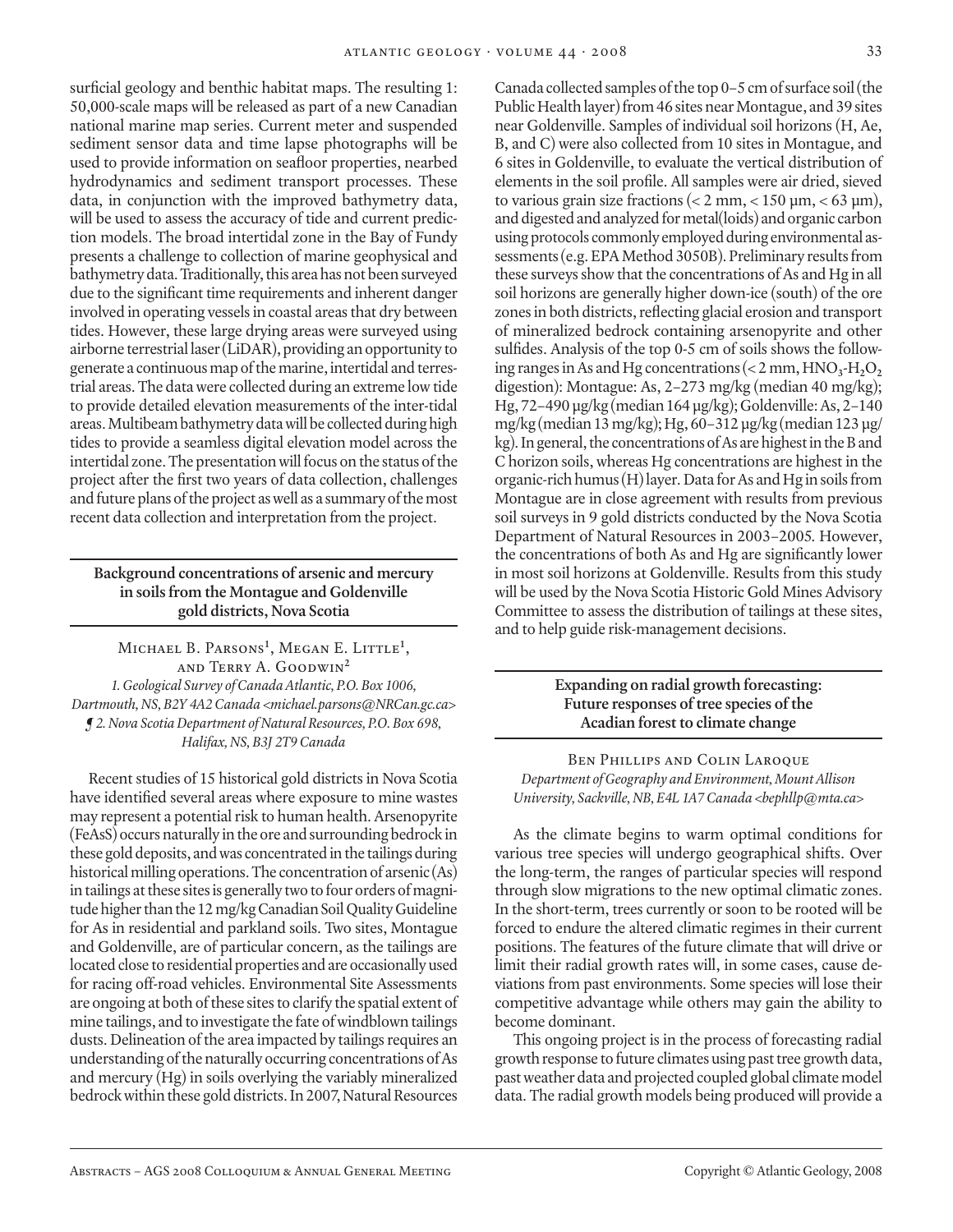surficial geology and benthic habitat maps. The resulting 1: 50,000-scale maps will be released as part of a new Canadian national marine map series. Current meter and suspended sediment sensor data and time lapse photographs will be used to provide information on seafloor properties, nearbed hydrodynamics and sediment transport processes. These data, in conjunction with the improved bathymetry data, will be used to assess the accuracy of tide and current prediction models. The broad intertidal zone in the Bay of Fundy presents a challenge to collection of marine geophysical and bathymetry data. Traditionally, this area has not been surveyed due to the significant time requirements and inherent danger involved in operating vessels in coastal areas that dry between tides. However, these large drying areas were surveyed using airborne terrestrial laser (LiDAR), providing an opportunity to generate a continuous map of the marine, intertidal and terrestrial areas. The data were collected during an extreme low tide to provide detailed elevation measurements of the inter-tidal areas. Multibeam bathymetry data will be collected during high tides to provide a seamless digital elevation model across the intertidal zone. The presentation will focus on the status of the project after the first two years of data collection, challenges and future plans of the project as well as a summary of the most recent data collection and interpretation from the project.

## Background concentrations of arsenic and mercury in soils from the Montague and Goldenville gold districts, Nova Scotia

Michael B. Parsons[1], Megan E. Little[1], and Terry A. Goodwin[2]

*1. Geological Survey of Canada Atlantic, P.O. Box 1006, Dartmouth, NS, B2Y 4A2 Canada <michael.parsons@NRCan.gc.ca> ¶ 2. Nova Scotia Department of Natural Resources, P.O. Box 698, Halifax, NS, B3J 2T9 Canada*

Recent studies of 15 historical gold districts in Nova Scotia have identified several areas where exposure to mine wastes may represent a potential risk to human health. Arsenopyrite (FeAsS) occurs naturally in the ore and surrounding bedrock in these gold deposits, and was concentrated in the tailings during historical milling operations. The concentration of arsenic (As) in tailings at these sites is generally two to four orders of magnitude higher than the 12 mg/kg Canadian Soil Quality Guideline for As in residential and parkland soils. Two sites, Montague and Goldenville, are of particular concern, as the tailings are located close to residential properties and are occasionally used for racing off-road vehicles. Environmental Site Assessments are ongoing at both of these sites to clarify the spatial extent of mine tailings, and to investigate the fate of windblown tailings dusts. Delineation of the area impacted by tailings requires an understanding of the naturally occurring concentrations of As and mercury (Hg) in soils overlying the variably mineralized bedrock within these gold districts. In 2007, Natural Resources Canada collected samples of the top 0–5 cm of surface soil (the Public Health layer) from 46 sites near Montague, and 39 sites near Goldenville. Samples of individual soil horizons (H, Ae, B, and C) were also collected from 10 sites in Montague, and 6 sites in Goldenville, to evaluate the vertical distribution of elements in the soil profile. All samples were air dried, sieved to various grain size fractions (< 2 mm, < 150 µm, < 63 µm), and digested and analyzed for metal(loids) and organic carbon using protocols commonly employed during environmental assessments (e.g. EPA Method 3050B). Preliminary results from these surveys show that the concentrations of As and Hg in all soil horizons are generally higher down-ice (south) of the ore zones in both districts, reflecting glacial erosion and transport of mineralized bedrock containing arsenopyrite and other sulfides. Analysis of the top 0-5 cm of soils shows the following ranges in As and Hg concentrations (< 2 mm, $HNO_3$-$H_2O_2$ digestion): Montague: As, 2–273 mg/kg (median 40 mg/kg); Hg, 72–490 µg/kg (median 164 µg/kg); Goldenville: As, 2–140 mg/kg (median 13 mg/kg); Hg, 60–312 µg/kg (median 123 µg/kg). In general, the concentrations of As are highest in the B and C horizon soils, whereas Hg concentrations are highest in the organic-rich humus (H) layer. Data for As and Hg in soils from Montague are in close agreement with results from previous soil surveys in 9 gold districts conducted by the Nova Scotia Department of Natural Resources in 2003–2005. However, the concentrations of both As and Hg are significantly lower in most soil horizons at Goldenville. Results from this study will be used by the Nova Scotia Historic Gold Mines Advisory Committee to assess the distribution of tailings at these sites, and to help guide risk-management decisions.

## Expanding on radial growth forecasting: Future responses of tree species of the Acadian forest to climate change

Ben Phillips and Colin Laroque

*Department of Geography and Environment, Mount Allison University, Sackville, NB, E4L 1A7 Canada <bephllp@mta.ca>*

As the climate begins to warm optimal conditions for various tree species will undergo geographical shifts. Over the long-term, the ranges of particular species will respond through slow migrations to the new optimal climatic zones. In the short-term, trees currently or soon to be rooted will be forced to endure the altered climatic regimes in their current positions. The features of the future climate that will drive or limit their radial growth rates will, in some cases, cause deviations from past environments. Some species will lose their competitive advantage while others may gain the ability to become dominant.

This ongoing project is in the process of forecasting radial growth response to future climates using past tree growth data, past weather data and projected coupled global climate model data. The radial growth models being produced will provide a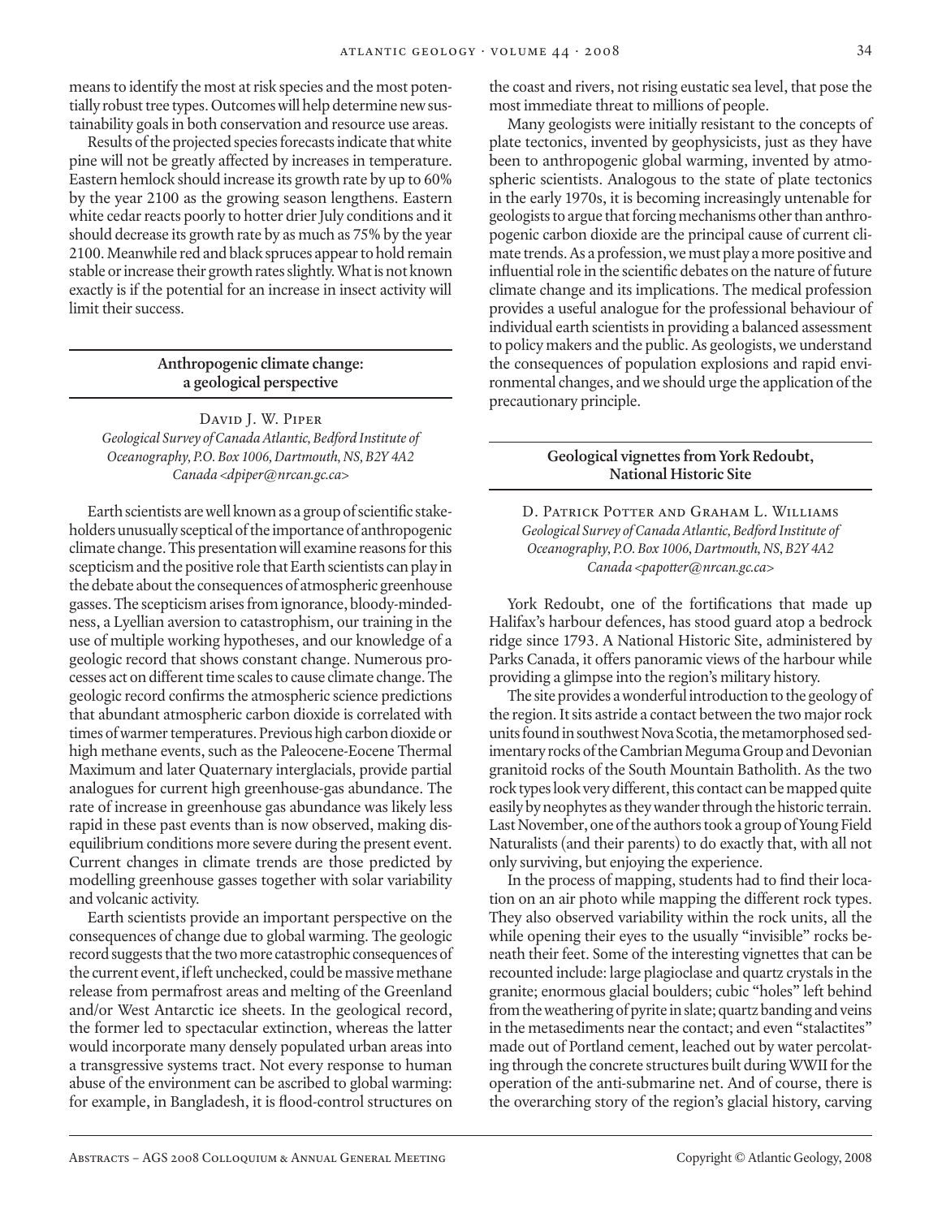means to identify the most at risk species and the most potentially robust tree types. Outcomes will help determine new sustainability goals in both conservation and resource use areas.

Results of the projected species forecasts indicate that white pine will not be greatly affected by increases in temperature. Eastern hemlock should increase its growth rate by up to 60% by the year 2100 as the growing season lengthens. Eastern white cedar reacts poorly to hotter drier July conditions and it should decrease its growth rate by as much as 75% by the year 2100. Meanwhile red and black spruces appear to hold remain stable or increase their growth rates slightly. What is not known exactly is if the potential for an increase in insect activity will limit their success.

## Anthropogenic climate change: a geological perspective

David J. W. Piper
*Geological Survey of Canada Atlantic, Bedford Institute of Oceanography, P.O. Box 1006, Dartmouth, NS, B2Y 4A2 Canada <dpiper@nrcan.gc.ca>*

Earth scientists are well known as a group of scientific stakeholders unusually sceptical of the importance of anthropogenic climate change. This presentation will examine reasons for this scepticism and the positive role that Earth scientists can play in the debate about the consequences of atmospheric greenhouse gasses. The scepticism arises from ignorance, bloody-mindedness, a Lyellian aversion to catastrophism, our training in the use of multiple working hypotheses, and our knowledge of a geologic record that shows constant change. Numerous processes act on different time scales to cause climate change. The geologic record confirms the atmospheric science predictions that abundant atmospheric carbon dioxide is correlated with times of warmer temperatures. Previous high carbon dioxide or high methane events, such as the Paleocene-Eocene Thermal Maximum and later Quaternary interglacials, provide partial analogues for current high greenhouse-gas abundance. The rate of increase in greenhouse gas abundance was likely less rapid in these past events than is now observed, making disequilibrium conditions more severe during the present event. Current changes in climate trends are those predicted by modelling greenhouse gasses together with solar variability and volcanic activity.

Earth scientists provide an important perspective on the consequences of change due to global warming. The geologic record suggests that the two more catastrophic consequences of the current event, if left unchecked, could be massive methane release from permafrost areas and melting of the Greenland and/or West Antarctic ice sheets. In the geological record, the former led to spectacular extinction, whereas the latter would incorporate many densely populated urban areas into a transgressive systems tract. Not every response to human abuse of the environment can be ascribed to global warming: for example, in Bangladesh, it is flood-control structures on the coast and rivers, not rising eustatic sea level, that pose the most immediate threat to millions of people.

Many geologists were initially resistant to the concepts of plate tectonics, invented by geophysicists, just as they have been to anthropogenic global warming, invented by atmospheric scientists. Analogous to the state of plate tectonics in the early 1970s, it is becoming increasingly untenable for geologists to argue that forcing mechanisms other than anthropogenic carbon dioxide are the principal cause of current climate trends. As a profession, we must play a more positive and influential role in the scientific debates on the nature of future climate change and its implications. The medical profession provides a useful analogue for the professional behaviour of individual earth scientists in providing a balanced assessment to policy makers and the public. As geologists, we understand the consequences of population explosions and rapid environmental changes, and we should urge the application of the precautionary principle.

## Geological vignettes from York Redoubt, National Historic Site

D. Patrick Potter and Graham L. Williams
*Geological Survey of Canada Atlantic, Bedford Institute of Oceanography, P.O. Box 1006, Dartmouth, NS, B2Y 4A2 Canada <papotter@nrcan.gc.ca>*

York Redoubt, one of the fortifications that made up Halifax's harbour defences, has stood guard atop a bedrock ridge since 1793. A National Historic Site, administered by Parks Canada, it offers panoramic views of the harbour while providing a glimpse into the region's military history.

The site provides a wonderful introduction to the geology of the region. It sits astride a contact between the two major rock units found in southwest Nova Scotia, the metamorphosed sedimentary rocks of the Cambrian Meguma Group and Devonian granitoid rocks of the South Mountain Batholith. As the two rock types look very different, this contact can be mapped quite easily by neophytes as they wander through the historic terrain. Last November, one of the authors took a group of Young Field Naturalists (and their parents) to do exactly that, with all not only surviving, but enjoying the experience.

In the process of mapping, students had to find their location on an air photo while mapping the different rock types. They also observed variability within the rock units, all the while opening their eyes to the usually "invisible" rocks beneath their feet. Some of the interesting vignettes that can be recounted include: large plagioclase and quartz crystals in the granite; enormous glacial boulders; cubic "holes" left behind from the weathering of pyrite in slate; quartz banding and veins in the metasediments near the contact; and even "stalactites" made out of Portland cement, leached out by water percolating through the concrete structures built during WWII for the operation of the anti-submarine net. And of course, there is the overarching story of the region's glacial history, carving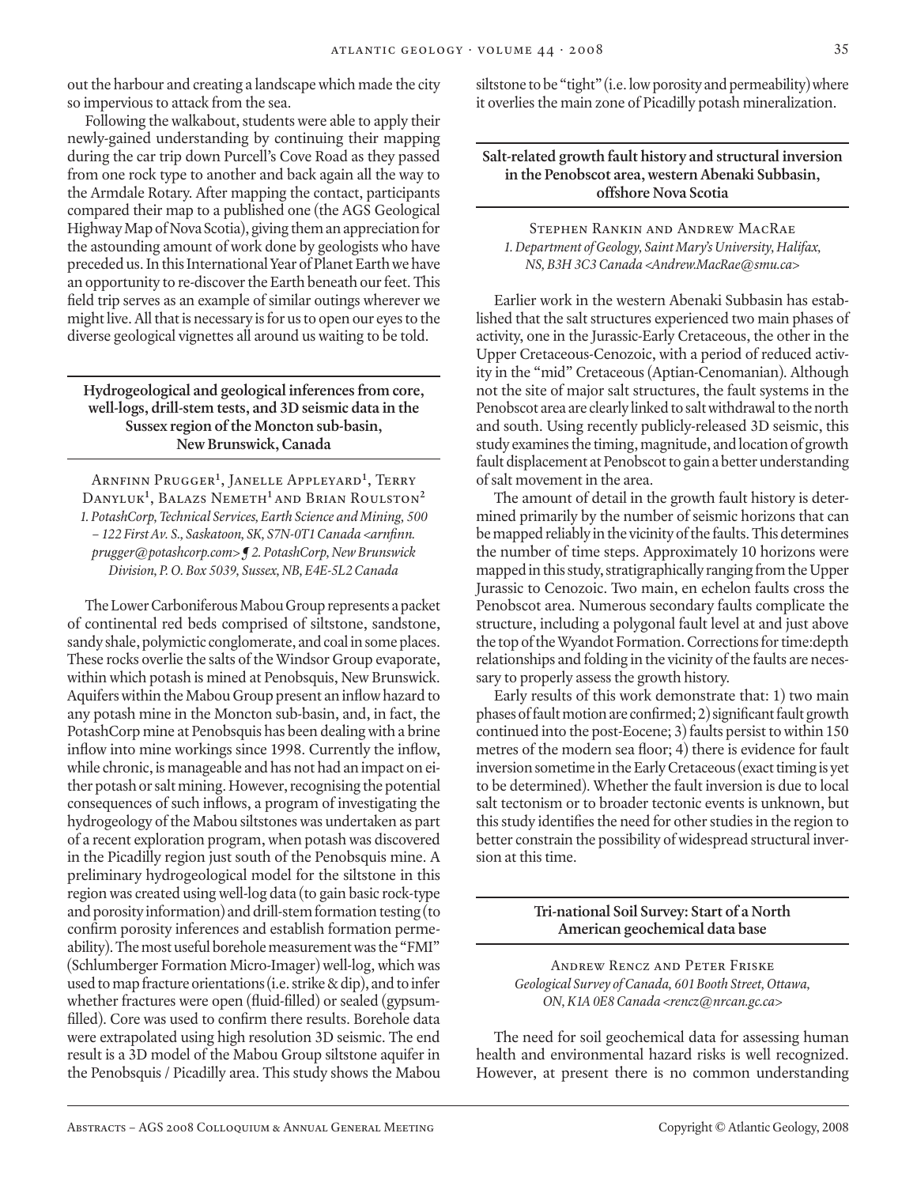out the harbour and creating a landscape which made the city so impervious to attack from the sea.

Following the walkabout, students were able to apply their newly-gained understanding by continuing their mapping during the car trip down Purcell's Cove Road as they passed from one rock type to another and back again all the way to the Armdale Rotary. After mapping the contact, participants compared their map to a published one (the AGS Geological Highway Map of Nova Scotia), giving them an appreciation for the astounding amount of work done by geologists who have preceded us. In this International Year of Planet Earth we have an opportunity to re-discover the Earth beneath our feet. This field trip serves as an example of similar outings wherever we might live. All that is necessary is for us to open our eyes to the diverse geological vignettes all around us waiting to be told.

## Hydrogeological and geological inferences from core, well-logs, drill-stem tests, and 3D seismic data in the Sussex region of the Moncton sub-basin, New Brunswick, Canada

Arnfinn Prugger[1], Janelle Appleyard[1], Terry Danyluk[1], Balazs Nemeth[1] and Brian Roulston[2]

*1. PotashCorp, Technical Services, Earth Science and Mining, 500 – 122 First Av. S., Saskatoon, SK, S7N-0T1 Canada <arnfinn.prugger@potashcorp.com> ¶ 2. PotashCorp, New Brunswick Division, P. O. Box 5039, Sussex, NB, E4E-5L2 Canada*

The Lower Carboniferous Mabou Group represents a packet of continental red beds comprised of siltstone, sandstone, sandy shale, polymictic conglomerate, and coal in some places. These rocks overlie the salts of the Windsor Group evaporate, within which potash is mined at Penobsquis, New Brunswick. Aquifers within the Mabou Group present an inflow hazard to any potash mine in the Moncton sub-basin, and, in fact, the PotashCorp mine at Penobsquis has been dealing with a brine inflow into mine workings since 1998. Currently the inflow, while chronic, is manageable and has not had an impact on either potash or salt mining. However, recognising the potential consequences of such inflows, a program of investigating the hydrogeology of the Mabou siltstones was undertaken as part of a recent exploration program, when potash was discovered in the Picadilly region just south of the Penobsquis mine. A preliminary hydrogeological model for the siltstone in this region was created using well-log data (to gain basic rock-type and porosity information) and drill-stem formation testing (to confirm porosity inferences and establish formation permeability). The most useful borehole measurement was the "FMI" (Schlumberger Formation Micro-Imager) well-log, which was used to map fracture orientations (i.e. strike & dip), and to infer whether fractures were open (fluid-filled) or sealed (gypsum-filled). Core was used to confirm there results. Borehole data were extrapolated using high resolution 3D seismic. The end result is a 3D model of the Mabou Group siltstone aquifer in the Penobsquis / Picadilly area. This study shows the Mabou siltstone to be "tight" (i.e. low porosity and permeability) where it overlies the main zone of Picadilly potash mineralization.

## Salt-related growth fault history and structural inversion in the Penobscot area, western Abenaki Subbasin, offshore Nova Scotia

Stephen Rankin and Andrew MacRae

*1. Department of Geology, Saint Mary's University, Halifax, NS, B3H 3C3 Canada <Andrew.MacRae@smu.ca>*

Earlier work in the western Abenaki Subbasin has established that the salt structures experienced two main phases of activity, one in the Jurassic-Early Cretaceous, the other in the Upper Cretaceous-Cenozoic, with a period of reduced activity in the "mid" Cretaceous (Aptian-Cenomanian). Although not the site of major salt structures, the fault systems in the Penobscot area are clearly linked to salt withdrawal to the north and south. Using recently publicly-released 3D seismic, this study examines the timing, magnitude, and location of growth fault displacement at Penobscot to gain a better understanding of salt movement in the area.

The amount of detail in the growth fault history is determined primarily by the number of seismic horizons that can be mapped reliably in the vicinity of the faults. This determines the number of time steps. Approximately 10 horizons were mapped in this study, stratigraphically ranging from the Upper Jurassic to Cenozoic. Two main, en echelon faults cross the Penobscot area. Numerous secondary faults complicate the structure, including a polygonal fault level at and just above the top of the Wyandot Formation. Corrections for time:depth relationships and folding in the vicinity of the faults are necessary to properly assess the growth history.

Early results of this work demonstrate that: 1) two main phases of fault motion are confirmed; 2) significant fault growth continued into the post-Eocene; 3) faults persist to within 150 metres of the modern sea floor; 4) there is evidence for fault inversion sometime in the Early Cretaceous (exact timing is yet to be determined). Whether the fault inversion is due to local salt tectonism or to broader tectonic events is unknown, but this study identifies the need for other studies in the region to better constrain the possibility of widespread structural inversion at this time.

## Tri-national Soil Survey: Start of a North American geochemical data base

Andrew Rencz and Peter Friske

*Geological Survey of Canada, 601 Booth Street, Ottawa, ON, K1A 0E8 Canada <rencz@nrcan.gc.ca>*

The need for soil geochemical data for assessing human health and environmental hazard risks is well recognized. However, at present there is no common understanding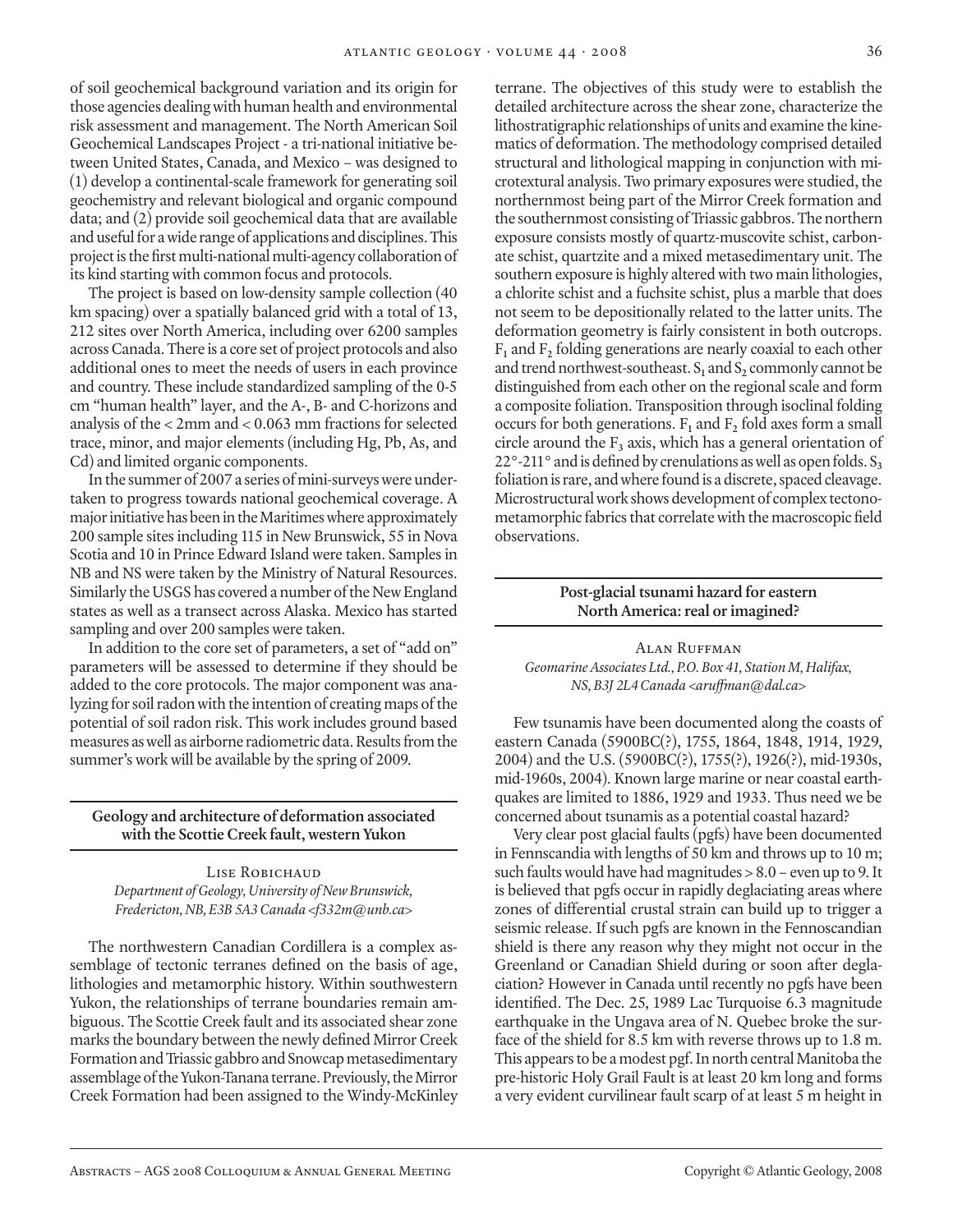of soil geochemical background variation and its origin for those agencies dealing with human health and environmental risk assessment and management. The North American Soil Geochemical Landscapes Project - a tri-national initiative between United States, Canada, and Mexico – was designed to (1) develop a continental-scale framework for generating soil geochemistry and relevant biological and organic compound data; and (2) provide soil geochemical data that are available and useful for a wide range of applications and disciplines. This project is the first multi-national multi-agency collaboration of its kind starting with common focus and protocols.

The project is based on low-density sample collection (40 km spacing) over a spatially balanced grid with a total of 13, 212 sites over North America, including over 6200 samples across Canada. There is a core set of project protocols and also additional ones to meet the needs of users in each province and country. These include standardized sampling of the 0-5 cm "human health" layer, and the A-, B- and C-horizons and analysis of the < 2mm and < 0.063 mm fractions for selected trace, minor, and major elements (including Hg, Pb, As, and Cd) and limited organic components.

In the summer of 2007 a series of mini-surveys were undertaken to progress towards national geochemical coverage. A major initiative has been in the Maritimes where approximately 200 sample sites including 115 in New Brunswick, 55 in Nova Scotia and 10 in Prince Edward Island were taken. Samples in NB and NS were taken by the Ministry of Natural Resources. Similarly the USGS has covered a number of the New England states as well as a transect across Alaska. Mexico has started sampling and over 200 samples were taken.

In addition to the core set of parameters, a set of "add on" parameters will be assessed to determine if they should be added to the core protocols. The major component was analyzing for soil radon with the intention of creating maps of the potential of soil radon risk. This work includes ground based measures as well as airborne radiometric data. Results from the summer's work will be available by the spring of 2009.

## Geology and architecture of deformation associated with the Scottie Creek fault, western Yukon

Lise Robichaud
*Department of Geology, University of New Brunswick, Fredericton, NB, E3B 5A3 Canada <f332m@unb.ca>*

The northwestern Canadian Cordillera is a complex assemblage of tectonic terranes defined on the basis of age, lithologies and metamorphic history. Within southwestern Yukon, the relationships of terrane boundaries remain ambiguous. The Scottie Creek fault and its associated shear zone marks the boundary between the newly defined Mirror Creek Formation and Triassic gabbro and Snowcap metasedimentary assemblage of the Yukon-Tanana terrane. Previously, the Mirror Creek Formation had been assigned to the Windy-McKinley terrane. The objectives of this study were to establish the detailed architecture across the shear zone, characterize the lithostratigraphic relationships of units and examine the kinematics of deformation. The methodology comprised detailed structural and lithological mapping in conjunction with microtextural analysis. Two primary exposures were studied, the northernmost being part of the Mirror Creek formation and the southernmost consisting of Triassic gabbros. The northern exposure consists mostly of quartz-muscovite schist, carbonate schist, quartzite and a mixed metasedimentary unit. The southern exposure is highly altered with two main lithologies, a chlorite schist and a fuchsite schist, plus a marble that does not seem to be depositionally related to the latter units. The deformation geometry is fairly consistent in both outcrops. $F_1$ and $F_2$ folding generations are nearly coaxial to each other and trend northwest-southeast. $S_1$ and $S_2$ commonly cannot be distinguished from each other on the regional scale and form a composite foliation. Transposition through isoclinal folding occurs for both generations. $F_1$ and $F_2$ fold axes form a small circle around the $F_3$ axis, which has a general orientation of 22°-211° and is defined by crenulations as well as open folds. $S_3$ foliation is rare, and where found is a discrete, spaced cleavage. Microstructural work shows development of complex tectonometamorphic fabrics that correlate with the macroscopic field observations.

## Post-glacial tsunami hazard for eastern North America: real or imagined?

Alan Ruffman
*Geomarine Associates Ltd., P.O. Box 41, Station M, Halifax, NS, B3J 2L4 Canada <aruffman@dal.ca>*

Few tsunamis have been documented along the coasts of eastern Canada (5900BC(?), 1755, 1864, 1848, 1914, 1929, 2004) and the U.S. (5900BC(?), 1755(?), 1926(?), mid-1930s, mid-1960s, 2004). Known large marine or near coastal earthquakes are limited to 1886, 1929 and 1933. Thus need we be concerned about tsunamis as a potential coastal hazard?

Very clear post glacial faults (pgfs) have been documented in Fennscandia with lengths of 50 km and throws up to 10 m; such faults would have had magnitudes > 8.0 – even up to 9. It is believed that pgfs occur in rapidly deglaciating areas where zones of differential crustal strain can build up to trigger a seismic release. If such pgfs are known in the Fennoscandian shield is there any reason why they might not occur in the Greenland or Canadian Shield during or soon after deglaciation? However in Canada until recently no pgfs have been identified. The Dec. 25, 1989 Lac Turquoise 6.3 magnitude earthquake in the Ungava area of N. Quebec broke the surface of the shield for 8.5 km with reverse throws up to 1.8 m. This appears to be a modest pgf. In north central Manitoba the pre-historic Holy Grail Fault is at least 20 km long and forms a very evident curvilinear fault scarp of at least 5 m height in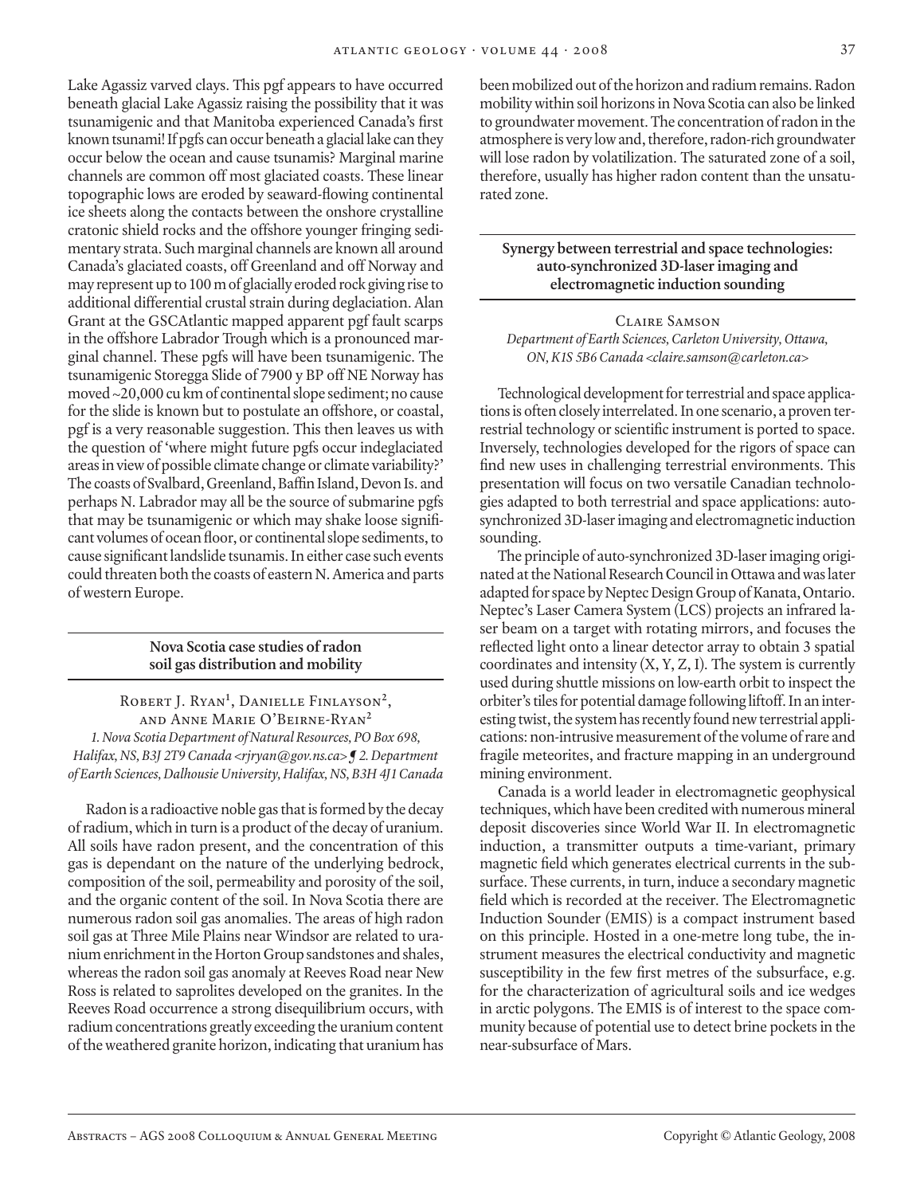Lake Agassiz varved clays. This pgf appears to have occurred beneath glacial Lake Agassiz raising the possibility that it was tsunamigenic and that Manitoba experienced Canada's first known tsunami! If pgfs can occur beneath a glacial lake can they occur below the ocean and cause tsunamis? Marginal marine channels are common off most glaciated coasts. These linear topographic lows are eroded by seaward-flowing continental ice sheets along the contacts between the onshore crystalline cratonic shield rocks and the offshore younger fringing sedimentary strata. Such marginal channels are known all around Canada's glaciated coasts, off Greenland and off Norway and may represent up to 100 m of glacially eroded rock giving rise to additional differential crustal strain during deglaciation. Alan Grant at the GSCAtlantic mapped apparent pgf fault scarps in the offshore Labrador Trough which is a pronounced marginal channel. These pgfs will have been tsunamigenic. The tsunamigenic Storegga Slide of 7900 y BP off NE Norway has moved ~20,000 cu km of continental slope sediment; no cause for the slide is known but to postulate an offshore, or coastal, pgf is a very reasonable suggestion. This then leaves us with the question of 'where might future pgfs occur indeglaciated areas in view of possible climate change or climate variability?' The coasts of Svalbard, Greenland, Baffin Island, Devon Is. and perhaps N. Labrador may all be the source of submarine pgfs that may be tsunamigenic or which may shake loose significant volumes of ocean floor, or continental slope sediments, to cause significant landslide tsunamis. In either case such events could threaten both the coasts of eastern N. America and parts of western Europe.

## Nova Scotia case studies of radon soil gas distribution and mobility

Robert J. Ryan[1], Danielle Finlayson[2], and Anne Marie O'Beirne-Ryan[2]

*1. Nova Scotia Department of Natural Resources, PO Box 698, Halifax, NS, B3J 2T9 Canada <rjryan@gov.ns.ca> ¶ 2. Department of Earth Sciences, Dalhousie University, Halifax, NS, B3H 4J1 Canada*

Radon is a radioactive noble gas that is formed by the decay of radium, which in turn is a product of the decay of uranium. All soils have radon present, and the concentration of this gas is dependant on the nature of the underlying bedrock, composition of the soil, permeability and porosity of the soil, and the organic content of the soil. In Nova Scotia there are numerous radon soil gas anomalies. The areas of high radon soil gas at Three Mile Plains near Windsor are related to uranium enrichment in the Horton Group sandstones and shales, whereas the radon soil gas anomaly at Reeves Road near New Ross is related to saprolites developed on the granites. In the Reeves Road occurrence a strong disequilibrium occurs, with radium concentrations greatly exceeding the uranium content of the weathered granite horizon, indicating that uranium has been mobilized out of the horizon and radium remains. Radon mobility within soil horizons in Nova Scotia can also be linked to groundwater movement. The concentration of radon in the atmosphere is very low and, therefore, radon-rich groundwater will lose radon by volatilization. The saturated zone of a soil, therefore, usually has higher radon content than the unsaturated zone.

## Synergy between terrestrial and space technologies: auto-synchronized 3D-laser imaging and electromagnetic induction sounding

Claire Samson

*Department of Earth Sciences, Carleton University, Ottawa, ON, K1S 5B6 Canada <claire.samson@carleton.ca>*

Technological development for terrestrial and space applications is often closely interrelated. In one scenario, a proven terrestrial technology or scientific instrument is ported to space. Inversely, technologies developed for the rigors of space can find new uses in challenging terrestrial environments. This presentation will focus on two versatile Canadian technologies adapted to both terrestrial and space applications: auto-synchronized 3D-laser imaging and electromagnetic induction sounding.

The principle of auto-synchronized 3D-laser imaging originated at the National Research Council in Ottawa and was later adapted for space by Neptec Design Group of Kanata, Ontario. Neptec's Laser Camera System (LCS) projects an infrared laser beam on a target with rotating mirrors, and focuses the reflected light onto a linear detector array to obtain 3 spatial coordinates and intensity (X, Y, Z, I). The system is currently used during shuttle missions on low-earth orbit to inspect the orbiter's tiles for potential damage following liftoff. In an interesting twist, the system has recently found new terrestrial applications: non-intrusive measurement of the volume of rare and fragile meteorites, and fracture mapping in an underground mining environment.

Canada is a world leader in electromagnetic geophysical techniques, which have been credited with numerous mineral deposit discoveries since World War II. In electromagnetic induction, a transmitter outputs a time-variant, primary magnetic field which generates electrical currents in the subsurface. These currents, in turn, induce a secondary magnetic field which is recorded at the receiver. The Electromagnetic Induction Sounder (EMIS) is a compact instrument based on this principle. Hosted in a one-metre long tube, the instrument measures the electrical conductivity and magnetic susceptibility in the few first metres of the subsurface, e.g. for the characterization of agricultural soils and ice wedges in arctic polygons. The EMIS is of interest to the space community because of potential use to detect brine pockets in the near-subsurface of Mars.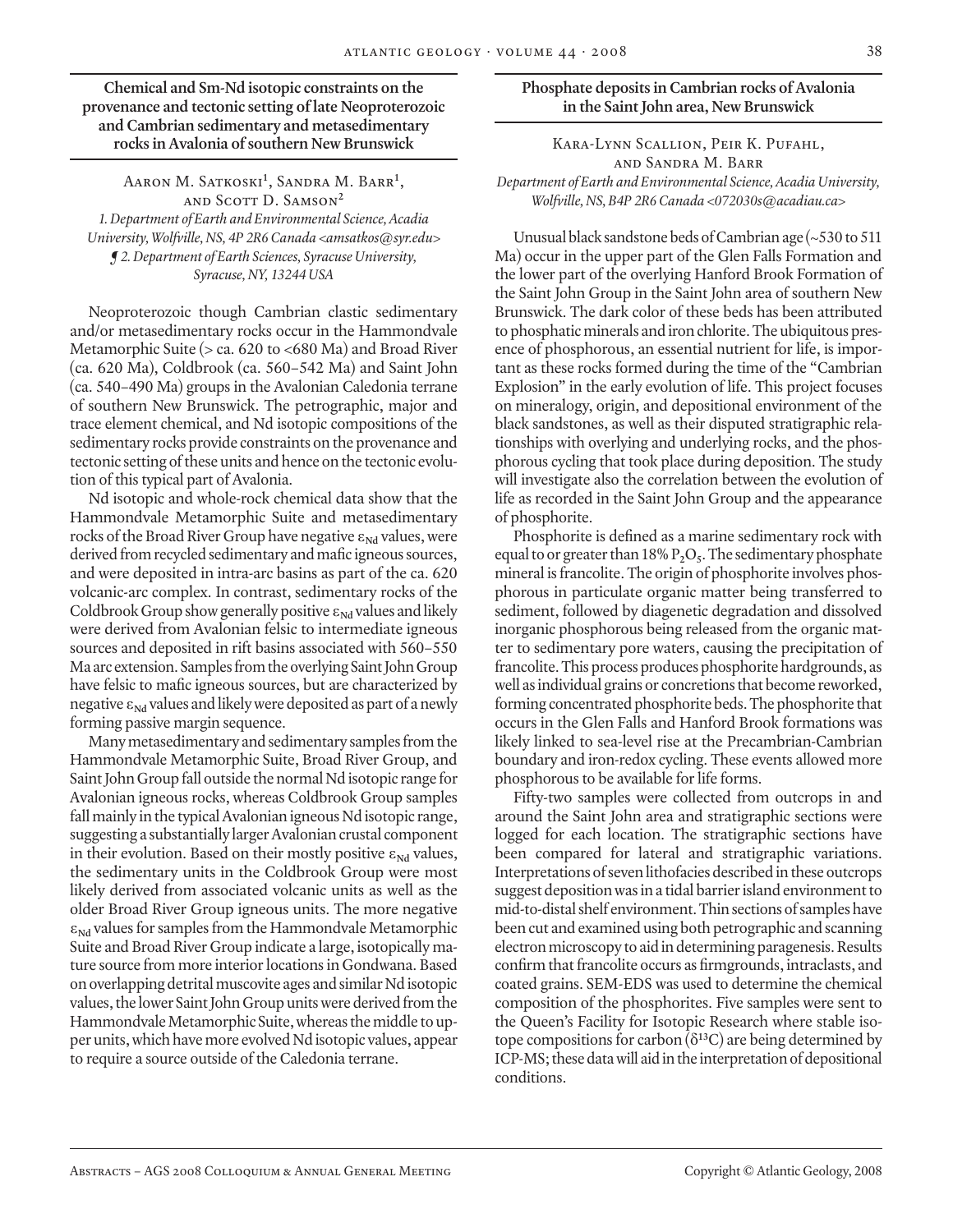## Chemical and Sm-Nd isotopic constraints on the provenance and tectonic setting of late Neoproterozoic and Cambrian sedimentary and metasedimentary rocks in Avalonia of southern New Brunswick

Aaron M. Satkoski[1], Sandra M. Barr[1], and Scott D. Samson[2]

*1. Department of Earth and Environmental Science, Acadia University, Wolfville, NS, 4P 2R6 Canada <amsatkos@syr.edu> ¶ 2. Department of Earth Sciences, Syracuse University, Syracuse, NY, 13244 USA*

Neoproterozoic though Cambrian clastic sedimentary and/or metasedimentary rocks occur in the Hammondvale Metamorphic Suite (> ca. 620 to <680 Ma) and Broad River (ca. 620 Ma), Coldbrook (ca. 560–542 Ma) and Saint John (ca. 540–490 Ma) groups in the Avalonian Caledonia terrane of southern New Brunswick. The petrographic, major and trace element chemical, and Nd isotopic compositions of the sedimentary rocks provide constraints on the provenance and tectonic setting of these units and hence on the tectonic evolution of this typical part of Avalonia.

Nd isotopic and whole-rock chemical data show that the Hammondvale Metamorphic Suite and metasedimentary rocks of the Broad River Group have negative $\varepsilon_{Nd}$ values, were derived from recycled sedimentary and mafic igneous sources, and were deposited in intra-arc basins as part of the ca. 620 volcanic-arc complex. In contrast, sedimentary rocks of the Coldbrook Group show generally positive $\varepsilon_{Nd}$ values and likely were derived from Avalonian felsic to intermediate igneous sources and deposited in rift basins associated with 560–550 Ma arc extension. Samples from the overlying Saint John Group have felsic to mafic igneous sources, but are characterized by negative $\varepsilon_{Nd}$ values and likely were deposited as part of a newly forming passive margin sequence.

Many metasedimentary and sedimentary samples from the Hammondvale Metamorphic Suite, Broad River Group, and Saint John Group fall outside the normal Nd isotopic range for Avalonian igneous rocks, whereas Coldbrook Group samples fall mainly in the typical Avalonian igneous Nd isotopic range, suggesting a substantially larger Avalonian crustal component in their evolution. Based on their mostly positive $\varepsilon_{Nd}$ values, the sedimentary units in the Coldbrook Group were most likely derived from associated volcanic units as well as the older Broad River Group igneous units. The more negative $\varepsilon_{Nd}$ values for samples from the Hammondvale Metamorphic Suite and Broad River Group indicate a large, isotopically mature source from more interior locations in Gondwana. Based on overlapping detrital muscovite ages and similar Nd isotopic values, the lower Saint John Group units were derived from the Hammondvale Metamorphic Suite, whereas the middle to upper units, which have more evolved Nd isotopic values, appear to require a source outside of the Caledonia terrane.

## Phosphate deposits in Cambrian rocks of Avalonia in the Saint John area, New Brunswick

Kara-Lynn Scallion, Peir K. Pufahl, and Sandra M. Barr

*Department of Earth and Environmental Science, Acadia University, Wolfville, NS, B4P 2R6 Canada <072030s@acadiau.ca>*

Unusual black sandstone beds of Cambrian age (~530 to 511 Ma) occur in the upper part of the Glen Falls Formation and the lower part of the overlying Hanford Brook Formation of the Saint John Group in the Saint John area of southern New Brunswick. The dark color of these beds has been attributed to phosphatic minerals and iron chlorite. The ubiquitous presence of phosphorous, an essential nutrient for life, is important as these rocks formed during the time of the "Cambrian Explosion" in the early evolution of life. This project focuses on mineralogy, origin, and depositional environment of the black sandstones, as well as their disputed stratigraphic relationships with overlying and underlying rocks, and the phosphorous cycling that took place during deposition. The study will investigate also the correlation between the evolution of life as recorded in the Saint John Group and the appearance of phosphorite.

Phosphorite is defined as a marine sedimentary rock with equal to or greater than 18% $P_2O_5$. The sedimentary phosphate mineral is francolite. The origin of phosphorite involves phosphorous in particulate organic matter being transferred to sediment, followed by diagenetic degradation and dissolved inorganic phosphorous being released from the organic matter to sedimentary pore waters, causing the precipitation of francolite. This process produces phosphorite hardgrounds, as well as individual grains or concretions that become reworked, forming concentrated phosphorite beds. The phosphorite that occurs in the Glen Falls and Hanford Brook formations was likely linked to sea-level rise at the Precambrian-Cambrian boundary and iron-redox cycling. These events allowed more phosphorous to be available for life forms.

Fifty-two samples were collected from outcrops in and around the Saint John area and stratigraphic sections were logged for each location. The stratigraphic sections have been compared for lateral and stratigraphic variations. Interpretations of seven lithofacies described in these outcrops suggest deposition was in a tidal barrier island environment to mid-to-distal shelf environment. Thin sections of samples have been cut and examined using both petrographic and scanning electron microscopy to aid in determining paragenesis. Results confirm that francolite occurs as firmgrounds, intraclasts, and coated grains. SEM-EDS was used to determine the chemical composition of the phosphorites. Five samples were sent to the Queen's Facility for Isotopic Research where stable isotope compositions for carbon ($\delta^{13}C$) are being determined by ICP-MS; these data will aid in the interpretation of depositional conditions.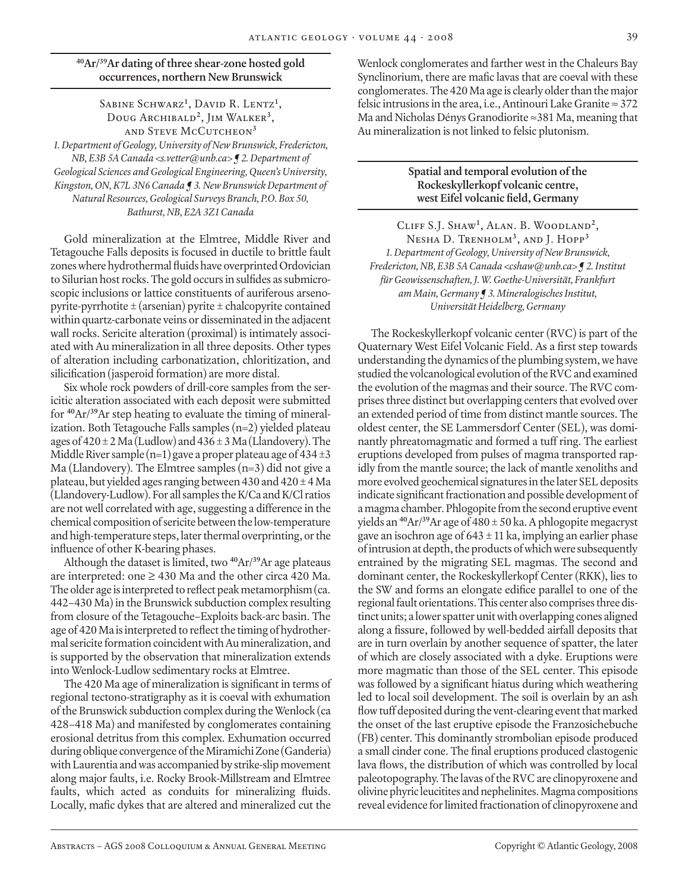## $^{40}Ar/^{39}Ar$ dating of three shear-zone hosted gold occurrences, northern New Brunswick

Sabine Schwarz[1], David R. Lentz[1], Doug Archibald[2], Jim Walker[3], and Steve McCutcheon[3]

*1. Department of Geology, University of New Brunswick, Fredericton, NB, E3B 5A Canada <s.vetter@unb.ca> ¶ 2. Department of Geological Sciences and Geological Engineering, Queen's University, Kingston, ON, K7L 3N6 Canada ¶ 3. New Brunswick Department of Natural Resources, Geological Surveys Branch, P.O. Box 50, Bathurst, NB, E2A 3Z1 Canada*

Gold mineralization at the Elmtree, Middle River and Tetagouche Falls deposits is focused in ductile to brittle fault zones where hydrothermal fluids have overprinted Ordovician to Silurian host rocks. The gold occurs in sulfides as submicroscopic inclusions or lattice constituents of auriferous arsenopyrite-pyrrhotite ± (arsenian) pyrite ± chalcopyrite contained within quartz-carbonate veins or disseminated in the adjacent wall rocks. Sericite alteration (proximal) is intimately associated with Au mineralization in all three deposits. Other types of alteration including carbonatization, chloritization, and silicification (jasperoid formation) are more distal.

Six whole rock powders of drill-core samples from the sericitic alteration associated with each deposit were submitted for $^{40}Ar/^{39}Ar$ step heating to evaluate the timing of mineralization. Both Tetagouche Falls samples (n=2) yielded plateau ages of 420 ± 2 Ma (Ludlow) and 436 ± 3 Ma (Llandovery). The Middle River sample (n=1) gave a proper plateau age of 434 ±3 Ma (Llandovery). The Elmtree samples (n=3) did not give a plateau, but yielded ages ranging between 430 and 420 ± 4 Ma (Llandovery-Ludlow). For all samples the K/Ca and K/Cl ratios are not well correlated with age, suggesting a difference in the chemical composition of sericite between the low-temperature and high-temperature steps, later thermal overprinting, or the influence of other K-bearing phases.

Although the dataset is limited, two $^{40}Ar/^{39}Ar$ age plateaus are interpreted: one ≥ 430 Ma and the other circa 420 Ma. The older age is interpreted to reflect peak metamorphism (ca. 442–430 Ma) in the Brunswick subduction complex resulting from closure of the Tetagouche–Exploits back-arc basin. The age of 420 Ma is interpreted to reflect the timing of hydrothermal sericite formation coincident with Au mineralization, and is supported by the observation that mineralization extends into Wenlock-Ludlow sedimentary rocks at Elmtree.

The 420 Ma age of mineralization is significant in terms of regional tectono-stratigraphy as it is coeval with exhumation of the Brunswick subduction complex during the Wenlock (ca 428–418 Ma) and manifested by conglomerates containing erosional detritus from this complex. Exhumation occurred during oblique convergence of the Miramichi Zone (Ganderia) with Laurentia and was accompanied by strike-slip movement along major faults, i.e. Rocky Brook-Millstream and Elmtree faults, which acted as conduits for mineralizing fluids. Locally, mafic dykes that are altered and mineralized cut the Wenlock conglomerates and farther west in the Chaleurs Bay Synclinorium, there are mafic lavas that are coeval with these conglomerates. The 420 Ma age is clearly older than the major felsic intrusions in the area, i.e., Antinouri Lake Granite ≈ 372 Ma and Nicholas Dénys Granodiorite ≈381 Ma, meaning that Au mineralization is not linked to felsic plutonism.

## Spatial and temporal evolution of the Rockeskyllerkopf volcanic centre, west Eifel volcanic field, Germany

Cliff S.J. Shaw[1], Alan. B. Woodland[2], Nesha D. Trenholm[3], and J. Hopp[3]

*1. Department of Geology, University of New Brunswick, Fredericton, NB, E3B 5A Canada <cshaw@unb.ca> ¶ 2. Institut für Geowissenschaften, J. W. Goethe-Universität, Frankfurt am Main, Germany ¶ 3. Mineralogisches Institut, Universität Heidelberg, Germany*

The Rockeskyllerkopf volcanic center (RVC) is part of the Quaternary West Eifel Volcanic Field. As a first step towards understanding the dynamics of the plumbing system, we have studied the volcanological evolution of the RVC and examined the evolution of the magmas and their source. The RVC comprises three distinct but overlapping centers that evolved over an extended period of time from distinct mantle sources. The oldest center, the SE Lammersdorf Center (SEL), was dominantly phreatomagmatic and formed a tuff ring. The earliest eruptions developed from pulses of magma transported rapidly from the mantle source; the lack of mantle xenoliths and more evolved geochemical signatures in the later SEL deposits indicate significant fractionation and possible development of a magma chamber. Phlogopite from the second eruptive event yields an $^{40}Ar/^{39}Ar$ age of 480 ± 50 ka. A phlogopite megacryst gave an isochron age of 643 ± 11 ka, implying an earlier phase of intrusion at depth, the products of which were subsequently entrained by the migrating SEL magmas. The second and dominant center, the Rockeskyllerkopf Center (RKK), lies to the SW and forms an elongate edifice parallel to one of the regional fault orientations. This center also comprises three distinct units; a lower spatter unit with overlapping cones aligned along a fissure, followed by well-bedded airfall deposits that are in turn overlain by another sequence of spatter, the later of which are closely associated with a dyke. Eruptions were more magmatic than those of the SEL center. This episode was followed by a significant hiatus during which weathering led to local soil development. The soil is overlain by an ash flow tuff deposited during the vent-clearing event that marked the onset of the last eruptive episode the Franzosichebuche (FB) center. This dominantly strombolian episode produced a small cinder cone. The final eruptions produced clastogenic lava flows, the distribution of which was controlled by local paleotopography. The lavas of the RVC are clinopyroxene and olivine phyric leucitites and nephelinites. Magma compositions reveal evidence for limited fractionation of clinopyroxene and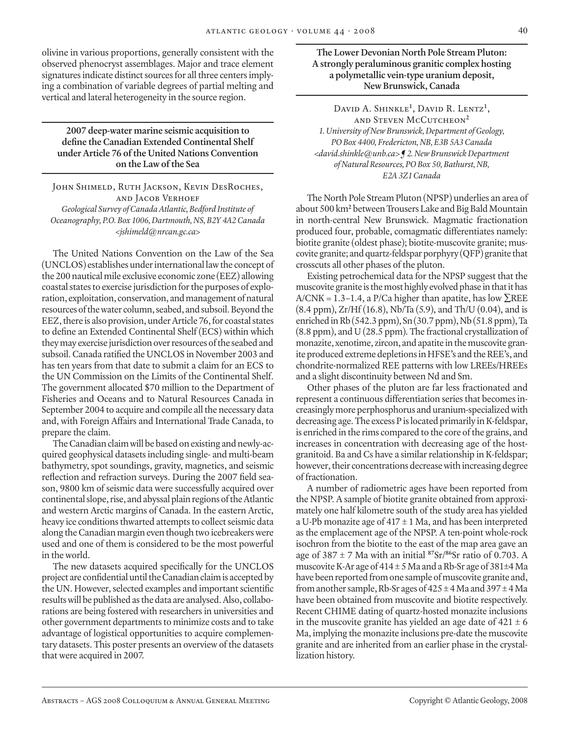olivine in various proportions, generally consistent with the observed phenocryst assemblages. Major and trace element signatures indicate distinct sources for all three centers implying a combination of variable degrees of partial melting and vertical and lateral heterogeneity in the source region.

## 2007 deep-water marine seismic acquisition to define the Canadian Extended Continental Shelf under Article 76 of the United Nations Convention on the Law of the Sea

John Shimeld, Ruth Jackson, Kevin DesRoches, and Jacob Verhoef

*Geological Survey of Canada Atlantic, Bedford Institute of Oceanography, P.O. Box 1006, Dartmouth, NS, B2Y 4A2 Canada <jshimeld@nrcan.gc.ca>*

The United Nations Convention on the Law of the Sea (UNCLOS) establishes under international law the concept of the 200 nautical mile exclusive economic zone (EEZ) allowing coastal states to exercise jurisdiction for the purposes of exploration, exploitation, conservation, and management of natural resources of the water column, seabed, and subsoil. Beyond the EEZ, there is also provision, under Article 76, for coastal states to define an Extended Continental Shelf (ECS) within which they may exercise jurisdiction over resources of the seabed and subsoil. Canada ratified the UNCLOS in November 2003 and has ten years from that date to submit a claim for an ECS to the UN Commission on the Limits of the Continental Shelf. The government allocated $70 million to the Department of Fisheries and Oceans and to Natural Resources Canada in September 2004 to acquire and compile all the necessary data and, with Foreign Affairs and International Trade Canada, to prepare the claim.

The Canadian claim will be based on existing and newly-acquired geophysical datasets including single- and multi-beam bathymetry, spot soundings, gravity, magnetics, and seismic reflection and refraction surveys. During the 2007 field season, 9800 km of seismic data were successfully acquired over continental slope, rise, and abyssal plain regions of the Atlantic and western Arctic margins of Canada. In the eastern Arctic, heavy ice conditions thwarted attempts to collect seismic data along the Canadian margin even though two icebreakers were used and one of them is considered to be the most powerful in the world.

The new datasets acquired specifically for the UNCLOS project are confidential until the Canadian claim is accepted by the UN. However, selected examples and important scientific results will be published as the data are analysed. Also, collaborations are being fostered with researchers in universities and other government departments to minimize costs and to take advantage of logistical opportunities to acquire complementary datasets. This poster presents an overview of the datasets that were acquired in 2007.

## The Lower Devonian North Pole Stream Pluton: A strongly peraluminous granitic complex hosting a polymetallic vein-type uranium deposit, New Brunswick, Canada

David A. Shinkle[1], David R. Lentz[1], and Steven McCutcheon[2]

*1. University of New Brunswick, Department of Geology, PO Box 4400, Fredericton, NB, E3B 5A3 Canada <david.shinkle@unb.ca> ¶ 2. New Brunswick Department of Natural Resources, PO Box 50, Bathurst, NB, E2A 3Z1 Canada*

The North Pole Stream Pluton (NPSP) underlies an area of about 500 km² between Trousers Lake and Big Bald Mountain in north-central New Brunswick. Magmatic fractionation produced four, probable, comagmatic differentiates namely: biotite granite (oldest phase); biotite-muscovite granite; muscovite granite; and quartz-feldspar porphyry (QFP) granite that crosscuts all other phases of the pluton.

Existing petrochemical data for the NPSP suggest that the muscovite granite is the most highly evolved phase in that it has A/CNK = 1.3–1.4, a P/Ca higher than apatite, has low ∑REE (8.4 ppm), Zr/Hf (16.8), Nb/Ta (5.9), and Th/U (0.04), and is enriched in Rb (542.3 ppm), Sn (30.7 ppm), Nb (51.8 ppm), Ta (8.8 ppm), and U (28.5 ppm). The fractional crystallization of monazite, xenotime, zircon, and apatite in the muscovite granite produced extreme depletions in HFSE's and the REE's, and chondrite-normalized REE patterns with low LREEs/HREEs and a slight discontinuity between Nd and Sm.

Other phases of the pluton are far less fractionated and represent a continuous differentiation series that becomes increasingly more perphosphorus and uranium-specialized with decreasing age. The excess P is located primarily in K-feldspar, is enriched in the rims compared to the core of the grains, and increases in concentration with decreasing age of the host-granitoid. Ba and Cs have a similar relationship in K-feldspar; however, their concentrations decrease with increasing degree of fractionation.

A number of radiometric ages have been reported from the NPSP. A sample of biotite granite obtained from approximately one half kilometre south of the study area has yielded a U-Pb monazite age of 417 ± 1 Ma, and has been interpreted as the emplacement age of the NPSP. A ten-point whole-rock isochron from the biotite to the east of the map area gave an age of 387 ± 7 Ma with an initial $^{87}Sr/^{86}Sr$ ratio of 0.703. A muscovite K-Ar age of 414 ± 5 Ma and a Rb-Sr age of 381±4 Ma have been reported from one sample of muscovite granite and, from another sample, Rb-Sr ages of 425 ± 4 Ma and 397 ± 4 Ma have been obtained from muscovite and biotite respectively. Recent CHIME dating of quartz-hosted monazite inclusions in the muscovite granite has yielded an age date of 421 ± 6 Ma, implying the monazite inclusions pre-date the muscovite granite and are inherited from an earlier phase in the crystallization history.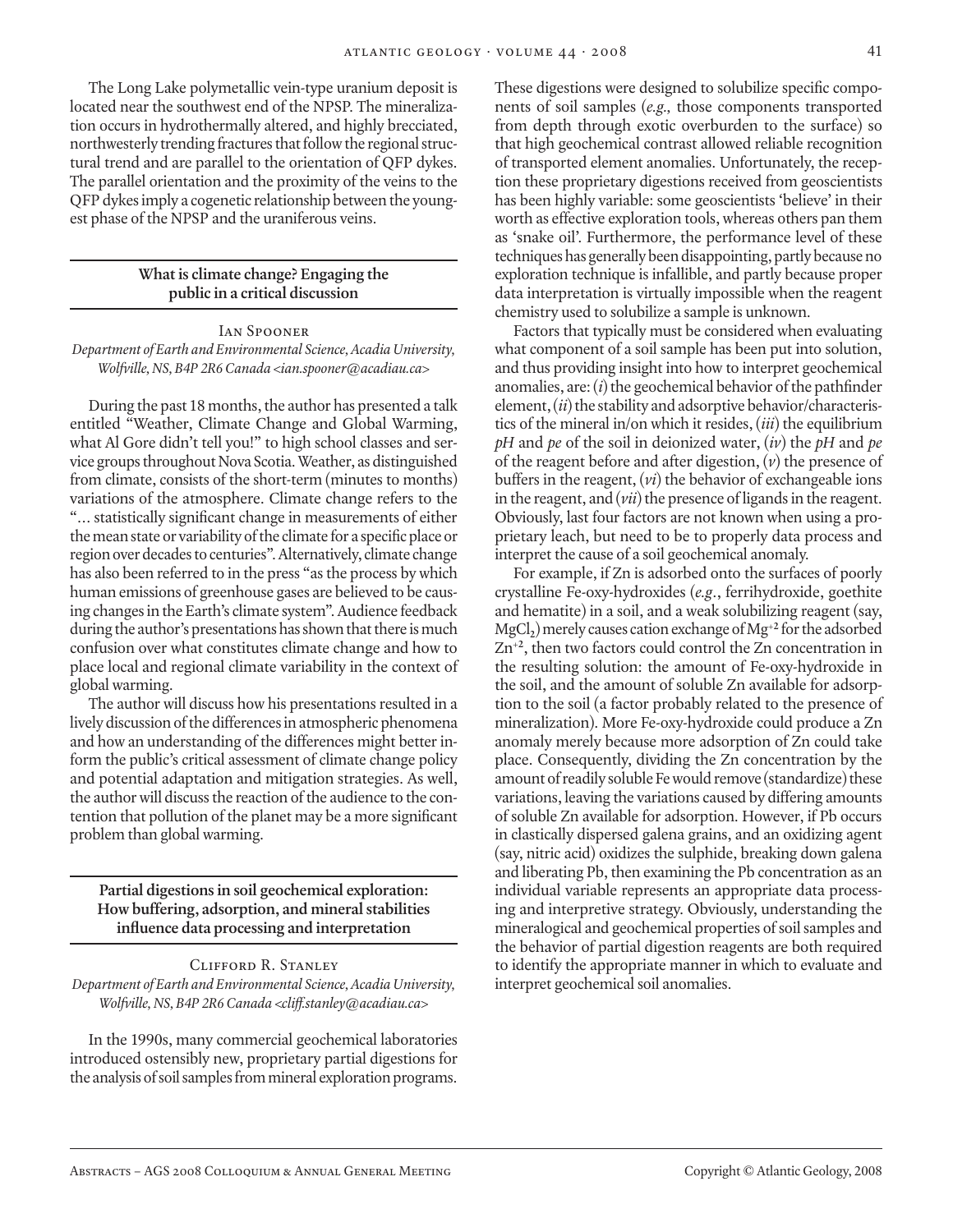The Long Lake polymetallic vein-type uranium deposit is located near the southwest end of the NPSP. The mineralization occurs in hydrothermally altered, and highly brecciated, northwesterly trending fractures that follow the regional structural trend and are parallel to the orientation of QFP dykes. The parallel orientation and the proximity of the veins to the QFP dykes imply a cogenetic relationship between the youngest phase of the NPSP and the uraniferous veins.

## What is climate change? Engaging the public in a critical discussion

Ian Spooner

*Department of Earth and Environmental Science, Acadia University, Wolfville, NS, B4P 2R6 Canada <ian.spooner@acadiau.ca>*

During the past 18 months, the author has presented a talk entitled "Weather, Climate Change and Global Warming, what Al Gore didn't tell you!" to high school classes and service groups throughout Nova Scotia. Weather, as distinguished from climate, consists of the short-term (minutes to months) variations of the atmosphere. Climate change refers to the "... statistically significant change in measurements of either the mean state or variability of the climate for a specific place or region over decades to centuries". Alternatively, climate change has also been referred to in the press "as the process by which human emissions of greenhouse gases are believed to be causing changes in the Earth's climate system". Audience feedback during the author's presentations has shown that there is much confusion over what constitutes climate change and how to place local and regional climate variability in the context of global warming.

The author will discuss how his presentations resulted in a lively discussion of the differences in atmospheric phenomena and how an understanding of the differences might better inform the public's critical assessment of climate change policy and potential adaptation and mitigation strategies. As well, the author will discuss the reaction of the audience to the contention that pollution of the planet may be a more significant problem than global warming.

## Partial digestions in soil geochemical exploration: How buffering, adsorption, and mineral stabilities influence data processing and interpretation

Clifford R. Stanley

*Department of Earth and Environmental Science, Acadia University, Wolfville, NS, B4P 2R6 Canada <cliff.stanley@acadiau.ca>*

In the 1990s, many commercial geochemical laboratories introduced ostensibly new, proprietary partial digestions for the analysis of soil samples from mineral exploration programs. These digestions were designed to solubilize specific components of soil samples (*e.g.,* those components transported from depth through exotic overburden to the surface) so that high geochemical contrast allowed reliable recognition of transported element anomalies. Unfortunately, the reception these proprietary digestions received from geoscientists has been highly variable: some geoscientists 'believe' in their worth as effective exploration tools, whereas others pan them as 'snake oil'. Furthermore, the performance level of these techniques has generally been disappointing, partly because no exploration technique is infallible, and partly because proper data interpretation is virtually impossible when the reagent chemistry used to solubilize a sample is unknown.

Factors that typically must be considered when evaluating what component of a soil sample has been put into solution, and thus providing insight into how to interpret geochemical anomalies, are: (*i*) the geochemical behavior of the pathfinder element, (*ii*) the stability and adsorptive behavior/characteristics of the mineral in/on which it resides, (*iii*) the equilibrium *pH* and *pe* of the soil in deionized water, (*iv*) the *pH* and *pe* of the reagent before and after digestion, (*v*) the presence of buffers in the reagent, (*vi*) the behavior of exchangeable ions in the reagent, and (*vii*) the presence of ligands in the reagent. Obviously, last four factors are not known when using a proprietary leach, but need to be to properly data process and interpret the cause of a soil geochemical anomaly.

For example, if Zn is adsorbed onto the surfaces of poorly crystalline Fe-oxy-hydroxides (*e.g*., ferrihydroxide, goethite and hematite) in a soil, and a weak solubilizing reagent (say, $MgCl_2$) merely causes cation exchange of $Mg^{+2}$ for the adsorbed $Zn^{+2}$, then two factors could control the Zn concentration in the resulting solution: the amount of Fe-oxy-hydroxide in the soil, and the amount of soluble Zn available for adsorption to the soil (a factor probably related to the presence of mineralization). More Fe-oxy-hydroxide could produce a Zn anomaly merely because more adsorption of Zn could take place. Consequently, dividing the Zn concentration by the amount of readily soluble Fe would remove (standardize) these variations, leaving the variations caused by differing amounts of soluble Zn available for adsorption. However, if Pb occurs in clastically dispersed galena grains, and an oxidizing agent (say, nitric acid) oxidizes the sulphide, breaking down galena and liberating Pb, then examining the Pb concentration as an individual variable represents an appropriate data processing and interpretive strategy. Obviously, understanding the mineralogical and geochemical properties of soil samples and the behavior of partial digestion reagents are both required to identify the appropriate manner in which to evaluate and interpret geochemical soil anomalies.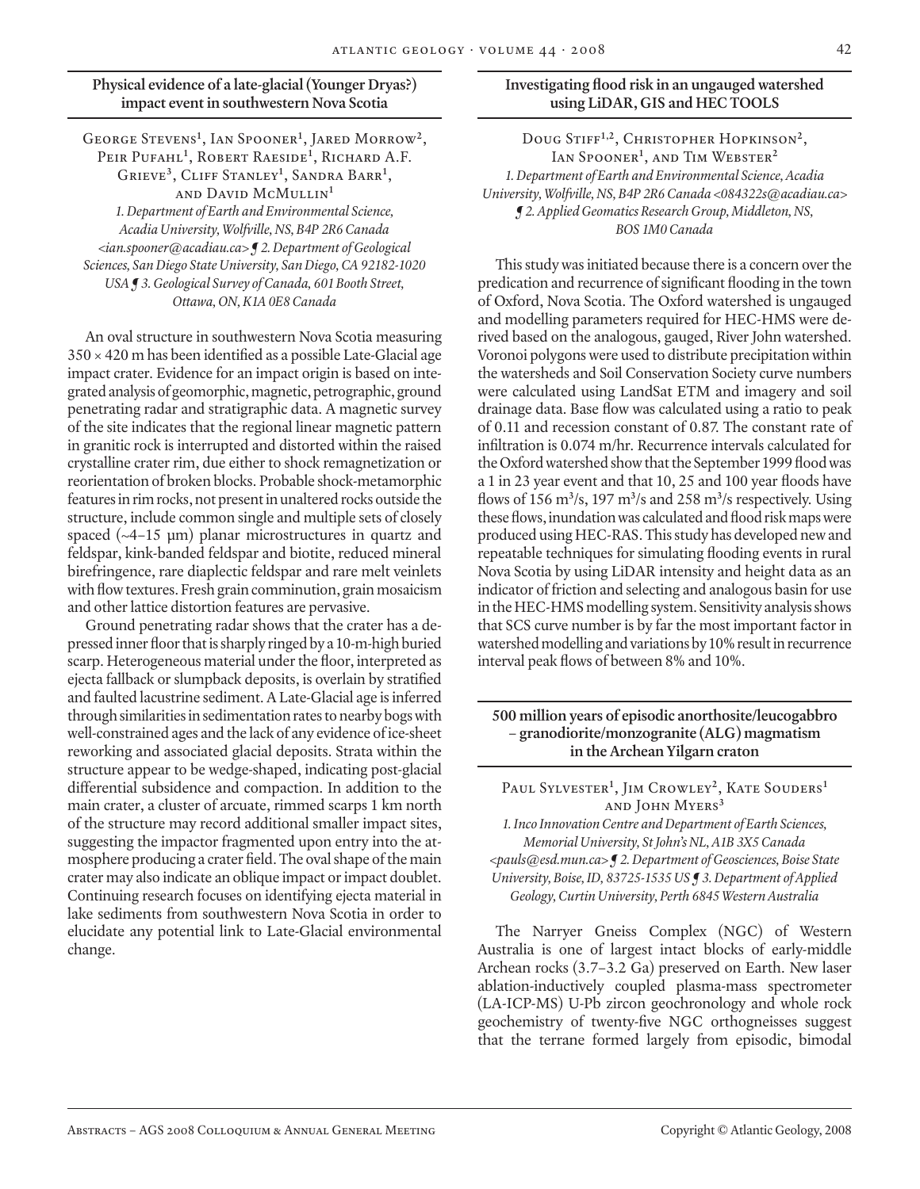## Physical evidence of a late-glacial (Younger Dryas?) impact event in southwestern Nova Scotia

George Stevens[1], Ian Spooner[1], Jared Morrow[2], Peir Pufahl[1], Robert Raeside[1], Richard A.F. Grieve[3], Cliff Stanley[1], Sandra Barr[1], and David McMullin[1]

*1. Department of Earth and Environmental Science, Acadia University, Wolfville, NS, B4P 2R6 Canada <ian.spooner@acadiau.ca> ¶ 2. Department of Geological Sciences, San Diego State University, San Diego, CA 92182-1020 USA ¶ 3. Geological Survey of Canada, 601 Booth Street, Ottawa, ON, K1A 0E8 Canada*

An oval structure in southwestern Nova Scotia measuring 350 × 420 m has been identified as a possible Late-Glacial age impact crater. Evidence for an impact origin is based on integrated analysis of geomorphic, magnetic, petrographic, ground penetrating radar and stratigraphic data. A magnetic survey of the site indicates that the regional linear magnetic pattern in granitic rock is interrupted and distorted within the raised crystalline crater rim, due either to shock remagnetization or reorientation of broken blocks. Probable shock-metamorphic features in rim rocks, not present in unaltered rocks outside the structure, include common single and multiple sets of closely spaced (~4–15 µm) planar microstructures in quartz and feldspar, kink-banded feldspar and biotite, reduced mineral birefringence, rare diaplectic feldspar and rare melt veinlets with flow textures. Fresh grain comminution, grain mosaicism and other lattice distortion features are pervasive.

Ground penetrating radar shows that the crater has a depressed inner floor that is sharply ringed by a 10-m-high buried scarp. Heterogeneous material under the floor, interpreted as ejecta fallback or slumpback deposits, is overlain by stratified and faulted lacustrine sediment. A Late-Glacial age is inferred through similarities in sedimentation rates to nearby bogs with well-constrained ages and the lack of any evidence of ice-sheet reworking and associated glacial deposits. Strata within the structure appear to be wedge-shaped, indicating post-glacial differential subsidence and compaction. In addition to the main crater, a cluster of arcuate, rimmed scarps 1 km north of the structure may record additional smaller impact sites, suggesting the impactor fragmented upon entry into the atmosphere producing a crater field. The oval shape of the main crater may also indicate an oblique impact or impact doublet. Continuing research focuses on identifying ejecta material in lake sediments from southwestern Nova Scotia in order to elucidate any potential link to Late-Glacial environmental change.

## Investigating flood risk in an ungauged watershed using LiDAR, GIS and HEC TOOLS

Doug Stiff[1,2], Christopher Hopkinson[2], Ian Spooner[1], and Tim Webster[2]

*1. Department of Earth and Environmental Science, Acadia University, Wolfville, NS, B4P 2R6 Canada <084322s@acadiau.ca> ¶ 2. Applied Geomatics Research Group, Middleton, NS, B0S 1M0 Canada*

This study was initiated because there is a concern over the predication and recurrence of significant flooding in the town of Oxford, Nova Scotia. The Oxford watershed is ungauged and modelling parameters required for HEC-HMS were derived based on the analogous, gauged, River John watershed. Voronoi polygons were used to distribute precipitation within the watersheds and Soil Conservation Society curve numbers were calculated using LandSat ETM and imagery and soil drainage data. Base flow was calculated using a ratio to peak of 0.11 and recession constant of 0.87. The constant rate of infiltration is 0.074 m/hr. Recurrence intervals calculated for the Oxford watershed show that the September 1999 flood was a 1 in 23 year event and that 10, 25 and 100 year floods have flows of 156 $m^3/s$, 197 $m^3/s$ and 258 $m^3/s$ respectively. Using these flows, inundation was calculated and flood risk maps were produced using HEC-RAS. This study has developed new and repeatable techniques for simulating flooding events in rural Nova Scotia by using LiDAR intensity and height data as an indicator of friction and selecting and analogous basin for use in the HEC-HMS modelling system. Sensitivity analysis shows that SCS curve number is by far the most important factor in watershed modelling and variations by 10% result in recurrence interval peak flows of between 8% and 10%.

## 500 million years of episodic anorthosite/leucogabbro – granodiorite/monzogranite (ALG) magmatism in the Archean Yilgarn craton

Paul Sylvester[1], Jim Crowley[2], Kate Souders[1] and John Myers[3]

*1. Inco Innovation Centre and Department of Earth Sciences, Memorial University, St John's NL, A1B 3X5 Canada <pauls@esd.mun.ca> ¶ 2. Department of Geosciences, Boise State University, Boise, ID, 83725-1535 US ¶ 3. Department of Applied Geology, Curtin University, Perth 6845 Western Australia*

The Narryer Gneiss Complex (NGC) of Western Australia is one of largest intact blocks of early-middle Archean rocks (3.7–3.2 Ga) preserved on Earth. New laser ablation-inductively coupled plasma-mass spectrometer (LA-ICP-MS) U-Pb zircon geochronology and whole rock geochemistry of twenty-five NGC orthogneisses suggest that the terrane formed largely from episodic, bimodal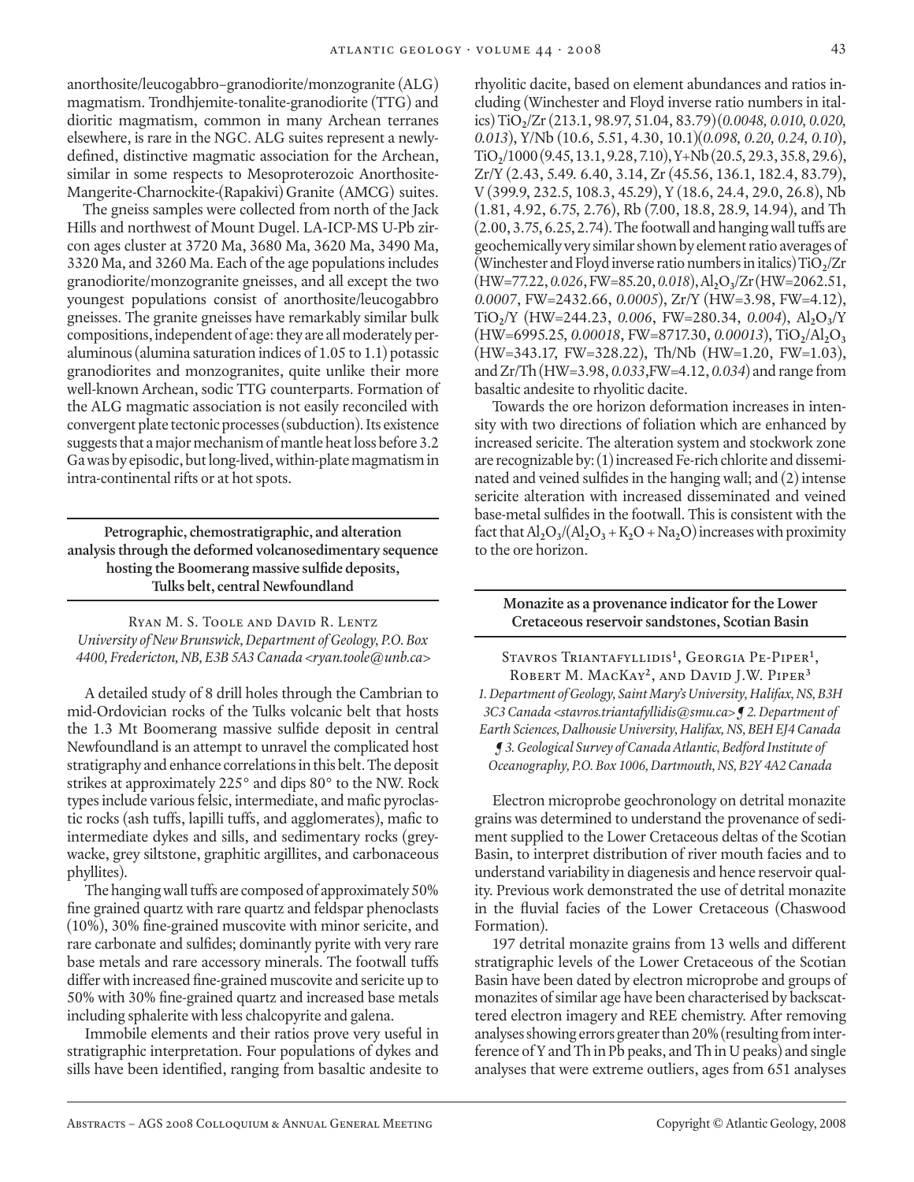anorthosite/leucogabbro–granodiorite/monzogranite (ALG) magmatism. Trondhjemite-tonalite-granodiorite (TTG) and dioritic magmatism, common in many Archean terranes elsewhere, is rare in the NGC. ALG suites represent a newly-defined, distinctive magmatic association for the Archean, similar in some respects to Mesoproterozoic Anorthosite-Mangerite-Charnockite-(Rapakivi) Granite (AMCG) suites.

The gneiss samples were collected from north of the Jack Hills and northwest of Mount Dugel. LA-ICP-MS U-Pb zircon ages cluster at 3720 Ma, 3680 Ma, 3620 Ma, 3490 Ma, 3320 Ma, and 3260 Ma. Each of the age populations includes granodiorite/monzogranite gneisses, and all except the two youngest populations consist of anorthosite/leucogabbro gneisses. The granite gneisses have remarkably similar bulk compositions, independent of age: they are all moderately peraluminous (alumina saturation indices of 1.05 to 1.1) potassic granodiorites and monzogranites, quite unlike their more well-known Archean, sodic TTG counterparts. Formation of the ALG magmatic association is not easily reconciled with convergent plate tectonic processes (subduction). Its existence suggests that a major mechanism of mantle heat loss before 3.2 Ga was by episodic, but long-lived, within-plate magmatism in intra-continental rifts or at hot spots.

## Petrographic, chemostratigraphic, and alteration analysis through the deformed volcanosedimentary sequence hosting the Boomerang massive sulfide deposits, Tulks belt, central Newfoundland

Ryan M. S. Toole and David R. Lentz
*University of New Brunswick, Department of Geology, P.O. Box 4400, Fredericton, NB, E3B 5A3 Canada <ryan.toole@unb.ca>*

A detailed study of 8 drill holes through the Cambrian to mid-Ordovician rocks of the Tulks volcanic belt that hosts the 1.3 Mt Boomerang massive sulfide deposit in central Newfoundland is an attempt to unravel the complicated host stratigraphy and enhance correlations in this belt. The deposit strikes at approximately 225° and dips 80° to the NW. Rock types include various felsic, intermediate, and mafic pyroclastic rocks (ash tuffs, lapilli tuffs, and agglomerates), mafic to intermediate dykes and sills, and sedimentary rocks (greywacke, grey siltstone, graphitic argillites, and carbonaceous phyllites).

The hanging wall tuffs are composed of approximately 50% fine grained quartz with rare quartz and feldspar phenoclasts (10%), 30% fine-grained muscovite with minor sericite, and rare carbonate and sulfides; dominantly pyrite with very rare base metals and rare accessory minerals. The footwall tuffs differ with increased fine-grained muscovite and sericite up to 50% with 30% fine-grained quartz and increased base metals including sphalerite with less chalcopyrite and galena.

Immobile elements and their ratios prove very useful in stratigraphic interpretation. Four populations of dykes and sills have been identified, ranging from basaltic andesite to rhyolitic dacite, based on element abundances and ratios including (Winchester and Floyd inverse ratio numbers in italics) $TiO_2$/Zr (213.1, 98.97, 51.04, 83.79)(*0.0048, 0.010, 0.020, 0.013*), Y/Nb (10.6, 5.51, 4.30, 10.1)(*0.098, 0.20, 0.24, 0.10*), $TiO_2$/1000 (9.45, 13.1, 9.28, 7.10), Y+Nb (20.5, 29.3, 35.8, 29.6), Zr/Y (2.43, 5.49. 6.40, 3.14, Zr (45.56, 136.1, 182.4, 83.79), V (399.9, 232.5, 108.3, 45.29), Y (18.6, 24.4, 29.0, 26.8), Nb (1.81, 4.92, 6.75, 2.76), Rb (7.00, 18.8, 28.9, 14.94), and Th (2.00, 3.75, 6.25, 2.74). The footwall and hanging wall tuffs are geochemically very similar shown by element ratio averages of (Winchester and Floyd inverse ratio numbers in italics) $TiO_2$/Zr (HW=77.22, *0.026*, FW=85.20, *0.018*), $Al_2O_3$/Zr (HW=2062.51, *0.0007*, FW=2432.66, *0.0005*), Zr/Y (HW=3.98, FW=4.12), $TiO_2$/Y (HW=244.23, *0.006*, FW=280.34, *0.004*), $Al_2O_3$/Y (HW=6995.25, *0.00018*, FW=8717.30, *0.00013*), $TiO_2$/$Al_2O_3$ (HW=343.17, FW=328.22), Th/Nb (HW=1.20, FW=1.03), and Zr/Th (HW=3.98, *0.033*,FW=4.12, *0.034*) and range from basaltic andesite to rhyolitic dacite.

Towards the ore horizon deformation increases in intensity with two directions of foliation which are enhanced by increased sericite. The alteration system and stockwork zone are recognizable by: (1) increased Fe-rich chlorite and disseminated and veined sulfides in the hanging wall; and (2) intense sericite alteration with increased disseminated and veined base-metal sulfides in the footwall. This is consistent with the fact that $Al_2O_3/(Al_2O_3 + K_2O + Na_2O)$ increases with proximity to the ore horizon.

## Monazite as a provenance indicator for the Lower Cretaceous reservoir sandstones, Scotian Basin

Stavros Triantafyllidis[1], Georgia Pe-Piper[1], Robert M. MacKay[2], and David J.W. Piper[3]
*1. Department of Geology, Saint Mary's University, Halifax, NS, B3H 3C3 Canada <stavros.triantafyllidis@smu.ca> ¶ 2. Department of Earth Sciences, Dalhousie University, Halifax, NS, BEH EJ4 Canada ¶ 3. Geological Survey of Canada Atlantic, Bedford Institute of Oceanography, P.O. Box 1006, Dartmouth, NS, B2Y 4A2 Canada*

Electron microprobe geochronology on detrital monazite grains was determined to understand the provenance of sediment supplied to the Lower Cretaceous deltas of the Scotian Basin, to interpret distribution of river mouth facies and to understand variability in diagenesis and hence reservoir quality. Previous work demonstrated the use of detrital monazite in the fluvial facies of the Lower Cretaceous (Chaswood Formation).

197 detrital monazite grains from 13 wells and different stratigraphic levels of the Lower Cretaceous of the Scotian Basin have been dated by electron microprobe and groups of monazites of similar age have been characterised by backscattered electron imagery and REE chemistry. After removing analyses showing errors greater than 20% (resulting from interference of Y and Th in Pb peaks, and Th in U peaks) and single analyses that were extreme outliers, ages from 651 analyses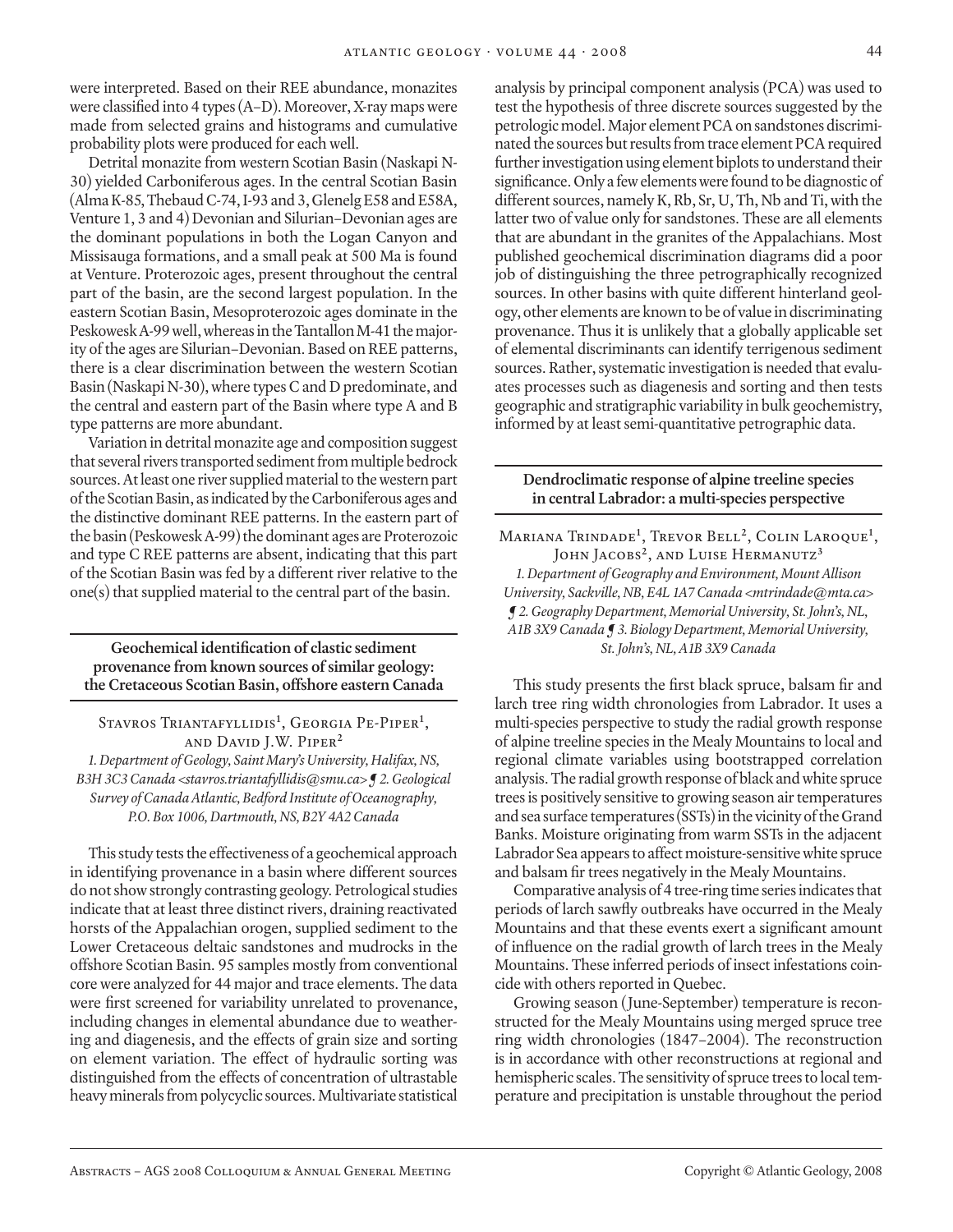were interpreted. Based on their REE abundance, monazites were classified into 4 types (A–D). Moreover, X-ray maps were made from selected grains and histograms and cumulative probability plots were produced for each well.

Detrital monazite from western Scotian Basin (Naskapi N-30) yielded Carboniferous ages. In the central Scotian Basin (Alma K-85, Thebaud C-74, I-93 and 3, Glenelg E58 and E58A, Venture 1, 3 and 4) Devonian and Silurian–Devonian ages are the dominant populations in both the Logan Canyon and Missisauga formations, and a small peak at 500 Ma is found at Venture. Proterozoic ages, present throughout the central part of the basin, are the second largest population. In the eastern Scotian Basin, Mesoproterozoic ages dominate in the Peskowesk A-99 well, whereas in the Tantallon M-41 the majority of the ages are Silurian–Devonian. Based on REE patterns, there is a clear discrimination between the western Scotian Basin (Naskapi N-30), where types C and D predominate, and the central and eastern part of the Basin where type A and B type patterns are more abundant.

Variation in detrital monazite age and composition suggest that several rivers transported sediment from multiple bedrock sources. At least one river supplied material to the western part of the Scotian Basin, as indicated by the Carboniferous ages and the distinctive dominant REE patterns. In the eastern part of the basin (Peskowesk A-99) the dominant ages are Proterozoic and type C REE patterns are absent, indicating that this part of the Scotian Basin was fed by a different river relative to the one(s) that supplied material to the central part of the basin.

## Geochemical identification of clastic sediment provenance from known sources of similar geology: the Cretaceous Scotian Basin, offshore eastern Canada

Stavros Triantafyllidis[1], Georgia Pe-Piper[1], and David J.W. Piper[2]

*1. Department of Geology, Saint Mary's University, Halifax, NS, B3H 3C3 Canada <stavros.triantafyllidis@smu.ca> ¶ 2. Geological Survey of Canada Atlantic, Bedford Institute of Oceanography, P.O. Box 1006, Dartmouth, NS, B2Y 4A2 Canada*

This study tests the effectiveness of a geochemical approach in identifying provenance in a basin where different sources do not show strongly contrasting geology. Petrological studies indicate that at least three distinct rivers, draining reactivated horsts of the Appalachian orogen, supplied sediment to the Lower Cretaceous deltaic sandstones and mudrocks in the offshore Scotian Basin. 95 samples mostly from conventional core were analyzed for 44 major and trace elements. The data were first screened for variability unrelated to provenance, including changes in elemental abundance due to weathering and diagenesis, and the effects of grain size and sorting on element variation. The effect of hydraulic sorting was distinguished from the effects of concentration of ultrastable heavy minerals from polycyclic sources. Multivariate statistical analysis by principal component analysis (PCA) was used to test the hypothesis of three discrete sources suggested by the petrologic model. Major element PCA on sandstones discriminated the sources but results from trace element PCA required further investigation using element biplots to understand their significance. Only a few elements were found to be diagnostic of different sources, namely K, Rb, Sr, U, Th, Nb and Ti, with the latter two of value only for sandstones. These are all elements that are abundant in the granites of the Appalachians. Most published geochemical discrimination diagrams did a poor job of distinguishing the three petrographically recognized sources. In other basins with quite different hinterland geology, other elements are known to be of value in discriminating provenance. Thus it is unlikely that a globally applicable set of elemental discriminants can identify terrigenous sediment sources. Rather, systematic investigation is needed that evaluates processes such as diagenesis and sorting and then tests geographic and stratigraphic variability in bulk geochemistry, informed by at least semi-quantitative petrographic data.

## Dendroclimatic response of alpine treeline species in central Labrador: a multi-species perspective

Mariana Trindade[1], Trevor Bell[2], Colin Laroque[1], John Jacobs[2], and Luise Hermanutz[3]

*1. Department of Geography and Environment, Mount Allison University, Sackville, NB, E4L 1A7 Canada <mtrindade@mta.ca> ¶ 2. Geography Department, Memorial University, St. John's, NL, A1B 3X9 Canada ¶ 3. Biology Department, Memorial University, St. John's, NL, A1B 3X9 Canada*

This study presents the first black spruce, balsam fir and larch tree ring width chronologies from Labrador. It uses a multi-species perspective to study the radial growth response of alpine treeline species in the Mealy Mountains to local and regional climate variables using bootstrapped correlation analysis. The radial growth response of black and white spruce trees is positively sensitive to growing season air temperatures and sea surface temperatures (SSTs) in the vicinity of the Grand Banks. Moisture originating from warm SSTs in the adjacent Labrador Sea appears to affect moisture-sensitive white spruce and balsam fir trees negatively in the Mealy Mountains.

Comparative analysis of 4 tree-ring time series indicates that periods of larch sawfly outbreaks have occurred in the Mealy Mountains and that these events exert a significant amount of influence on the radial growth of larch trees in the Mealy Mountains. These inferred periods of insect infestations coincide with others reported in Quebec.

Growing season (June-September) temperature is reconstructed for the Mealy Mountains using merged spruce tree ring width chronologies (1847–2004). The reconstruction is in accordance with other reconstructions at regional and hemispheric scales. The sensitivity of spruce trees to local temperature and precipitation is unstable throughout the period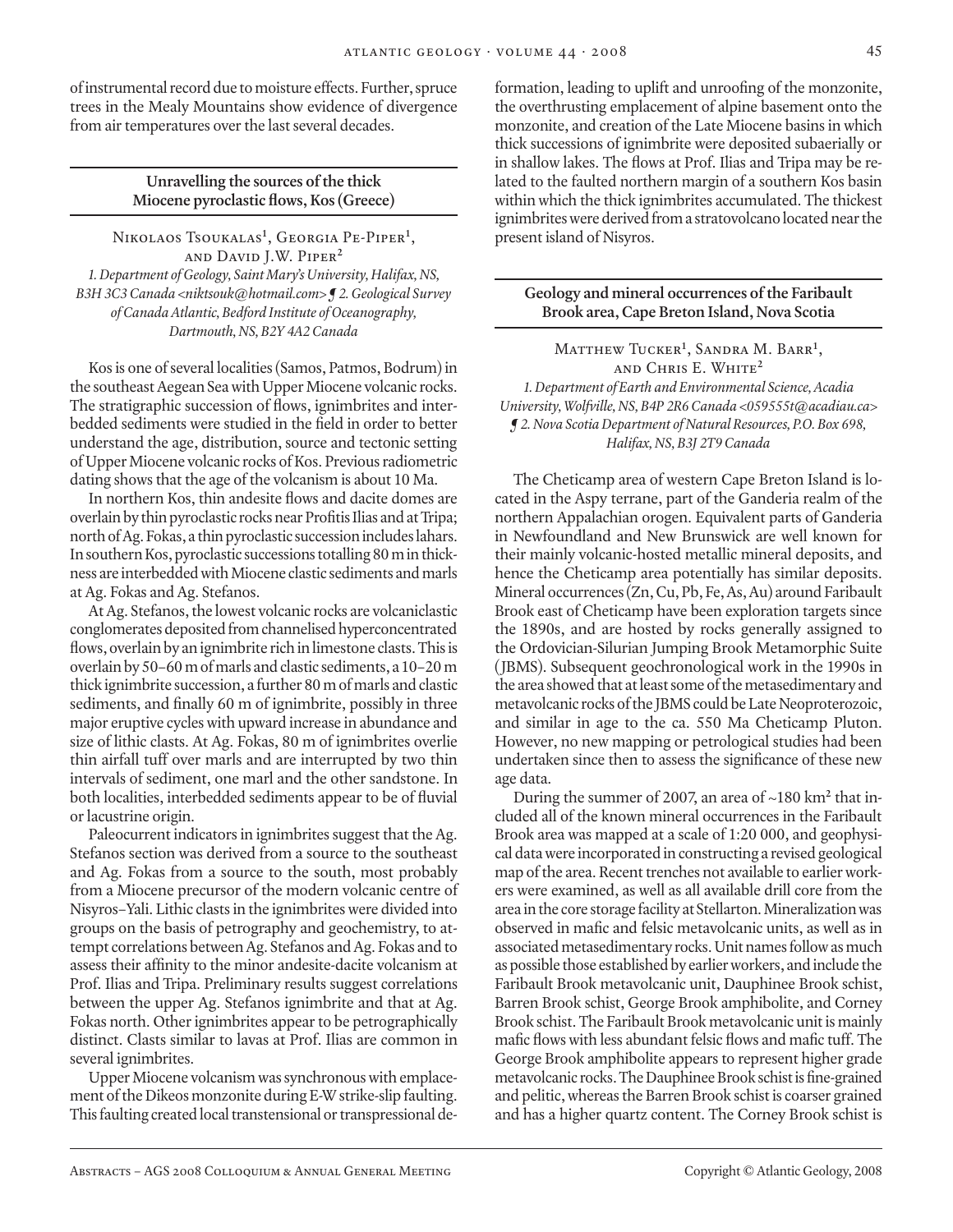of instrumental record due to moisture effects. Further, spruce trees in the Mealy Mountains show evidence of divergence from air temperatures over the last several decades.

## Unravelling the sources of the thick Miocene pyroclastic flows, Kos (Greece)

Nikolaos Tsoukalas[1], Georgia Pe-Piper[1], and David J.W. Piper[2]

*1. Department of Geology, Saint Mary's University, Halifax, NS, B3H 3C3 Canada <niktsouk@hotmail.com> ¶ 2. Geological Survey of Canada Atlantic, Bedford Institute of Oceanography, Dartmouth, NS, B2Y 4A2 Canada*

Kos is one of several localities (Samos, Patmos, Bodrum) in the southeast Aegean Sea with Upper Miocene volcanic rocks. The stratigraphic succession of flows, ignimbrites and interbedded sediments were studied in the field in order to better understand the age, distribution, source and tectonic setting of Upper Miocene volcanic rocks of Kos. Previous radiometric dating shows that the age of the volcanism is about 10 Ma.

In northern Kos, thin andesite flows and dacite domes are overlain by thin pyroclastic rocks near Profitis Ilias and at Tripa; north of Ag. Fokas, a thin pyroclastic succession includes lahars. In southern Kos, pyroclastic successions totalling 80 m in thickness are interbedded with Miocene clastic sediments and marls at Ag. Fokas and Ag. Stefanos.

At Ag. Stefanos, the lowest volcanic rocks are volcaniclastic conglomerates deposited from channelised hyperconcentrated flows, overlain by an ignimbrite rich in limestone clasts. This is overlain by 50–60 m of marls and clastic sediments, a 10–20 m thick ignimbrite succession, a further 80 m of marls and clastic sediments, and finally 60 m of ignimbrite, possibly in three major eruptive cycles with upward increase in abundance and size of lithic clasts. At Ag. Fokas, 80 m of ignimbrites overlie thin airfall tuff over marls and are interrupted by two thin intervals of sediment, one marl and the other sandstone. In both localities, interbedded sediments appear to be of fluvial or lacustrine origin.

Paleocurrent indicators in ignimbrites suggest that the Ag. Stefanos section was derived from a source to the southeast and Ag. Fokas from a source to the south, most probably from a Miocene precursor of the modern volcanic centre of Nisyros–Yali. Lithic clasts in the ignimbrites were divided into groups on the basis of petrography and geochemistry, to attempt correlations between Ag. Stefanos and Ag. Fokas and to assess their affinity to the minor andesite-dacite volcanism at Prof. Ilias and Tripa. Preliminary results suggest correlations between the upper Ag. Stefanos ignimbrite and that at Ag. Fokas north. Other ignimbrites appear to be petrographically distinct. Clasts similar to lavas at Prof. Ilias are common in several ignimbrites.

Upper Miocene volcanism was synchronous with emplacement of the Dikeos monzonite during E-W strike-slip faulting. This faulting created local transtensional or transpressional deformation, leading to uplift and unroofing of the monzonite, the overthrusting emplacement of alpine basement onto the monzonite, and creation of the Late Miocene basins in which thick successions of ignimbrite were deposited subaerially or in shallow lakes. The flows at Prof. Ilias and Tripa may be related to the faulted northern margin of a southern Kos basin within which the thick ignimbrites accumulated. The thickest ignimbrites were derived from a stratovolcano located near the present island of Nisyros.

## Geology and mineral occurrences of the Faribault Brook area, Cape Breton Island, Nova Scotia

Matthew Tucker[1], Sandra M. Barr[1], and Chris E. White[2]

*1. Department of Earth and Environmental Science, Acadia University, Wolfville, NS, B4P 2R6 Canada <059555t@acadiau.ca> ¶ 2. Nova Scotia Department of Natural Resources, P.O. Box 698, Halifax, NS, B3J 2T9 Canada*

The Cheticamp area of western Cape Breton Island is located in the Aspy terrane, part of the Ganderia realm of the northern Appalachian orogen. Equivalent parts of Ganderia in Newfoundland and New Brunswick are well known for their mainly volcanic-hosted metallic mineral deposits, and hence the Cheticamp area potentially has similar deposits. Mineral occurrences (Zn, Cu, Pb, Fe, As, Au) around Faribault Brook east of Cheticamp have been exploration targets since the 1890s, and are hosted by rocks generally assigned to the Ordovician-Silurian Jumping Brook Metamorphic Suite (JBMS). Subsequent geochronological work in the 1990s in the area showed that at least some of the metasedimentary and metavolcanic rocks of the JBMS could be Late Neoproterozoic, and similar in age to the ca. 550 Ma Cheticamp Pluton. However, no new mapping or petrological studies had been undertaken since then to assess the significance of these new age data.

During the summer of 2007, an area of ~180 km² that included all of the known mineral occurrences in the Faribault Brook area was mapped at a scale of 1:20 000, and geophysical data were incorporated in constructing a revised geological map of the area. Recent trenches not available to earlier workers were examined, as well as all available drill core from the area in the core storage facility at Stellarton. Mineralization was observed in mafic and felsic metavolcanic units, as well as in associated metasedimentary rocks. Unit names follow as much as possible those established by earlier workers, and include the Faribault Brook metavolcanic unit, Dauphinee Brook schist, Barren Brook schist, George Brook amphibolite, and Corney Brook schist. The Faribault Brook metavolcanic unit is mainly mafic flows with less abundant felsic flows and mafic tuff. The George Brook amphibolite appears to represent higher grade metavolcanic rocks. The Dauphinee Brook schist is fine-grained and pelitic, whereas the Barren Brook schist is coarser grained and has a higher quartz content. The Corney Brook schist is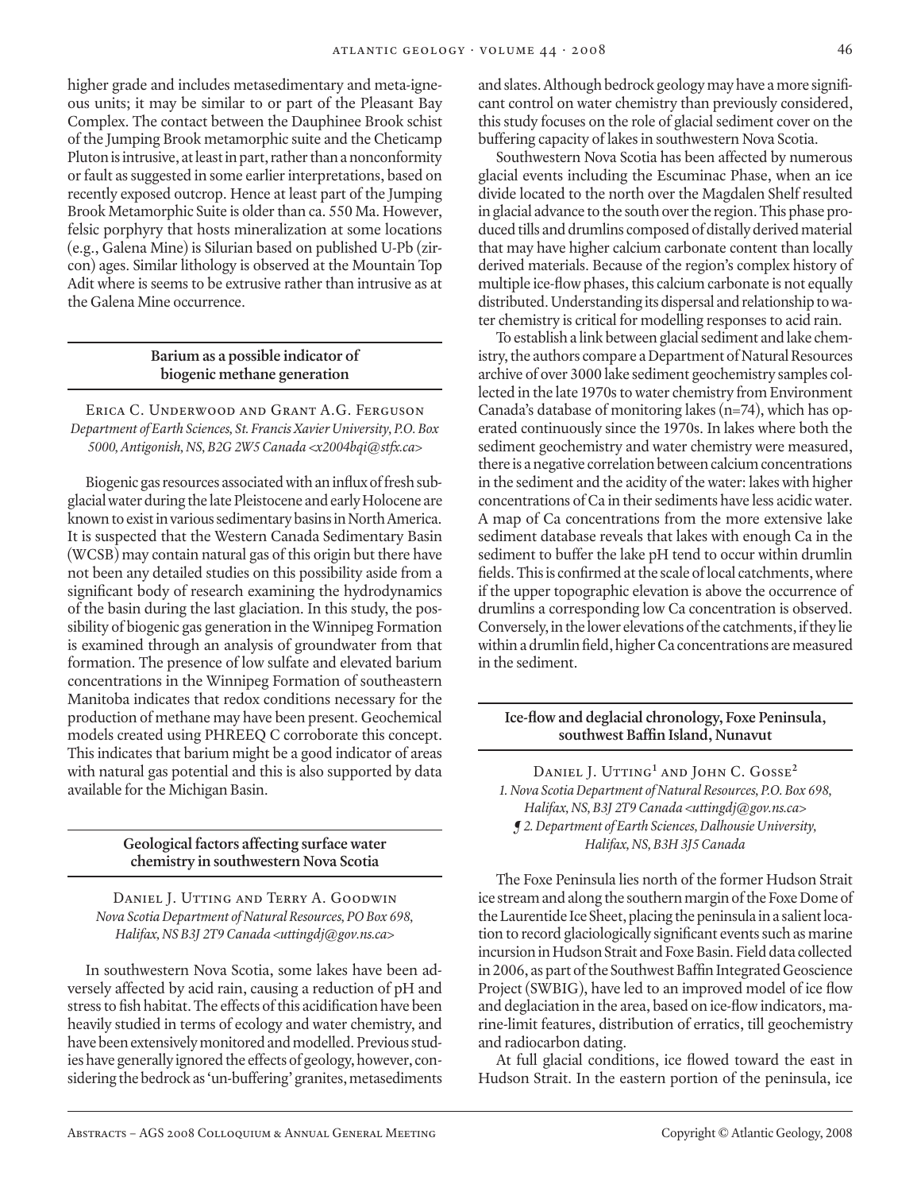higher grade and includes metasedimentary and meta-igneous units; it may be similar to or part of the Pleasant Bay Complex. The contact between the Dauphinee Brook schist of the Jumping Brook metamorphic suite and the Cheticamp Pluton is intrusive, at least in part, rather than a nonconformity or fault as suggested in some earlier interpretations, based on recently exposed outcrop. Hence at least part of the Jumping Brook Metamorphic Suite is older than ca. 550 Ma. However, felsic porphyry that hosts mineralization at some locations (e.g., Galena Mine) is Silurian based on published U-Pb (zircon) ages. Similar lithology is observed at the Mountain Top Adit where is seems to be extrusive rather than intrusive as at the Galena Mine occurrence.

## Barium as a possible indicator of biogenic methane generation

Erica C. Underwood and Grant A.G. Ferguson
*Department of Earth Sciences, St. Francis Xavier University, P.O. Box 5000, Antigonish, NS, B2G 2W5 Canada <x2004bqi@stfx.ca>*

Biogenic gas resources associated with an influx of fresh subglacial water during the late Pleistocene and early Holocene are known to exist in various sedimentary basins in North America. It is suspected that the Western Canada Sedimentary Basin (WCSB) may contain natural gas of this origin but there have not been any detailed studies on this possibility aside from a significant body of research examining the hydrodynamics of the basin during the last glaciation. In this study, the possibility of biogenic gas generation in the Winnipeg Formation is examined through an analysis of groundwater from that formation. The presence of low sulfate and elevated barium concentrations in the Winnipeg Formation of southeastern Manitoba indicates that redox conditions necessary for the production of methane may have been present. Geochemical models created using PHREEQ C corroborate this concept. This indicates that barium might be a good indicator of areas with natural gas potential and this is also supported by data available for the Michigan Basin.

## Geological factors affecting surface water chemistry in southwestern Nova Scotia

Daniel J. Utting and Terry A. Goodwin
*Nova Scotia Department of Natural Resources, PO Box 698, Halifax, NS B3J 2T9 Canada <uttingdj@gov.ns.ca>*

In southwestern Nova Scotia, some lakes have been adversely affected by acid rain, causing a reduction of pH and stress to fish habitat. The effects of this acidification have been heavily studied in terms of ecology and water chemistry, and have been extensively monitored and modelled. Previous studies have generally ignored the effects of geology, however, considering the bedrock as 'un-buffering' granites, metasediments and slates. Although bedrock geology may have a more significant control on water chemistry than previously considered, this study focuses on the role of glacial sediment cover on the buffering capacity of lakes in southwestern Nova Scotia.

Southwestern Nova Scotia has been affected by numerous glacial events including the Escuminac Phase, when an ice divide located to the north over the Magdalen Shelf resulted in glacial advance to the south over the region. This phase produced tills and drumlins composed of distally derived material that may have higher calcium carbonate content than locally derived materials. Because of the region's complex history of multiple ice-flow phases, this calcium carbonate is not equally distributed. Understanding its dispersal and relationship to water chemistry is critical for modelling responses to acid rain.

To establish a link between glacial sediment and lake chemistry, the authors compare a Department of Natural Resources archive of over 3000 lake sediment geochemistry samples collected in the late 1970s to water chemistry from Environment Canada's database of monitoring lakes (n=74), which has operated continuously since the 1970s. In lakes where both the sediment geochemistry and water chemistry were measured, there is a negative correlation between calcium concentrations in the sediment and the acidity of the water: lakes with higher concentrations of Ca in their sediments have less acidic water. A map of Ca concentrations from the more extensive lake sediment database reveals that lakes with enough Ca in the sediment to buffer the lake pH tend to occur within drumlin fields. This is confirmed at the scale of local catchments, where if the upper topographic elevation is above the occurrence of drumlins a corresponding low Ca concentration is observed. Conversely, in the lower elevations of the catchments, if they lie within a drumlin field, higher Ca concentrations are measured in the sediment.

## Ice-flow and deglacial chronology, Foxe Peninsula, southwest Baffin Island, Nunavut

Daniel J. Utting[1] and John C. Gosse[2]
*1. Nova Scotia Department of Natural Resources, P.O. Box 698, Halifax, NS, B3J 2T9 Canada <uttingdj@gov.ns.ca>*
*¶ 2. Department of Earth Sciences, Dalhousie University, Halifax, NS, B3H 3J5 Canada*

The Foxe Peninsula lies north of the former Hudson Strait ice stream and along the southern margin of the Foxe Dome of the Laurentide Ice Sheet, placing the peninsula in a salient location to record glaciologically significant events such as marine incursion in Hudson Strait and Foxe Basin. Field data collected in 2006, as part of the Southwest Baffin Integrated Geoscience Project (SWBIG), have led to an improved model of ice flow and deglaciation in the area, based on ice-flow indicators, marine-limit features, distribution of erratics, till geochemistry and radiocarbon dating.

At full glacial conditions, ice flowed toward the east in Hudson Strait. In the eastern portion of the peninsula, ice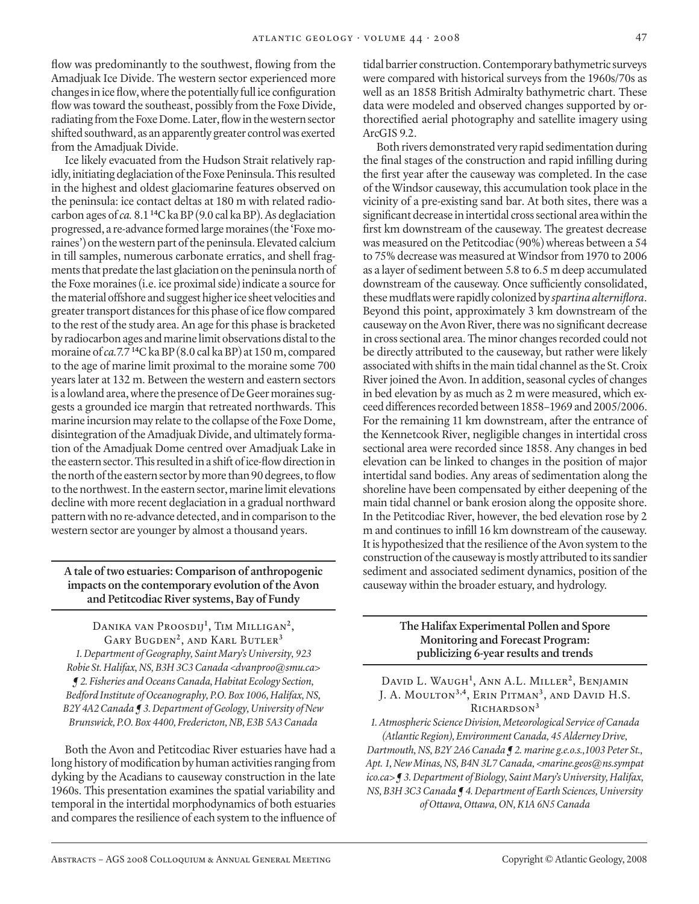flow was predominantly to the southwest, flowing from the Amadjuak Ice Divide. The western sector experienced more changes in ice flow, where the potentially full ice configuration flow was toward the southeast, possibly from the Foxe Divide, radiating from the Foxe Dome. Later, flow in the western sector shifted southward, as an apparently greater control was exerted from the Amadjuak Divide.

Ice likely evacuated from the Hudson Strait relatively rapidly, initiating deglaciation of the Foxe Peninsula. This resulted in the highest and oldest glaciomarine features observed on the peninsula: ice contact deltas at 180 m with related radiocarbon ages of *ca.* 8.1 $^{14}$C ka BP (9.0 cal ka BP). As deglaciation progressed, a re-advance formed large moraines (the 'Foxe moraines') on the western part of the peninsula. Elevated calcium in till samples, numerous carbonate erratics, and shell fragments that predate the last glaciation on the peninsula north of the Foxe moraines (i.e. ice proximal side) indicate a source for the material offshore and suggest higher ice sheet velocities and greater transport distances for this phase of ice flow compared to the rest of the study area. An age for this phase is bracketed by radiocarbon ages and marine limit observations distal to the moraine of *ca.* 7.7 $^{14}$C ka BP (8.0 cal ka BP) at 150 m, compared to the age of marine limit proximal to the moraine some 700 years later at 132 m. Between the western and eastern sectors is a lowland area, where the presence of De Geer moraines suggests a grounded ice margin that retreated northwards. This marine incursion may relate to the collapse of the Foxe Dome, disintegration of the Amadjuak Divide, and ultimately formation of the Amadjuak Dome centred over Amadjuak Lake in the eastern sector. This resulted in a shift of ice-flow direction in the north of the eastern sector by more than 90 degrees, to flow to the northwest. In the eastern sector, marine limit elevations decline with more recent deglaciation in a gradual northward pattern with no re-advance detected, and in comparison to the western sector are younger by almost a thousand years.

## A tale of two estuaries: Comparison of anthropogenic impacts on the contemporary evolution of the Avon and Petitcodiac River systems, Bay of Fundy

Danika van Proosdij[1], Tim Milligan[2], Gary Bugden[2], and Karl Butler[3]

*1. Department of Geography, Saint Mary's University, 923 Robie St. Halifax, NS, B3H 3C3 Canada <dvanproo@smu.ca> ¶ 2. Fisheries and Oceans Canada, Habitat Ecology Section, Bedford Institute of Oceanography, P.O. Box 1006, Halifax, NS, B2Y 4A2 Canada ¶ 3. Department of Geology, University of New Brunswick, P.O. Box 4400, Fredericton, NB, E3B 5A3 Canada*

Both the Avon and Petitcodiac River estuaries have had a long history of modification by human activities ranging from dyking by the Acadians to causeway construction in the late 1960s. This presentation examines the spatial variability and temporal in the intertidal morphodynamics of both estuaries and compares the resilience of each system to the influence of tidal barrier construction. Contemporary bathymetric surveys were compared with historical surveys from the 1960s/70s as well as an 1858 British Admiralty bathymetric chart. These data were modeled and observed changes supported by orthorectified aerial photography and satellite imagery using ArcGIS 9.2.

Both rivers demonstrated very rapid sedimentation during the final stages of the construction and rapid infilling during the first year after the causeway was completed. In the case of the Windsor causeway, this accumulation took place in the vicinity of a pre-existing sand bar. At both sites, there was a significant decrease in intertidal cross sectional area within the first km downstream of the causeway. The greatest decrease was measured on the Petitcodiac (90%) whereas between a 54 to 75% decrease was measured at Windsor from 1970 to 2006 as a layer of sediment between 5.8 to 6.5 m deep accumulated downstream of the causeway. Once sufficiently consolidated, these mudflats were rapidly colonized by *spartina alterniflora*. Beyond this point, approximately 3 km downstream of the causeway on the Avon River, there was no significant decrease in cross sectional area. The minor changes recorded could not be directly attributed to the causeway, but rather were likely associated with shifts in the main tidal channel as the St. Croix River joined the Avon. In addition, seasonal cycles of changes in bed elevation by as much as 2 m were measured, which exceed differences recorded between 1858–1969 and 2005/2006. For the remaining 11 km downstream, after the entrance of the Kennetcook River, negligible changes in intertidal cross sectional area were recorded since 1858. Any changes in bed elevation can be linked to changes in the position of major intertidal sand bodies. Any areas of sedimentation along the shoreline have been compensated by either deepening of the main tidal channel or bank erosion along the opposite shore. In the Petitcodiac River, however, the bed elevation rose by 2 m and continues to infill 16 km downstream of the causeway. It is hypothesized that the resilience of the Avon system to the construction of the causeway is mostly attributed to its sandier sediment and associated sediment dynamics, position of the causeway within the broader estuary, and hydrology.

## The Halifax Experimental Pollen and Spore Monitoring and Forecast Program: publicizing 6-year results and trends

David L. Waugh[1], Ann A.L. Miller[2], Benjamin J. A. Moulton[3,4], Erin Pitman[3], and David H.S. Richardson[3]

*1. Atmospheric Science Division, Meteorological Service of Canada (Atlantic Region), Environment Canada, 45 Alderney Drive, Dartmouth, NS, B2Y 2A6 Canada ¶ 2. marine g.e.o.s.,1003 Peter St., Apt. 1, New Minas, NS, B4N 3L7 Canada, <marine.geos@ns.sympatico.ca> ¶ 3. Department of Biology, Saint Mary's University, Halifax, NS, B3H 3C3 Canada ¶ 4. Department of Earth Sciences, University of Ottawa, Ottawa, ON, K1A 6N5 Canada*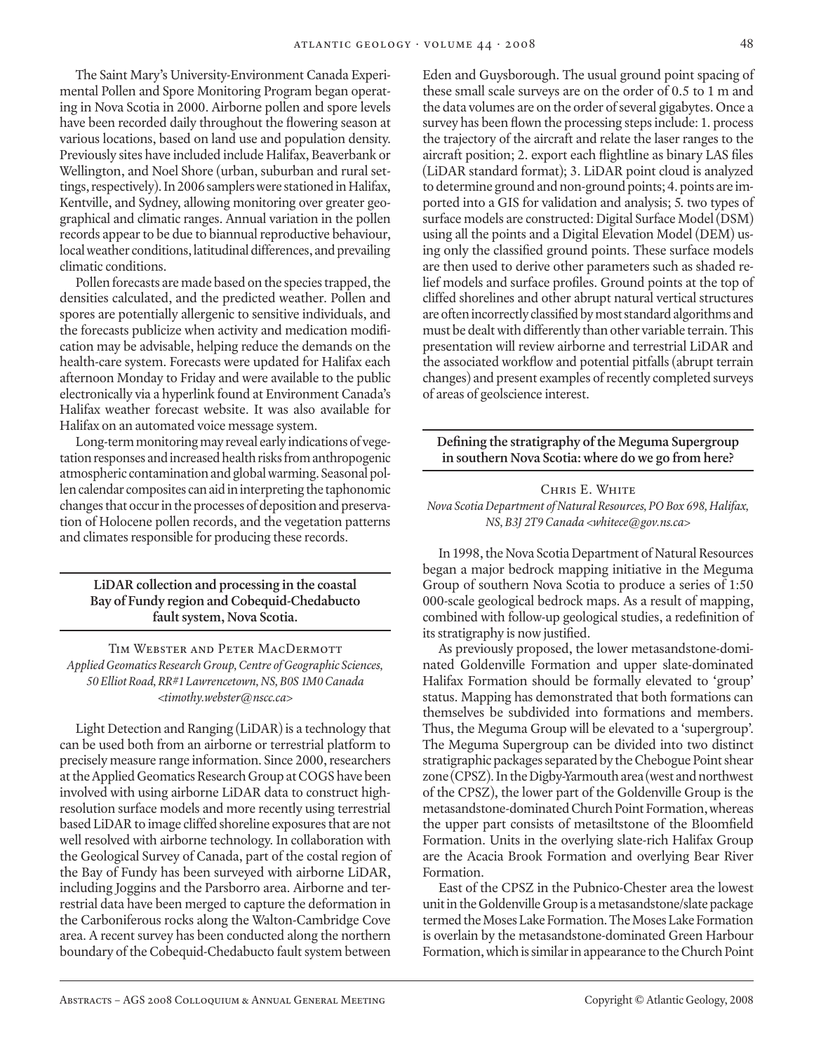The Saint Mary's University-Environment Canada Experimental Pollen and Spore Monitoring Program began operating in Nova Scotia in 2000. Airborne pollen and spore levels have been recorded daily throughout the flowering season at various locations, based on land use and population density. Previously sites have included include Halifax, Beaverbank or Wellington, and Noel Shore (urban, suburban and rural settings, respectively). In 2006 samplers were stationed in Halifax, Kentville, and Sydney, allowing monitoring over greater geographical and climatic ranges. Annual variation in the pollen records appear to be due to biannual reproductive behaviour, local weather conditions, latitudinal differences, and prevailing climatic conditions.

Pollen forecasts are made based on the species trapped, the densities calculated, and the predicted weather. Pollen and spores are potentially allergenic to sensitive individuals, and the forecasts publicize when activity and medication modification may be advisable, helping reduce the demands on the health-care system. Forecasts were updated for Halifax each afternoon Monday to Friday and were available to the public electronically via a hyperlink found at Environment Canada's Halifax weather forecast website. It was also available for Halifax on an automated voice message system.

Long-term monitoring may reveal early indications of vegetation responses and increased health risks from anthropogenic atmospheric contamination and global warming. Seasonal pollen calendar composites can aid in interpreting the taphonomic changes that occur in the processes of deposition and preservation of Holocene pollen records, and the vegetation patterns and climates responsible for producing these records.

## LiDAR collection and processing in the coastal Bay of Fundy region and Cobequid-Chedabucto fault system, Nova Scotia.

Tim Webster and Peter MacDermott
*Applied Geomatics Research Group, Centre of Geographic Sciences, 50 Elliot Road, RR#1 Lawrencetown, NS, B0S 1M0 Canada <timothy.webster@nscc.ca>*

Light Detection and Ranging (LiDAR) is a technology that can be used both from an airborne or terrestrial platform to precisely measure range information. Since 2000, researchers at the Applied Geomatics Research Group at COGS have been involved with using airborne LiDAR data to construct high-resolution surface models and more recently using terrestrial based LiDAR to image cliffed shoreline exposures that are not well resolved with airborne technology. In collaboration with the Geological Survey of Canada, part of the costal region of the Bay of Fundy has been surveyed with airborne LiDAR, including Joggins and the Parsborro area. Airborne and terrestrial data have been merged to capture the deformation in the Carboniferous rocks along the Walton-Cambridge Cove area. A recent survey has been conducted along the northern boundary of the Cobequid-Chedabucto fault system between Eden and Guysborough. The usual ground point spacing of these small scale surveys are on the order of 0.5 to 1 m and the data volumes are on the order of several gigabytes. Once a survey has been flown the processing steps include: 1. process the trajectory of the aircraft and relate the laser ranges to the aircraft position; 2. export each flightline as binary LAS files (LiDAR standard format); 3. LiDAR point cloud is analyzed to determine ground and non-ground points; 4. points are imported into a GIS for validation and analysis; 5. two types of surface models are constructed: Digital Surface Model (DSM) using all the points and a Digital Elevation Model (DEM) using only the classified ground points. These surface models are then used to derive other parameters such as shaded relief models and surface profiles. Ground points at the top of cliffed shorelines and other abrupt natural vertical structures are often incorrectly classified by most standard algorithms and must be dealt with differently than other variable terrain. This presentation will review airborne and terrestrial LiDAR and the associated workflow and potential pitfalls (abrupt terrain changes) and present examples of recently completed surveys of areas of geolscience interest.

## Defining the stratigraphy of the Meguma Supergroup in southern Nova Scotia: where do we go from here?

Chris E. White
*Nova Scotia Department of Natural Resources, PO Box 698, Halifax, NS, B3J 2T9 Canada <whitece@gov.ns.ca>*

In 1998, the Nova Scotia Department of Natural Resources began a major bedrock mapping initiative in the Meguma Group of southern Nova Scotia to produce a series of 1:50 000-scale geological bedrock maps. As a result of mapping, combined with follow-up geological studies, a redefinition of its stratigraphy is now justified.

As previously proposed, the lower metasandstone-dominated Goldenville Formation and upper slate-dominated Halifax Formation should be formally elevated to 'group' status. Mapping has demonstrated that both formations can themselves be subdivided into formations and members. Thus, the Meguma Group will be elevated to a 'supergroup'. The Meguma Supergroup can be divided into two distinct stratigraphic packages separated by the Chebogue Point shear zone (CPSZ). In the Digby-Yarmouth area (west and northwest of the CPSZ), the lower part of the Goldenville Group is the metasandstone-dominated Church Point Formation, whereas the upper part consists of metasiltstone of the Bloomfield Formation. Units in the overlying slate-rich Halifax Group are the Acacia Brook Formation and overlying Bear River Formation.

East of the CPSZ in the Pubnico-Chester area the lowest unit in the Goldenville Group is a metasandstone/slate package termed the Moses Lake Formation. The Moses Lake Formation is overlain by the metasandstone-dominated Green Harbour Formation, which is similar in appearance to the Church Point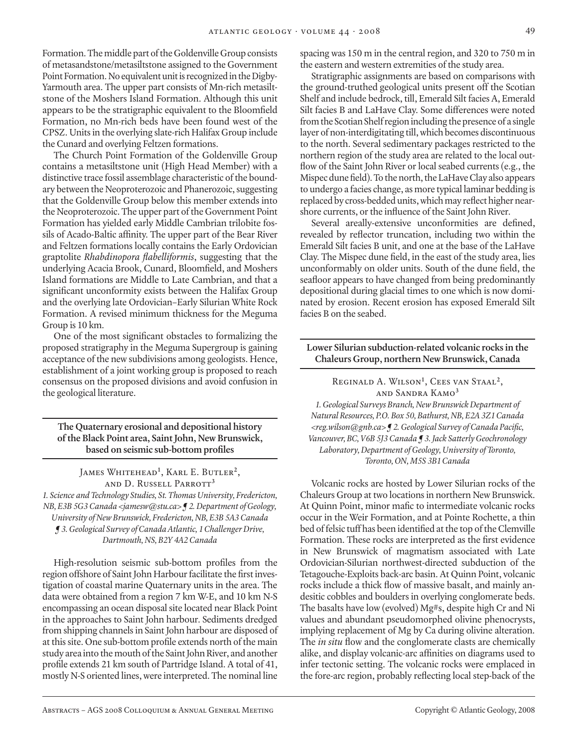Formation. The middle part of the Goldenville Group consists of metasandstone/metasiltstone assigned to the Government Point Formation. No equivalent unit is recognized in the Digby-Yarmouth area. The upper part consists of Mn-rich metasiltstone of the Moshers Island Formation. Although this unit appears to be the stratigraphic equivalent to the Bloomfield Formation, no Mn-rich beds have been found west of the CPSZ. Units in the overlying slate-rich Halifax Group include the Cunard and overlying Feltzen formations.

The Church Point Formation of the Goldenville Group contains a metasiltstone unit (High Head Member) with a distinctive trace fossil assemblage characteristic of the boundary between the Neoproterozoic and Phanerozoic, suggesting that the Goldenville Group below this member extends into the Neoproterozoic. The upper part of the Government Point Formation has yielded early Middle Cambrian trilobite fossils of Acado-Baltic affinity. The upper part of the Bear River and Feltzen formations locally contains the Early Ordovician graptolite *Rhabdinopora flabelliformis*, suggesting that the underlying Acacia Brook, Cunard, Bloomfield, and Moshers Island formations are Middle to Late Cambrian, and that a significant unconformity exists between the Halifax Group and the overlying late Ordovician–Early Silurian White Rock Formation. A revised minimum thickness for the Meguma Group is 10 km.

One of the most significant obstacles to formalizing the proposed stratigraphy in the Meguma Supergroup is gaining acceptance of the new subdivisions among geologists. Hence, establishment of a joint working group is proposed to reach consensus on the proposed divisions and avoid confusion in the geological literature.

## The Quaternary erosional and depositional history of the Black Point area, Saint John, New Brunswick, based on seismic sub-bottom profiles

James Whitehead[1], Karl E. Butler[2], and D. Russell Parrott[3]

*1. Science and Technology Studies, St. Thomas University, Fredericton, NB, E3B 5G3 Canada <jamesw@stu.ca> ¶ 2. Department of Geology, University of New Brunswick, Fredericton, NB, E3B 5A3 Canada ¶ 3. Geological Survey of Canada Atlantic, 1 Challenger Drive, Dartmouth, NS, B2Y 4A2 Canada*

High-resolution seismic sub-bottom profiles from the region offshore of Saint John Harbour facilitate the first investigation of coastal marine Quaternary units in the area. The data were obtained from a region 7 km W-E, and 10 km N-S encompassing an ocean disposal site located near Black Point in the approaches to Saint John harbour. Sediments dredged from shipping channels in Saint John harbour are disposed of at this site. One sub-bottom profile extends north of the main study area into the mouth of the Saint John River, and another profile extends 21 km south of Partridge Island. A total of 41, mostly N-S oriented lines, were interpreted. The nominal line spacing was 150 m in the central region, and 320 to 750 m in the eastern and western extremities of the study area.

Stratigraphic assignments are based on comparisons with the ground-truthed geological units present off the Scotian Shelf and include bedrock, till, Emerald Silt facies A, Emerald Silt facies B and LaHave Clay. Some differences were noted from the Scotian Shelf region including the presence of a single layer of non-interdigitating till, which becomes discontinuous to the north. Several sedimentary packages restricted to the northern region of the study area are related to the local outflow of the Saint John River or local seabed currents (e.g., the Mispec dune field). To the north, the LaHave Clay also appears to undergo a facies change, as more typical laminar bedding is replaced by cross-bedded units, which may reflect higher nearshore currents, or the influence of the Saint John River.

Several areally-extensive unconformities are defined, revealed by reflector truncation, including two within the Emerald Silt facies B unit, and one at the base of the LaHave Clay. The Mispec dune field, in the east of the study area, lies unconformably on older units. South of the dune field, the seafloor appears to have changed from being predominantly depositional during glacial times to one which is now dominated by erosion. Recent erosion has exposed Emerald Silt facies B on the seabed.

## Lower Silurian subduction-related volcanic rocks in the Chaleurs Group, northern New Brunswick, Canada

Reginald A. Wilson[1], Cees van Staal[2], and Sandra Kamo[3]

*1. Geological Surveys Branch, New Brunswick Department of Natural Resources, P.O. Box 50, Bathurst, NB, E2A 3Z1 Canada <reg.wilson@gnb.ca> ¶ 2. Geological Survey of Canada Pacific, Vancouver, BC, V6B 5J3 Canada ¶ 3. Jack Satterly Geochronology Laboratory, Department of Geology, University of Toronto, Toronto, ON, M5S 3B1 Canada*

Volcanic rocks are hosted by Lower Silurian rocks of the Chaleurs Group at two locations in northern New Brunswick. At Quinn Point, minor mafic to intermediate volcanic rocks occur in the Weir Formation, and at Pointe Rochette, a thin bed of felsic tuff has been identified at the top of the Clemville Formation. These rocks are interpreted as the first evidence in New Brunswick of magmatism associated with Late Ordovician-Silurian northwest-directed subduction of the Tetagouche-Exploits back-arc basin. At Quinn Point, volcanic rocks include a thick flow of massive basalt, and mainly andesitic cobbles and boulders in overlying conglomerate beds. The basalts have low (evolved) Mg#s, despite high Cr and Ni values and abundant pseudomorphed olivine phenocrysts, implying replacement of Mg by Ca during olivine alteration. The *in situ* flow and the conglomerate clasts are chemically alike, and display volcanic-arc affinities on diagrams used to infer tectonic setting. The volcanic rocks were emplaced in the fore-arc region, probably reflecting local step-back of the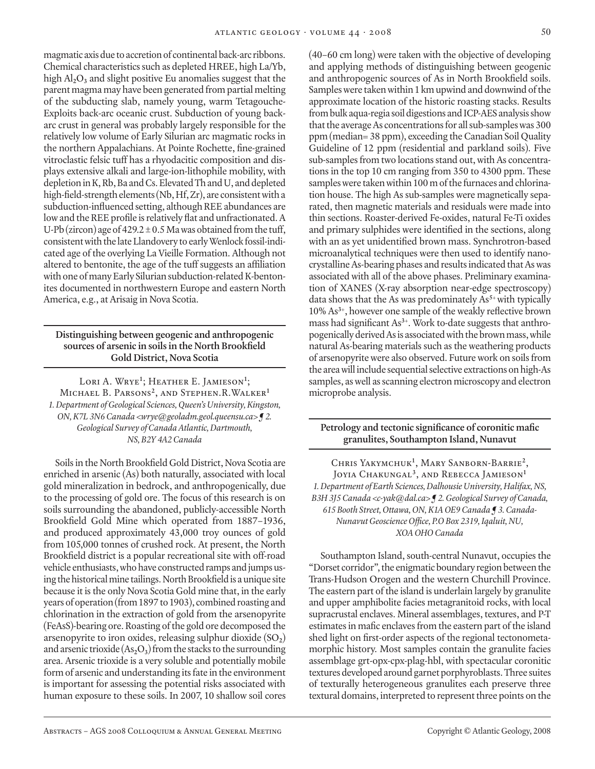magmatic axis due to accretion of continental back-arc ribbons. Chemical characteristics such as depleted HREE, high La/Yb, high $Al_2O_3$ and slight positive Eu anomalies suggest that the parent magma may have been generated from partial melting of the subducting slab, namely young, warm Tetagouche-Exploits back-arc oceanic crust. Subduction of young back-arc crust in general was probably largely responsible for the relatively low volume of Early Silurian arc magmatic rocks in the northern Appalachians. At Pointe Rochette, fine-grained vitroclastic felsic tuff has a rhyodacitic composition and displays extensive alkali and large-ion-lithophile mobility, with depletion in K, Rb, Ba and Cs. Elevated Th and U, and depleted high-field-strength elements (Nb, Hf, Zr), are consistent with a subduction-influenced setting, although REE abundances are low and the REE profile is relatively flat and unfractionated. A U-Pb (zircon) age of $429.2 \pm 0.5$ Ma was obtained from the tuff, consistent with the late Llandovery to early Wenlock fossil-indicated age of the overlying La Vieille Formation. Although not altered to bentonite, the age of the tuff suggests an affiliation with one of many Early Silurian subduction-related K-bentonites documented in northwestern Europe and eastern North America, e.g., at Arisaig in Nova Scotia.

## Distinguishing between geogenic and anthropogenic sources of arsenic in soils in the North Brookfield Gold District, Nova Scotia

Lori A. Wrye[1]; Heather E. Jamieson[1]; Michael B. Parsons[2], and Stephen.R.Walker[1]

*1. Department of Geological Sciences, Queen's University, Kingston, ON, K7L 3N6 Canada <wrye@geoladm.geol.queensu.ca> ¶ 2. Geological Survey of Canada Atlantic, Dartmouth, NS, B2Y 4A2 Canada*

Soils in the North Brookfield Gold District, Nova Scotia are enriched in arsenic (As) both naturally, associated with local gold mineralization in bedrock, and anthropogenically, due to the processing of gold ore. The focus of this research is on soils surrounding the abandoned, publicly-accessible North Brookfield Gold Mine which operated from 1887–1936, and produced approximately 43,000 troy ounces of gold from 105,000 tonnes of crushed rock. At present, the North Brookfield district is a popular recreational site with off-road vehicle enthusiasts, who have constructed ramps and jumps using the historical mine tailings. North Brookfield is a unique site because it is the only Nova Scotia Gold mine that, in the early years of operation (from 1897 to 1903), combined roasting and chlorination in the extraction of gold from the arsenopyrite (FeAsS)-bearing ore. Roasting of the gold ore decomposed the arsenopyrite to iron oxides, releasing sulphur dioxide ($SO_2$) and arsenic trioxide ($As_2O_3$) from the stacks to the surrounding area. Arsenic trioxide is a very soluble and potentially mobile form of arsenic and understanding its fate in the environment is important for assessing the potential risks associated with human exposure to these soils. In 2007, 10 shallow soil cores (40–60 cm long) were taken with the objective of developing and applying methods of distinguishing between geogenic and anthropogenic sources of As in North Brookfield soils. Samples were taken within 1 km upwind and downwind of the approximate location of the historic roasting stacks. Results from bulk aqua-regia soil digestions and ICP-AES analysis show that the average As concentrations for all sub-samples was 300 ppm (median= 38 ppm), exceeding the Canadian Soil Quality Guideline of 12 ppm (residential and parkland soils). Five sub-samples from two locations stand out, with As concentrations in the top 10 cm ranging from 350 to 4300 ppm. These samples were taken within 100 m of the furnaces and chlorination house. The high As sub-samples were magnetically separated, then magnetic materials and residuals were made into thin sections. Roaster-derived Fe-oxides, natural Fe-Ti oxides and primary sulphides were identified in the sections, along with an as yet unidentified brown mass. Synchrotron-based microanalytical techniques were then used to identify nanocrystalline As-bearing phases and results indicated that As was associated with all of the above phases. Preliminary examination of XANES (X-ray absorption near-edge spectroscopy) data shows that the As was predominately $As^{5+}$ with typically 10% $As^{3+}$, however one sample of the weakly reflective brown mass had significant $As^{3+}$. Work to-date suggests that anthropogenically derived As is associated with the brown mass, while natural As-bearing materials such as the weathering products of arsenopyrite were also observed. Future work on soils from the area will include sequential selective extractions on high-As samples, as well as scanning electron microscopy and electron microprobe analysis.

## Petrology and tectonic significance of coronitic mafic granulites, Southampton Island, Nunavut

Chris Yakymchuk[1], Mary Sanborn-Barrie[2], Joyia Chakungal[3], and Rebecca Jamieson[1]

*1. Department of Earth Sciences, Dalhousie University, Halifax, NS, B3H 3J5 Canada <c-yak@dal.ca> ¶ 2. Geological Survey of Canada, 615 Booth Street, Ottawa, ON, K1A OE9 Canada ¶ 3. Canada-Nunavut Geoscience Office, P.O Box 2319, Iqaluit, NU, XOA OHO Canada*

Southampton Island, south-central Nunavut, occupies the "Dorset corridor", the enigmatic boundary region between the Trans-Hudson Orogen and the western Churchill Province. The eastern part of the island is underlain largely by granulite and upper amphibolite facies metagranitoid rocks, with local supracrustal enclaves. Mineral assemblages, textures, and P-T estimates in mafic enclaves from the eastern part of the island shed light on first-order aspects of the regional tectonometamorphic history. Most samples contain the granulite facies assemblage grt-opx-cpx-plag-hbl, with spectacular coronitic textures developed around garnet porphyroblasts. Three suites of texturally heterogeneous granulites each preserve three textural domains, interpreted to represent three points on the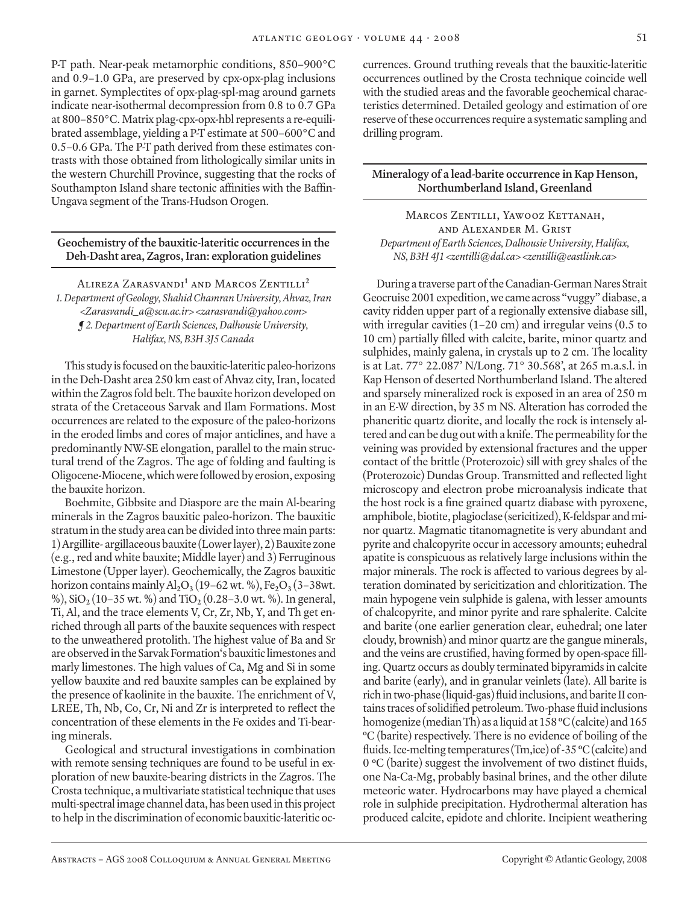P-T path. Near-peak metamorphic conditions, 850–900°C and 0.9–1.0 GPa, are preserved by cpx-opx-plag inclusions in garnet. Symplectites of opx-plag-spl-mag around garnets indicate near-isothermal decompression from 0.8 to 0.7 GPa at 800–850°C. Matrix plag-cpx-opx-hbl represents a re-equilibrated assemblage, yielding a P-T estimate at 500–600°C and 0.5–0.6 GPa. The P-T path derived from these estimates contrasts with those obtained from lithologically similar units in the western Churchill Province, suggesting that the rocks of Southampton Island share tectonic affinities with the Baffin-Ungava segment of the Trans-Hudson Orogen.

## Geochemistry of the bauxitic-lateritic occurrences in the Deh-Dasht area, Zagros, Iran: exploration guidelines

Alireza Zarasvandi[1] and Marcos Zentilli[2]

*1. Department of Geology, Shahid Chamran University, Ahvaz, Iran <Zarasvandi_a@scu.ac.ir> <zarasvandi@yahoo.com>*
*¶ 2. Department of Earth Sciences, Dalhousie University, Halifax, NS, B3H 3J5 Canada*

This study is focused on the bauxitic-lateritic paleo-horizons in the Deh-Dasht area 250 km east of Ahvaz city, Iran, located within the Zagros fold belt. The bauxite horizon developed on strata of the Cretaceous Sarvak and Ilam Formations. Most occurrences are related to the exposure of the paleo-horizons in the eroded limbs and cores of major anticlines, and have a predominantly NW-SE elongation, parallel to the main structural trend of the Zagros. The age of folding and faulting is Oligocene-Miocene, which were followed by erosion, exposing the bauxite horizon.

Boehmite, Gibbsite and Diaspore are the main Al-bearing minerals in the Zagros bauxitic paleo-horizon. The bauxitic stratum in the study area can be divided into three main parts: 1) Argillite- argillaceous bauxite (Lower layer), 2) Bauxite zone (e.g., red and white bauxite; Middle layer) and 3) Ferruginous Limestone (Upper layer). Geochemically, the Zagros bauxitic horizon contains mainly $Al_2O_3$ (19–62 wt. %), $Fe_2O_3$ (3–38wt. %), $SiO_2$ (10–35 wt. %) and $TiO_2$ (0.28–3.0 wt. %). In general, Ti, Al, and the trace elements V, Cr, Zr, Nb, Y, and Th get enriched through all parts of the bauxite sequences with respect to the unweathered protolith. The highest value of Ba and Sr are observed in the Sarvak Formation's bauxitic limestones and marly limestones. The high values of Ca, Mg and Si in some yellow bauxite and red bauxite samples can be explained by the presence of kaolinite in the bauxite. The enrichment of V, LREE, Th, Nb, Co, Cr, Ni and Zr is interpreted to reflect the concentration of these elements in the Fe oxides and Ti-bearing minerals.

Geological and structural investigations in combination with remote sensing techniques are found to be useful in exploration of new bauxite-bearing districts in the Zagros. The Crosta technique, a multivariate statistical technique that uses multi-spectral image channel data, has been used in this project to help in the discrimination of economic bauxitic-lateritic occurrences. Ground truthing reveals that the bauxitic-lateritic occurrences outlined by the Crosta technique coincide well with the studied areas and the favorable geochemical characteristics determined. Detailed geology and estimation of ore reserve of these occurrences require a systematic sampling and drilling program.

## Mineralogy of a lead-barite occurrence in Kap Henson, Northumberland Island, Greenland

Marcos Zentilli, Yawooz Kettanah, and Alexander M. Grist

*Department of Earth Sciences, Dalhousie University, Halifax, NS, B3H 4J1 <zentilli@dal.ca> <zentilli@eastlink.ca>*

During a traverse part of the Canadian-German Nares Strait Geocruise 2001 expedition, we came across "vuggy" diabase, a cavity ridden upper part of a regionally extensive diabase sill, with irregular cavities (1–20 cm) and irregular veins (0.5 to 10 cm) partially filled with calcite, barite, minor quartz and sulphides, mainly galena, in crystals up to 2 cm. The locality is at Lat. 77° 22.087' N/Long. 71° 30.568', at 265 m.a.s.l. in Kap Henson of deserted Northumberland Island. The altered and sparsely mineralized rock is exposed in an area of 250 m in an E-W direction, by 35 m NS. Alteration has corroded the phaneritic quartz diorite, and locally the rock is intensely altered and can be dug out with a knife. The permeability for the veining was provided by extensional fractures and the upper contact of the brittle (Proterozoic) sill with grey shales of the (Proterozoic) Dundas Group. Transmitted and reflected light microscopy and electron probe microanalysis indicate that the host rock is a fine grained quartz diabase with pyroxene, amphibole, biotite, plagioclase (sericitized), K-feldspar and minor quartz. Magmatic titanomagnetite is very abundant and pyrite and chalcopyrite occur in accessory amounts; euhedral apatite is conspicuous as relatively large inclusions within the major minerals. The rock is affected to various degrees by alteration dominated by sericitization and chloritization. The main hypogene vein sulphide is galena, with lesser amounts of chalcopyrite, and minor pyrite and rare sphalerite. Calcite and barite (one earlier generation clear, euhedral; one later cloudy, brownish) and minor quartz are the gangue minerals, and the veins are crustified, having formed by open-space filling. Quartz occurs as doubly terminated bipyramids in calcite and barite (early), and in granular veinlets (late). All barite is rich in two-phase (liquid-gas) fluid inclusions, and barite II contains traces of solidified petroleum. Two-phase fluid inclusions homogenize (median Th) as a liquid at 158 ºC (calcite) and 165 ºC (barite) respectively. There is no evidence of boiling of the fluids. Ice-melting temperatures (Tm,ice) of -35 ºC (calcite) and 0 ºC (barite) suggest the involvement of two distinct fluids, one Na-Ca-Mg, probably basinal brines, and the other dilute meteoric water. Hydrocarbons may have played a chemical role in sulphide precipitation. Hydrothermal alteration has produced calcite, epidote and chlorite. Incipient weathering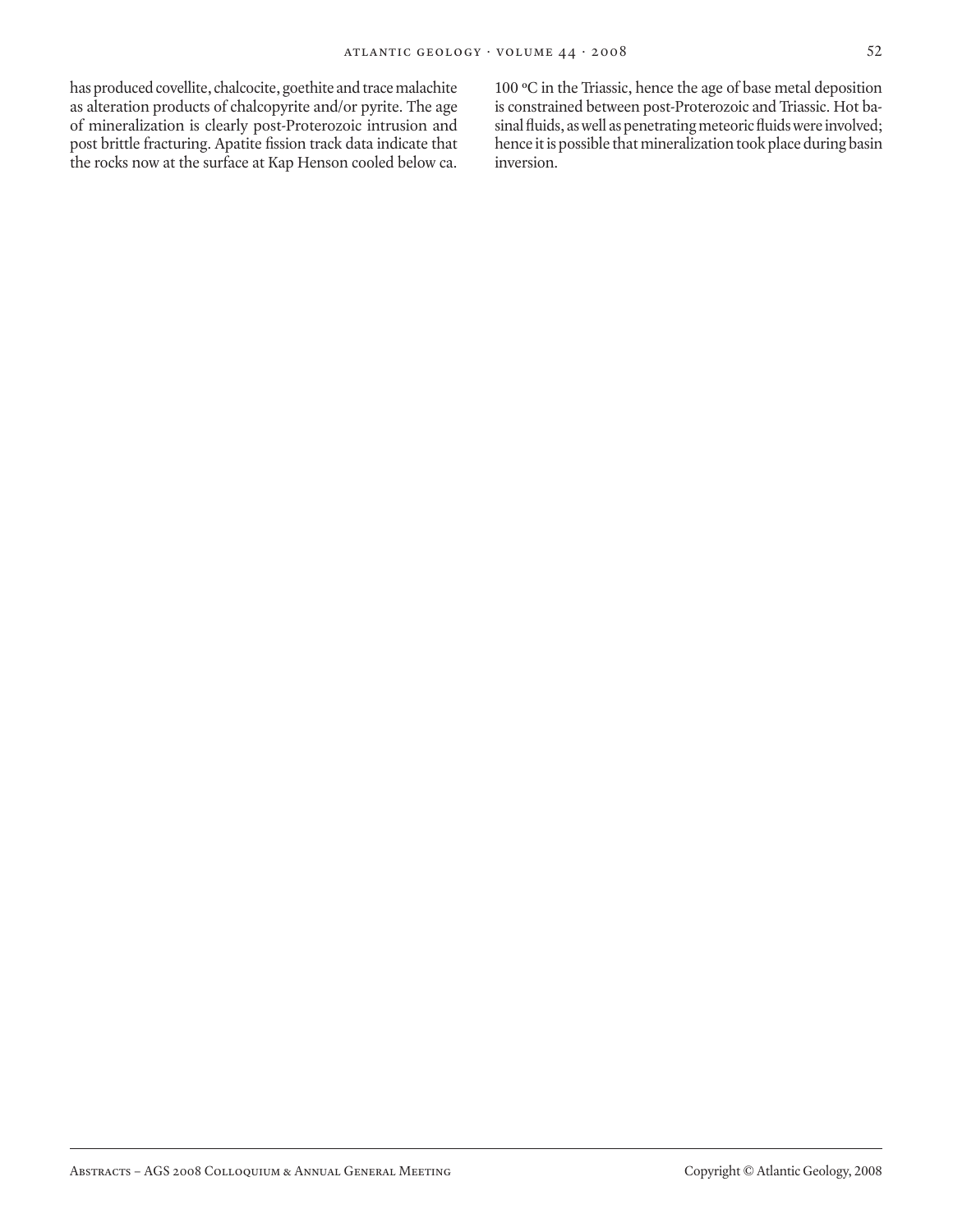has produced covellite, chalcocite, goethite and trace malachite as alteration products of chalcopyrite and/or pyrite. The age of mineralization is clearly post-Proterozoic intrusion and post brittle fracturing. Apatite fission track data indicate that the rocks now at the surface at Kap Henson cooled below ca. 100 ºC in the Triassic, hence the age of base metal deposition is constrained between post-Proterozoic and Triassic. Hot basinal fluids, as well as penetrating meteoric fluids were involved; hence it is possible that mineralization took place during basin inversion.